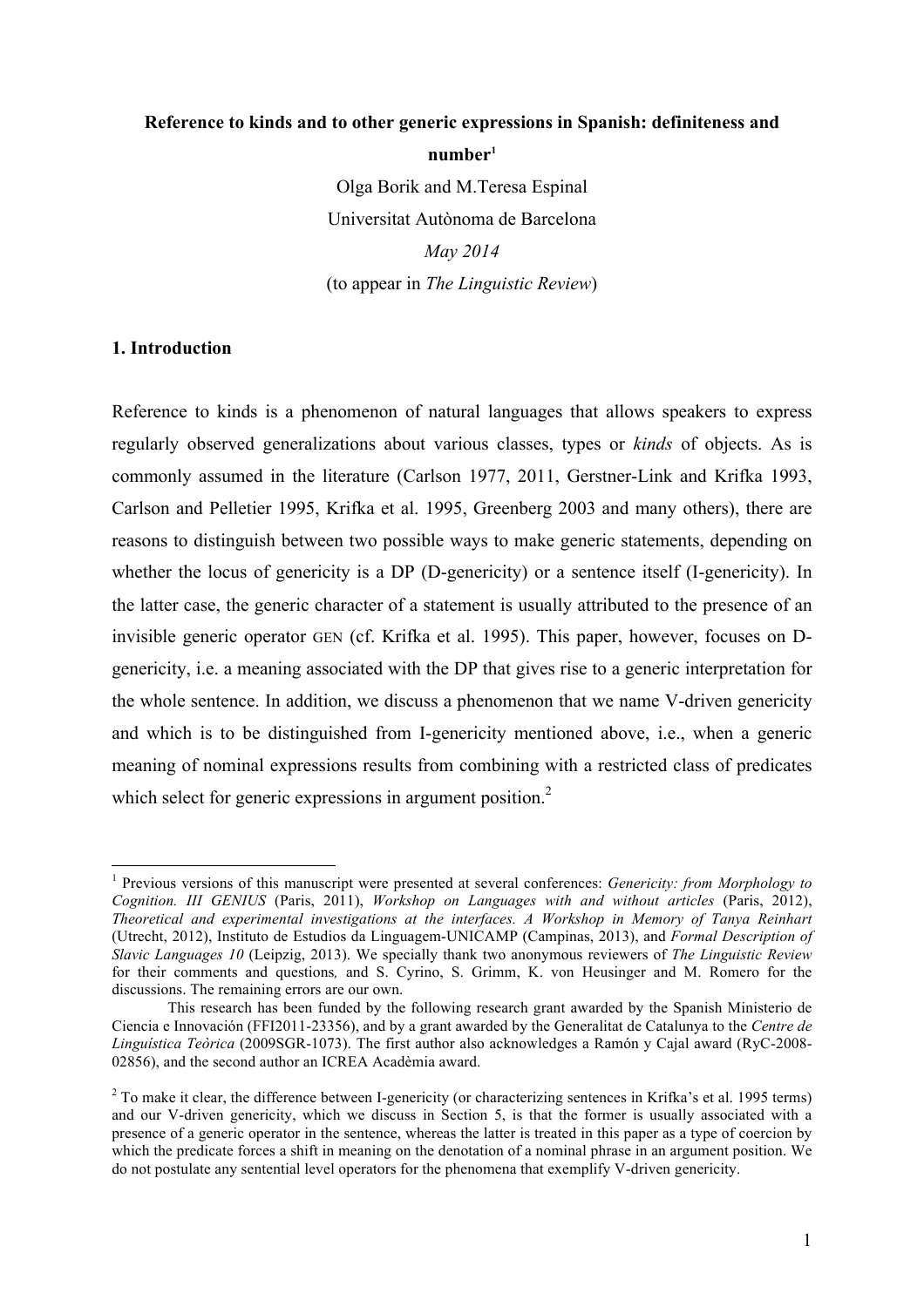# Reference to kinds and to other generic expressions in Spanish: definiteness and number[1]

Olga Borik and M.Teresa Espinal

Universitat Autònoma de Barcelona

*May 2014*

(to appear in *The Linguistic Review*)

## 1. Introduction

Reference to kinds is a phenomenon of natural languages that allows speakers to express regularly observed generalizations about various classes, types or *kinds* of objects. As is commonly assumed in the literature (Carlson 1977, 2011, Gerstner-Link and Krifka 1993, Carlson and Pelletier 1995, Krifka et al. 1995, Greenberg 2003 and many others), there are reasons to distinguish between two possible ways to make generic statements, depending on whether the locus of genericity is a DP (D-genericity) or a sentence itself (I-genericity). In the latter case, the generic character of a statement is usually attributed to the presence of an invisible generic operator GEN (cf. Krifka et al. 1995). This paper, however, focuses on D-genericity, i.e. a meaning associated with the DP that gives rise to a generic interpretation for the whole sentence. In addition, we discuss a phenomenon that we name V-driven genericity and which is to be distinguished from I-genericity mentioned above, i.e., when a generic meaning of nominal expressions results from combining with a restricted class of predicates which select for generic expressions in argument position.[2]

---

[1] Previous versions of this manuscript were presented at several conferences: *Genericity: from Morphology to Cognition. III GENIUS* (Paris, 2011), *Workshop on Languages with and without articles* (Paris, 2012), *Theoretical and experimental investigations at the interfaces. A Workshop in Memory of Tanya Reinhart* (Utrecht, 2012), Instituto de Estudios da Linguagem-UNICAMP (Campinas, 2013), and *Formal Description of Slavic Languages 10* (Leipzig, 2013). We specially thank two anonymous reviewers of *The Linguistic Review* for their comments and questions, and S. Cyrino, S. Grimm, K. von Heusinger and M. Romero for the discussions. The remaining errors are our own.

This research has been funded by the following research grant awarded by the Spanish Ministerio de Ciencia e Innovación (FFI2011-23356), and by a grant awarded by the Generalitat de Catalunya to the *Centre de Lingüística Teòrica* (2009SGR-1073). The first author also acknowledges a Ramón y Cajal award (RyC-2008-02856), and the second author an ICREA Acadèmia award.

[2] To make it clear, the difference between I-genericity (or characterizing sentences in Krifka's et al. 1995 terms) and our V-driven genericity, which we discuss in Section 5, is that the former is usually associated with a presence of a generic operator in the sentence, whereas the latter is treated in this paper as a type of coercion by which the predicate forces a shift in meaning on the denotation of a nominal phrase in an argument position. We do not postulate any sentential level operators for the phenomena that exemplify V-driven genericity.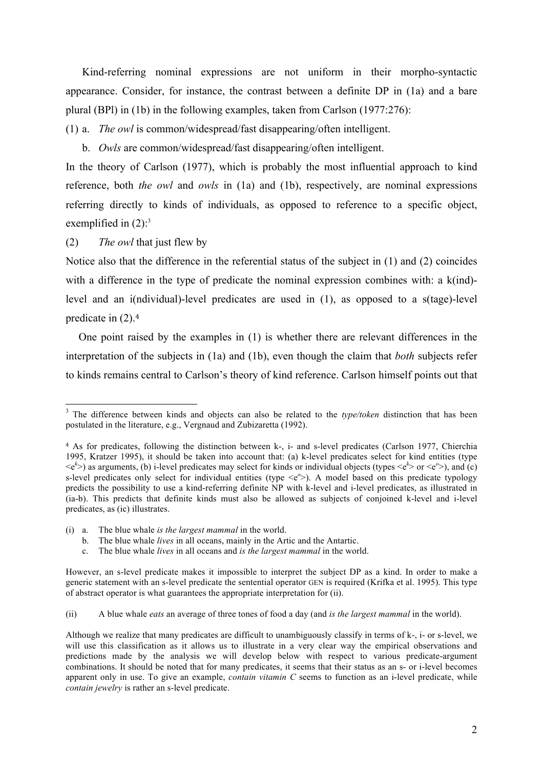Kind-referring nominal expressions are not uniform in their morpho-syntactic appearance. Consider, for instance, the contrast between a definite DP in (1a) and a bare plural (BPl) in (1b) in the following examples, taken from Carlson (1977:276):

(1) a. *The owl* is common/widespread/fast disappearing/often intelligent.

b. *Owls* are common/widespread/fast disappearing/often intelligent.

In the theory of Carlson (1977), which is probably the most influential approach to kind reference, both *the owl* and *owls* in (1a) and (1b), respectively, are nominal expressions referring directly to kinds of individuals, as opposed to reference to a specific object, exemplified in (2):[3]

(2) *The owl* that just flew by

Notice also that the difference in the referential status of the subject in (1) and (2) coincides with a difference in the type of predicate the nominal expression combines with: a k(ind)-level and an i(ndividual)-level predicates are used in (1), as opposed to a s(tage)-level predicate in (2).[4]

One point raised by the examples in (1) is whether there are relevant differences in the interpretation of the subjects in (1a) and (1b), even though the claim that *both* subjects refer to kinds remains central to Carlson's theory of kind reference. Carlson himself points out that

---

[3] The difference between kinds and objects can also be related to the *type/token* distinction that has been postulated in the literature, e.g., Vergnaud and Zubizaretta (1992).

[4] As for predicates, following the distinction between k-, i- and s-level predicates (Carlson 1977, Chierchia 1995, Kratzer 1995), it should be taken into account that: (a) k-level predicates select for kind entities (type $<e^k>$) as arguments, (b) i-level predicates may select for kinds or individual objects (types $<e^k>$ or $<e^o>$), and (c) s-level predicates only select for individual entities (type $<e^o>$). A model based on this predicate typology predicts the possibility to use a kind-referring definite NP with k-level and i-level predicates, as illustrated in (ia-b). This predicts that definite kinds must also be allowed as subjects of conjoined k-level and i-level predicates, as (ic) illustrates.

(i) a. The blue whale *is the largest mammal* in the world.

b. The blue whale *lives* in all oceans, mainly in the Artic and the Antartic.

c. The blue whale *lives* in all oceans and *is the largest mammal* in the world.

However, an s-level predicate makes it impossible to interpret the subject DP as a kind. In order to make a generic statement with an s-level predicate the sentential operator GEN is required (Krifka et al. 1995). This type of abstract operator is what guarantees the appropriate interpretation for (ii).

(ii) A blue whale *eats* an average of three tones of food a day (and *is the largest mammal* in the world).

Although we realize that many predicates are difficult to unambiguously classify in terms of k-, i- or s-level, we will use this classification as it allows us to illustrate in a very clear way the empirical observations and predictions made by the analysis we will develop below with respect to various predicate-argument combinations. It should be noted that for many predicates, it seems that their status as an s- or i-level becomes apparent only in use. To give an example, *contain vitamin C* seems to function as an i-level predicate, while *contain jewelry* is rather an s-level predicate.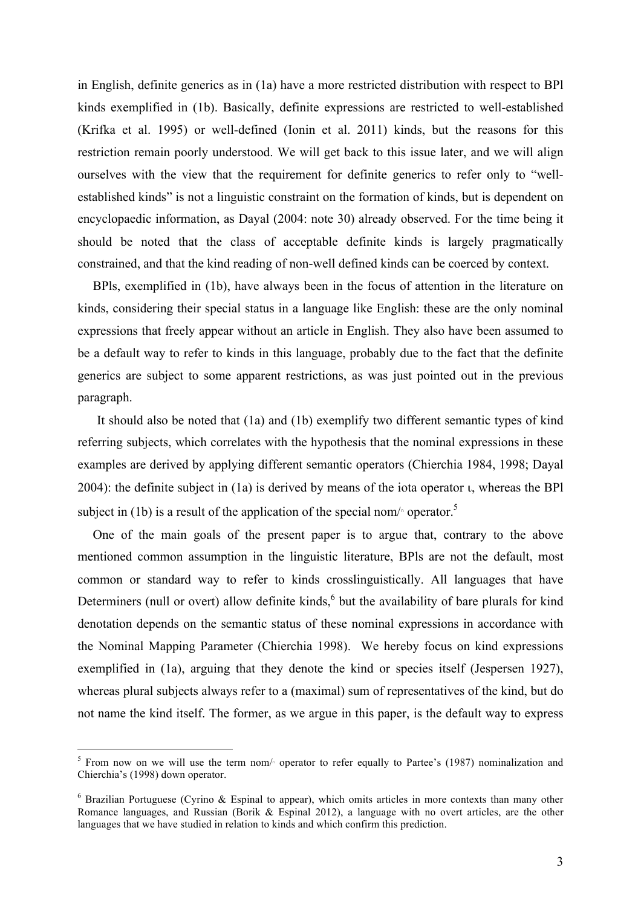in English, definite generics as in (1a) have a more restricted distribution with respect to BPl kinds exemplified in (1b). Basically, definite expressions are restricted to well-established (Krifka et al. 1995) or well-defined (Ionin et al. 2011) kinds, but the reasons for this restriction remain poorly understood. We will get back to this issue later, and we will align ourselves with the view that the requirement for definite generics to refer only to "well-established kinds" is not a linguistic constraint on the formation of kinds, but is dependent on encyclopaedic information, as Dayal (2004: note 30) already observed. For the time being it should be noted that the class of acceptable definite kinds is largely pragmatically constrained, and that the kind reading of non-well defined kinds can be coerced by context.

BPls, exemplified in (1b), have always been in the focus of attention in the literature on kinds, considering their special status in a language like English: these are the only nominal expressions that freely appear without an article in English. They also have been assumed to be a default way to refer to kinds in this language, probably due to the fact that the definite generics are subject to some apparent restrictions, as was just pointed out in the previous paragraph.

It should also be noted that (1a) and (1b) exemplify two different semantic types of kind referring subjects, which correlates with the hypothesis that the nominal expressions in these examples are derived by applying different semantic operators (Chierchia 1984, 1998; Dayal 2004): the definite subject in (1a) is derived by means of the iota operator ι, whereas the BPl subject in (1b) is a result of the application of the special nom/$^\cap$ operator.[5]

One of the main goals of the present paper is to argue that, contrary to the above mentioned common assumption in the linguistic literature, BPls are not the default, most common or standard way to refer to kinds crosslinguistically. All languages that have Determiners (null or overt) allow definite kinds,[6] but the availability of bare plurals for kind denotation depends on the semantic status of these nominal expressions in accordance with the Nominal Mapping Parameter (Chierchia 1998). We hereby focus on kind expressions exemplified in (1a), arguing that they denote the kind or species itself (Jespersen 1927), whereas plural subjects always refer to a (maximal) sum of representatives of the kind, but do not name the kind itself. The former, as we argue in this paper, is the default way to express

---

[5] From now on we will use the term nom/$^\cap$ operator to refer equally to Partee's (1987) nominalization and Chierchia's (1998) down operator.

[6] Brazilian Portuguese (Cyrino & Espinal to appear), which omits articles in more contexts than many other Romance languages, and Russian (Borik & Espinal 2012), a language with no overt articles, are the other languages that we have studied in relation to kinds and which confirm this prediction.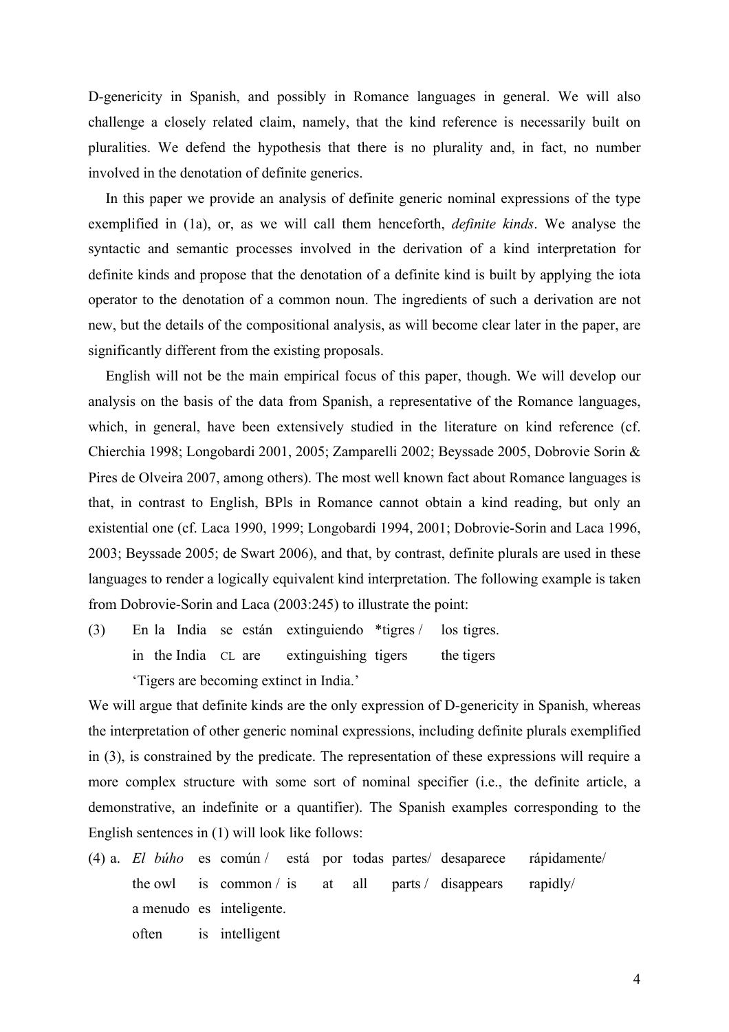D-genericity in Spanish, and possibly in Romance languages in general. We will also challenge a closely related claim, namely, that the kind reference is necessarily built on pluralities. We defend the hypothesis that there is no plurality and, in fact, no number involved in the denotation of definite generics.

In this paper we provide an analysis of definite generic nominal expressions of the type exemplified in (1a), or, as we will call them henceforth, *definite kinds*. We analyse the syntactic and semantic processes involved in the derivation of a kind interpretation for definite kinds and propose that the denotation of a definite kind is built by applying the iota operator to the denotation of a common noun. The ingredients of such a derivation are not new, but the details of the compositional analysis, as will become clear later in the paper, are significantly different from the existing proposals.

English will not be the main empirical focus of this paper, though. We will develop our analysis on the basis of the data from Spanish, a representative of the Romance languages, which, in general, have been extensively studied in the literature on kind reference (cf. Chierchia 1998; Longobardi 2001, 2005; Zamparelli 2002; Beyssade 2005, Dobrovie Sorin & Pires de Olveira 2007, among others). The most well known fact about Romance languages is that, in contrast to English, BPls in Romance cannot obtain a kind reading, but only an existential one (cf. Laca 1990, 1999; Longobardi 1994, 2001; Dobrovie-Sorin and Laca 1996, 2003; Beyssade 2005; de Swart 2006), and that, by contrast, definite plurals are used in these languages to render a logically equivalent kind interpretation. The following example is taken from Dobrovie-Sorin and Laca (2003:245) to illustrate the point:

(3) En la India se están extinguiendo \*tigres / los tigres.
    in the India CL are extinguishing tigers the tigers
    'Tigers are becoming extinct in India.'

We will argue that definite kinds are the only expression of D-genericity in Spanish, whereas the interpretation of other generic nominal expressions, including definite plurals exemplified in (3), is constrained by the predicate. The representation of these expressions will require a more complex structure with some sort of nominal specifier (i.e., the definite article, a demonstrative, an indefinite or a quantifier). The Spanish examples corresponding to the English sentences in (1) will look like follows:

(4) a. *El búho* es común / está por todas partes/ desaparece rápidamente/ a menudo es inteligente.
    the owl is common / is at all parts / disappears rapidly/ often is intelligent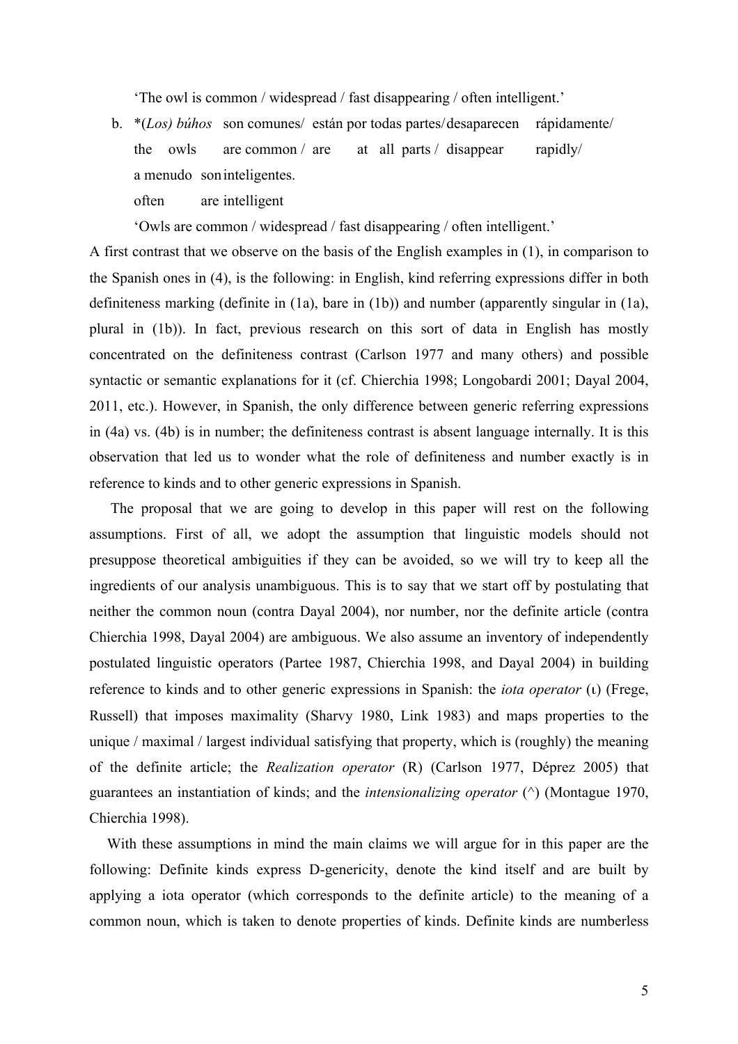'The owl is common / widespread / fast disappearing / often intelligent.'

b. *(*Los) búhos* son comunes/ están por todas partes/ desaparecen rápidamente/
   the owls are common / are at all parts / disappear rapidly/
   a menudo son inteligentes.
   often are intelligent

   'Owls are common / widespread / fast disappearing / often intelligent.'

A first contrast that we observe on the basis of the English examples in (1), in comparison to the Spanish ones in (4), is the following: in English, kind referring expressions differ in both definiteness marking (definite in (1a), bare in (1b)) and number (apparently singular in (1a), plural in (1b)). In fact, previous research on this sort of data in English has mostly concentrated on the definiteness contrast (Carlson 1977 and many others) and possible syntactic or semantic explanations for it (cf. Chierchia 1998; Longobardi 2001; Dayal 2004, 2011, etc.). However, in Spanish, the only difference between generic referring expressions in (4a) vs. (4b) is in number; the definiteness contrast is absent language internally. It is this observation that led us to wonder what the role of definiteness and number exactly is in reference to kinds and to other generic expressions in Spanish.

The proposal that we are going to develop in this paper will rest on the following assumptions. First of all, we adopt the assumption that linguistic models should not presuppose theoretical ambiguities if they can be avoided, so we will try to keep all the ingredients of our analysis unambiguous. This is to say that we start off by postulating that neither the common noun (contra Dayal 2004), nor number, nor the definite article (contra Chierchia 1998, Dayal 2004) are ambiguous. We also assume an inventory of independently postulated linguistic operators (Partee 1987, Chierchia 1998, and Dayal 2004) in building reference to kinds and to other generic expressions in Spanish: the *iota operator* (ι) (Frege, Russell) that imposes maximality (Sharvy 1980, Link 1983) and maps properties to the unique / maximal / largest individual satisfying that property, which is (roughly) the meaning of the definite article; the *Realization operator* (R) (Carlson 1977, Déprez 2005) that guarantees an instantiation of kinds; and the *intensionalizing operator* (^) (Montague 1970, Chierchia 1998).

With these assumptions in mind the main claims we will argue for in this paper are the following: Definite kinds express D-genericity, denote the kind itself and are built by applying a iota operator (which corresponds to the definite article) to the meaning of a common noun, which is taken to denote properties of kinds. Definite kinds are numberless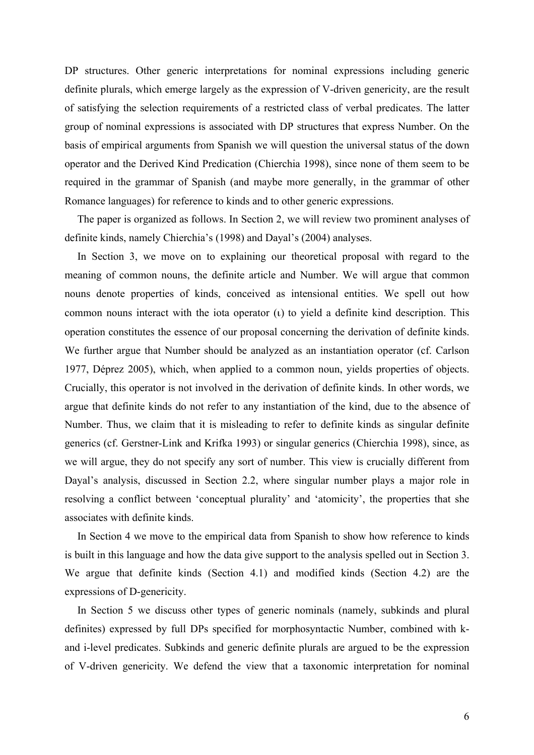DP structures. Other generic interpretations for nominal expressions including generic definite plurals, which emerge largely as the expression of V-driven genericity, are the result of satisfying the selection requirements of a restricted class of verbal predicates. The latter group of nominal expressions is associated with DP structures that express Number. On the basis of empirical arguments from Spanish we will question the universal status of the down operator and the Derived Kind Predication (Chierchia 1998), since none of them seem to be required in the grammar of Spanish (and maybe more generally, in the grammar of other Romance languages) for reference to kinds and to other generic expressions.

The paper is organized as follows. In Section 2, we will review two prominent analyses of definite kinds, namely Chierchia's (1998) and Dayal's (2004) analyses.

In Section 3, we move on to explaining our theoretical proposal with regard to the meaning of common nouns, the definite article and Number. We will argue that common nouns denote properties of kinds, conceived as intensional entities. We spell out how common nouns interact with the iota operator (ι) to yield a definite kind description. This operation constitutes the essence of our proposal concerning the derivation of definite kinds. We further argue that Number should be analyzed as an instantiation operator (cf. Carlson 1977, Déprez 2005), which, when applied to a common noun, yields properties of objects. Crucially, this operator is not involved in the derivation of definite kinds. In other words, we argue that definite kinds do not refer to any instantiation of the kind, due to the absence of Number. Thus, we claim that it is misleading to refer to definite kinds as singular definite generics (cf. Gerstner-Link and Krifka 1993) or singular generics (Chierchia 1998), since, as we will argue, they do not specify any sort of number. This view is crucially different from Dayal's analysis, discussed in Section 2.2, where singular number plays a major role in resolving a conflict between 'conceptual plurality' and 'atomicity', the properties that she associates with definite kinds.

In Section 4 we move to the empirical data from Spanish to show how reference to kinds is built in this language and how the data give support to the analysis spelled out in Section 3. We argue that definite kinds (Section 4.1) and modified kinds (Section 4.2) are the expressions of D-genericity.

In Section 5 we discuss other types of generic nominals (namely, subkinds and plural definites) expressed by full DPs specified for morphosyntactic Number, combined with k- and i-level predicates. Subkinds and generic definite plurals are argued to be the expression of V-driven genericity. We defend the view that a taxonomic interpretation for nominal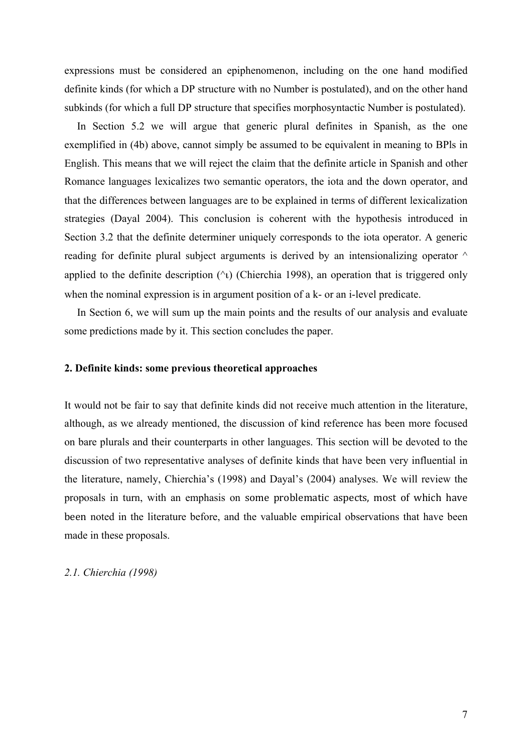expressions must be considered an epiphenomenon, including on the one hand modified definite kinds (for which a DP structure with no Number is postulated), and on the other hand subkinds (for which a full DP structure that specifies morphosyntactic Number is postulated).

In Section 5.2 we will argue that generic plural definites in Spanish, as the one exemplified in (4b) above, cannot simply be assumed to be equivalent in meaning to BPls in English. This means that we will reject the claim that the definite article in Spanish and other Romance languages lexicalizes two semantic operators, the iota and the down operator, and that the differences between languages are to be explained in terms of different lexicalization strategies (Dayal 2004). This conclusion is coherent with the hypothesis introduced in Section 3.2 that the definite determiner uniquely corresponds to the iota operator. A generic reading for definite plural subject arguments is derived by an intensionalizing operator ^ applied to the definite description (^ι) (Chierchia 1998), an operation that is triggered only when the nominal expression is in argument position of a k- or an i-level predicate.

In Section 6, we will sum up the main points and the results of our analysis and evaluate some predictions made by it. This section concludes the paper.

## 2. Definite kinds: some previous theoretical approaches

It would not be fair to say that definite kinds did not receive much attention in the literature, although, as we already mentioned, the discussion of kind reference has been more focused on bare plurals and their counterparts in other languages. This section will be devoted to the discussion of two representative analyses of definite kinds that have been very influential in the literature, namely, Chierchia's (1998) and Dayal's (2004) analyses. We will review the proposals in turn, with an emphasis on some problematic aspects, most of which have been noted in the literature before, and the valuable empirical observations that have been made in these proposals.

### *2.1. Chierchia (1998)*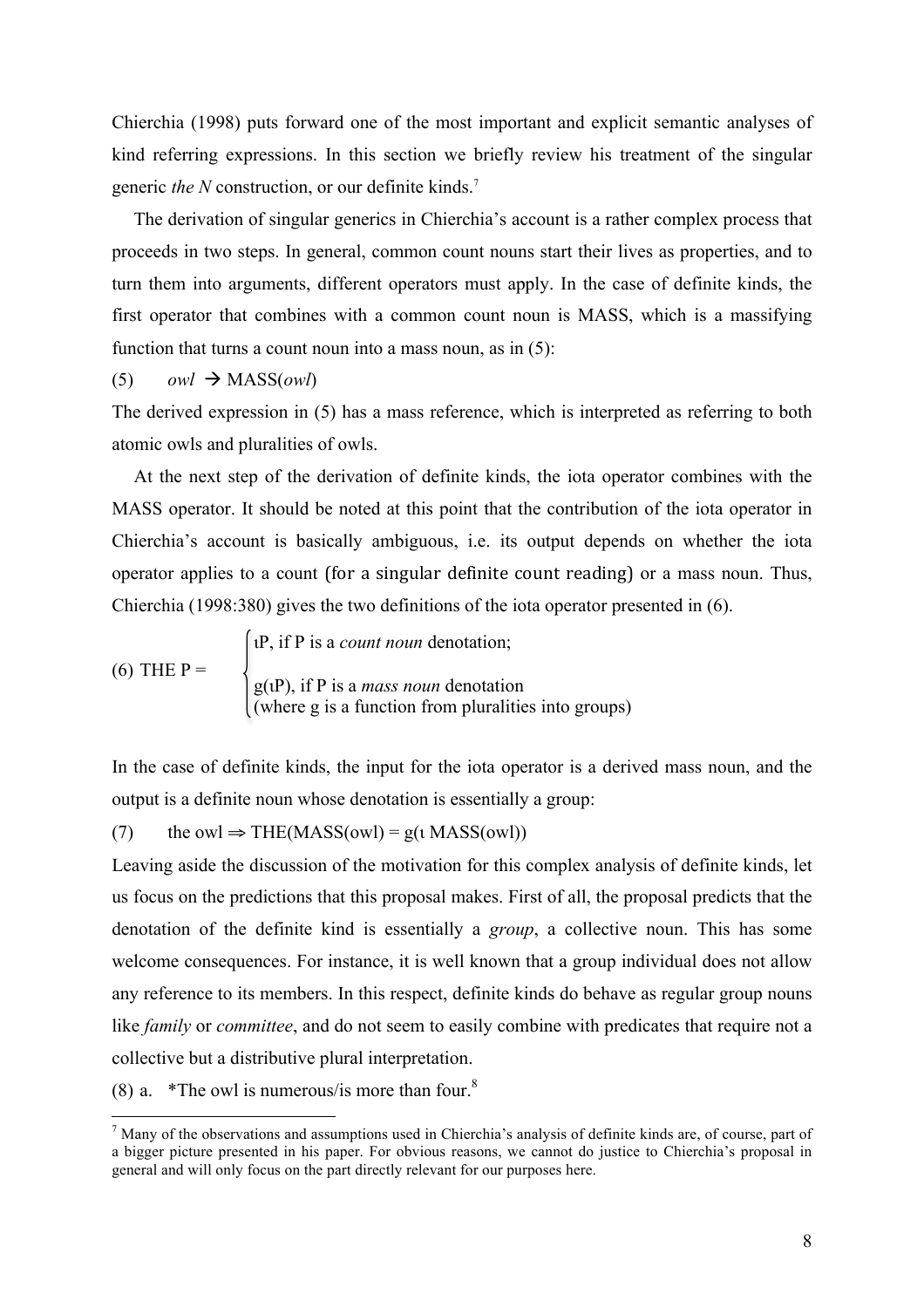Chierchia (1998) puts forward one of the most important and explicit semantic analyses of kind referring expressions. In this section we briefly review his treatment of the singular generic *the N* construction, or our definite kinds.[7]

The derivation of singular generics in Chierchia's account is a rather complex process that proceeds in two steps. In general, common count nouns start their lives as properties, and to turn them into arguments, different operators must apply. In the case of definite kinds, the first operator that combines with a common count noun is MASS, which is a massifying function that turns a count noun into a mass noun, as in (5):

(5) *owl* → MASS(*owl*)

The derived expression in (5) has a mass reference, which is interpreted as referring to both atomic owls and pluralities of owls.

At the next step of the derivation of definite kinds, the iota operator combines with the MASS operator. It should be noted at this point that the contribution of the iota operator in Chierchia's account is basically ambiguous, i.e. its output depends on whether the iota operator applies to a count (for a singular definite count reading) or a mass noun. Thus, Chierchia (1998:380) gives the two definitions of the iota operator presented in (6).

(6) THE P = 
- ιP, if P is a *count noun* denotation;
- g(ιP), if P is a *mass noun* denotation (where g is a function from pluralities into groups)

In the case of definite kinds, the input for the iota operator is a derived mass noun, and the output is a definite noun whose denotation is essentially a group:

(7) the owl ⇒ THE(MASS(owl) = g(ι MASS(owl))

Leaving aside the discussion of the motivation for this complex analysis of definite kinds, let us focus on the predictions that this proposal makes. First of all, the proposal predicts that the denotation of the definite kind is essentially a *group*, a collective noun. This has some welcome consequences. For instance, it is well known that a group individual does not allow any reference to its members. In this respect, definite kinds do behave as regular group nouns like *family* or *committee*, and do not seem to easily combine with predicates that require not a collective but a distributive plural interpretation.

(8) a. *The owl is numerous/is more than four.[8]

[7] Many of the observations and assumptions used in Chierchia's analysis of definite kinds are, of course, part of a bigger picture presented in his paper. For obvious reasons, we cannot do justice to Chierchia's proposal in general and will only focus on the part directly relevant for our purposes here.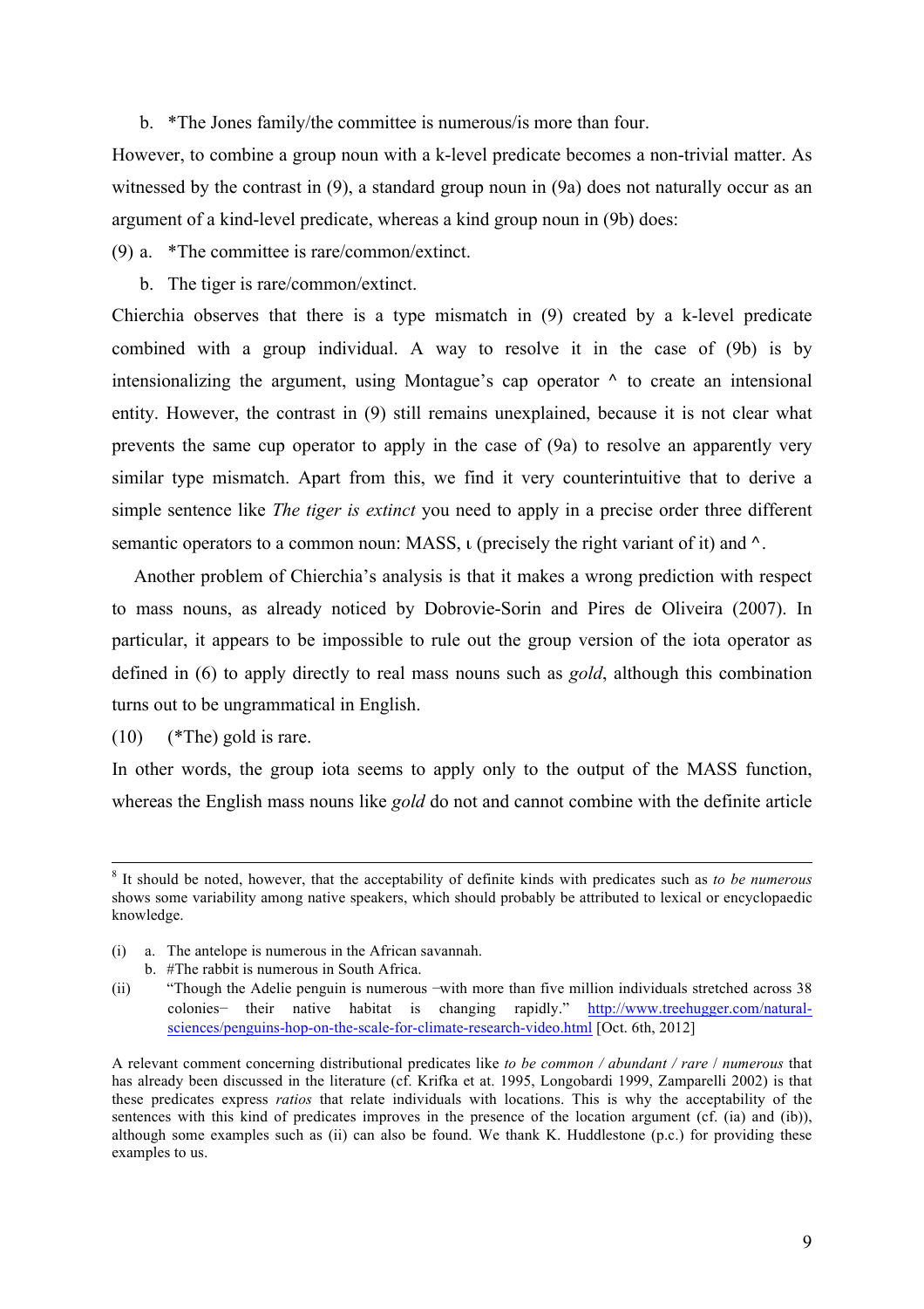b. *The Jones family/the committee is numerous/is more than four.

However, to combine a group noun with a k-level predicate becomes a non-trivial matter. As witnessed by the contrast in (9), a standard group noun in (9a) does not naturally occur as an argument of a kind-level predicate, whereas a kind group noun in (9b) does:

(9) a. *The committee is rare/common/extinct.

b. The tiger is rare/common/extinct.

Chierchia observes that there is a type mismatch in (9) created by a k-level predicate combined with a group individual. A way to resolve it in the case of (9b) is by intensionalizing the argument, using Montague's cap operator ^ to create an intensional entity. However, the contrast in (9) still remains unexplained, because it is not clear what prevents the same cup operator to apply in the case of (9a) to resolve an apparently very similar type mismatch. Apart from this, we find it very counterintuitive that to derive a simple sentence like *The tiger is extinct* you need to apply in a precise order three different semantic operators to a common noun: MASS, ι (precisely the right variant of it) and ^.

Another problem of Chierchia's analysis is that it makes a wrong prediction with respect to mass nouns, as already noticed by Dobrovie-Sorin and Pires de Oliveira (2007). In particular, it appears to be impossible to rule out the group version of the iota operator as defined in (6) to apply directly to real mass nouns such as *gold*, although this combination turns out to be ungrammatical in English.

(10) (*The) gold is rare.

In other words, the group iota seems to apply only to the output of the MASS function, whereas the English mass nouns like *gold* do not and cannot combine with the definite article

---

[8] It should be noted, however, that the acceptability of definite kinds with predicates such as *to be numerous* shows some variability among native speakers, which should probably be attributed to lexical or encyclopaedic knowledge.

(i) a. The antelope is numerous in the African savannah.

b. #The rabbit is numerous in South Africa.

(ii) "Though the Adelie penguin is numerous −with more than five million individuals stretched across 38 colonies− their native habitat is changing rapidly." http://www.treehugger.com/natural-sciences/penguins-hop-on-the-scale-for-climate-research-video.html [Oct. 6th, 2012]

A relevant comment concerning distributional predicates like *to be common / abundant / rare / numerous* that has already been discussed in the literature (cf. Krifka et at. 1995, Longobardi 1999, Zamparelli 2002) is that these predicates express *ratios* that relate individuals with locations. This is why the acceptability of the sentences with this kind of predicates improves in the presence of the location argument (cf. (ia) and (ib)), although some examples such as (ii) can also be found. We thank K. Huddlestone (p.c.) for providing these examples to us.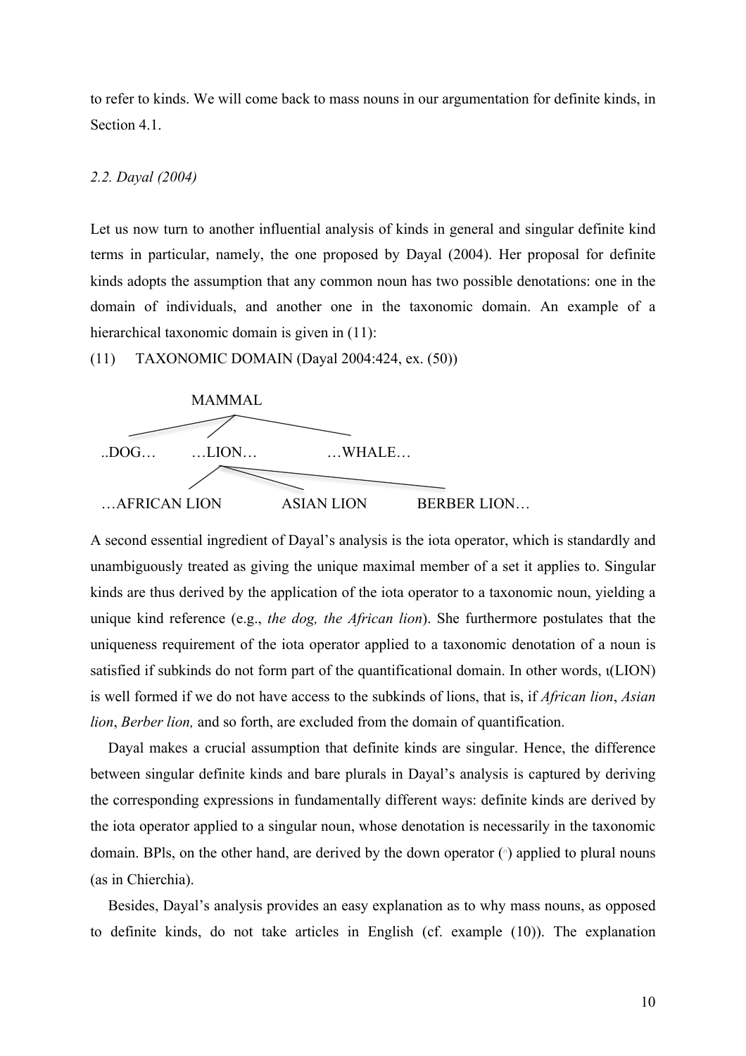to refer to kinds. We will come back to mass nouns in our argumentation for definite kinds, in Section 4.1.

### *2.2. Dayal (2004)*

Let us now turn to another influential analysis of kinds in general and singular definite kind terms in particular, namely, the one proposed by Dayal (2004). Her proposal for definite kinds adopts the assumption that any common noun has two possible denotations: one in the domain of individuals, and another one in the taxonomic domain. An example of a hierarchical taxonomic domain is given in (11):

(11) TAXONOMIC DOMAIN (Dayal 2004:424, ex. (50))

```
                MAMMAL
        /         |         \
..DOG…       …LION…          …WHALE…
            /    |     \
…AFRICAN LION   ASIAN LION   BERBER LION…
```

A second essential ingredient of Dayal's analysis is the iota operator, which is standardly and unambiguously treated as giving the unique maximal member of a set it applies to. Singular kinds are thus derived by the application of the iota operator to a taxonomic noun, yielding a unique kind reference (e.g., *the dog, the African lion*). She furthermore postulates that the uniqueness requirement of the iota operator applied to a taxonomic denotation of a noun is satisfied if subkinds do not form part of the quantificational domain. In other words, ι(LION) is well formed if we do not have access to the subkinds of lions, that is, if *African lion*, *Asian lion*, *Berber lion,* and so forth, are excluded from the domain of quantification.

Dayal makes a crucial assumption that definite kinds are singular. Hence, the difference between singular definite kinds and bare plurals in Dayal's analysis is captured by deriving the corresponding expressions in fundamentally different ways: definite kinds are derived by the iota operator applied to a singular noun, whose denotation is necessarily in the taxonomic domain. BPls, on the other hand, are derived by the down operator (∩) applied to plural nouns (as in Chierchia).

Besides, Dayal's analysis provides an easy explanation as to why mass nouns, as opposed to definite kinds, do not take articles in English (cf. example (10)). The explanation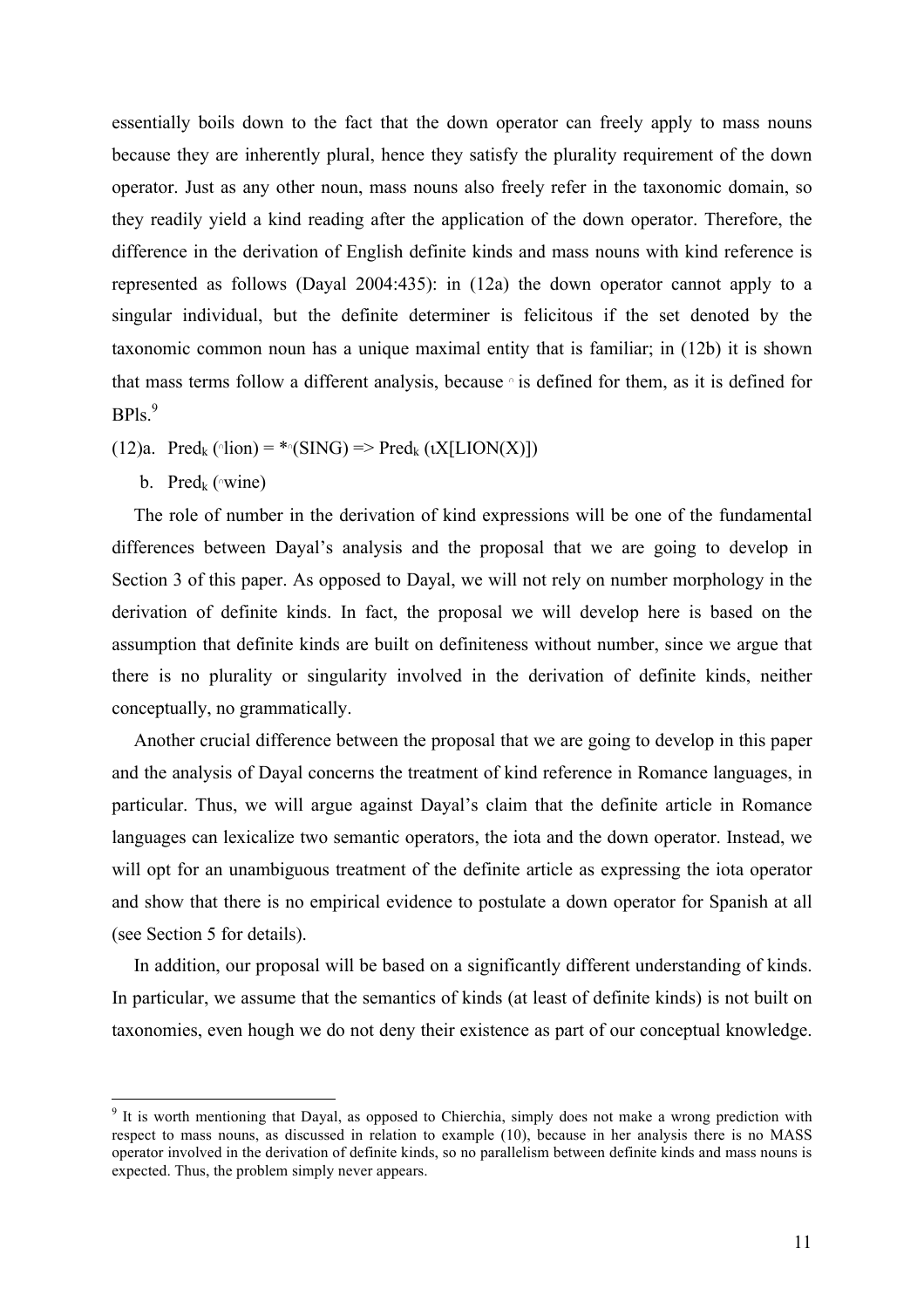essentially boils down to the fact that the down operator can freely apply to mass nouns because they are inherently plural, hence they satisfy the plurality requirement of the down operator. Just as any other noun, mass nouns also freely refer in the taxonomic domain, so they readily yield a kind reading after the application of the down operator. Therefore, the difference in the derivation of English definite kinds and mass nouns with kind reference is represented as follows (Dayal 2004:435): in (12a) the down operator cannot apply to a singular individual, but the definite determiner is felicitous if the set denoted by the taxonomic common noun has a unique maximal entity that is familiar; in (12b) it is shown that mass terms follow a different analysis, because $^{\cap}$ is defined for them, as it is defined for BPls.[9]

(12)a. $\text{Pred}_k$ ($^{\cap}$lion) = $*^{\cap}$(SING) => $\text{Pred}_k$ (ιX[LION(X)])

b. $\text{Pred}_k$ ($^{\cap}$wine)

The role of number in the derivation of kind expressions will be one of the fundamental differences between Dayal's analysis and the proposal that we are going to develop in Section 3 of this paper. As opposed to Dayal, we will not rely on number morphology in the derivation of definite kinds. In fact, the proposal we will develop here is based on the assumption that definite kinds are built on definiteness without number, since we argue that there is no plurality or singularity involved in the derivation of definite kinds, neither conceptually, no grammatically.

Another crucial difference between the proposal that we are going to develop in this paper and the analysis of Dayal concerns the treatment of kind reference in Romance languages, in particular. Thus, we will argue against Dayal's claim that the definite article in Romance languages can lexicalize two semantic operators, the iota and the down operator. Instead, we will opt for an unambiguous treatment of the definite article as expressing the iota operator and show that there is no empirical evidence to postulate a down operator for Spanish at all (see Section 5 for details).

In addition, our proposal will be based on a significantly different understanding of kinds. In particular, we assume that the semantics of kinds (at least of definite kinds) is not built on taxonomies, even hough we do not deny their existence as part of our conceptual knowledge.

---

[9] It is worth mentioning that Dayal, as opposed to Chierchia, simply does not make a wrong prediction with respect to mass nouns, as discussed in relation to example (10), because in her analysis there is no MASS operator involved in the derivation of definite kinds, so no parallelism between definite kinds and mass nouns is expected. Thus, the problem simply never appears.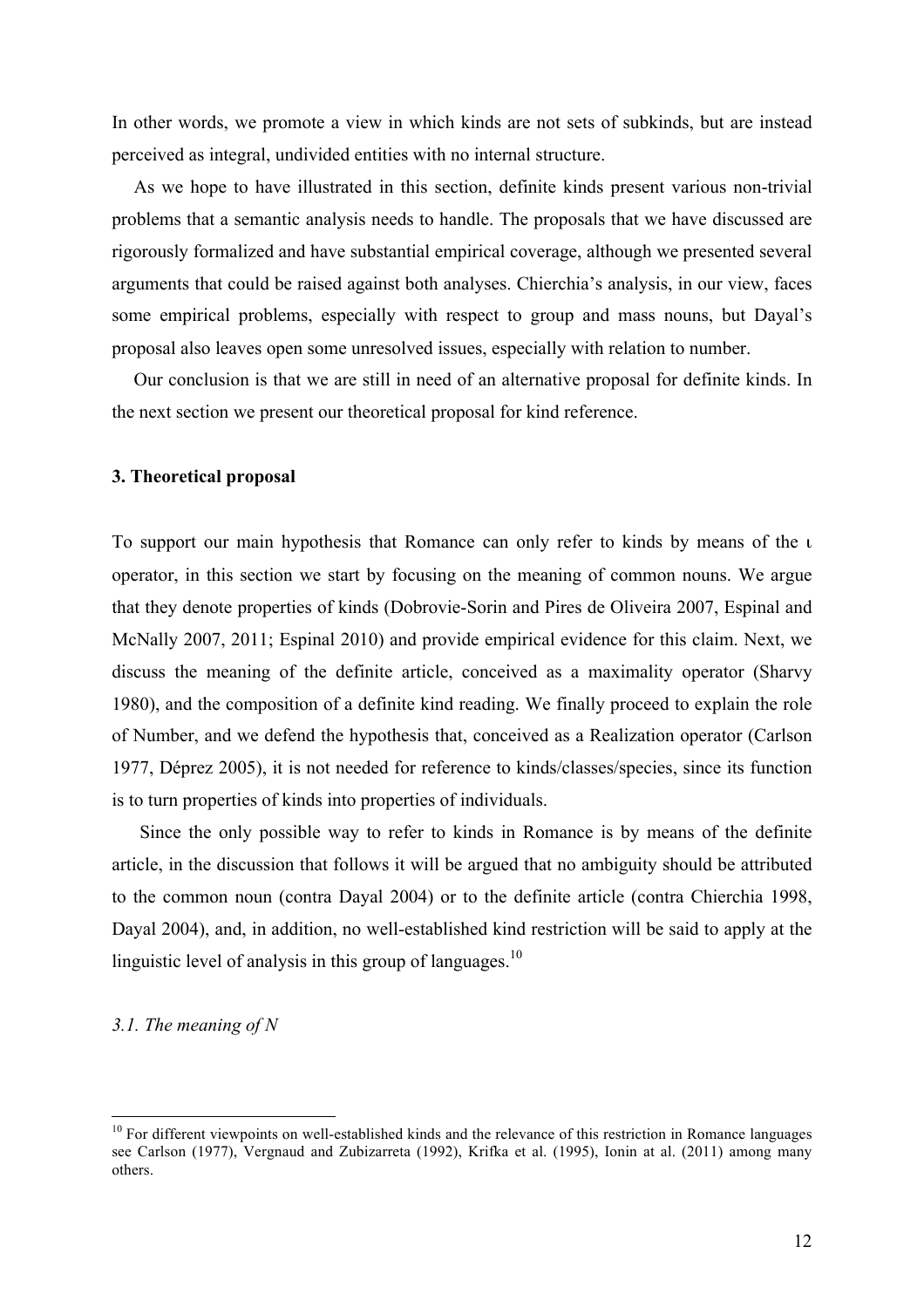In other words, we promote a view in which kinds are not sets of subkinds, but are instead perceived as integral, undivided entities with no internal structure.

As we hope to have illustrated in this section, definite kinds present various non-trivial problems that a semantic analysis needs to handle. The proposals that we have discussed are rigorously formalized and have substantial empirical coverage, although we presented several arguments that could be raised against both analyses. Chierchia's analysis, in our view, faces some empirical problems, especially with respect to group and mass nouns, but Dayal's proposal also leaves open some unresolved issues, especially with relation to number.

Our conclusion is that we are still in need of an alternative proposal for definite kinds. In the next section we present our theoretical proposal for kind reference.

## 3. Theoretical proposal

To support our main hypothesis that Romance can only refer to kinds by means of the ι operator, in this section we start by focusing on the meaning of common nouns. We argue that they denote properties of kinds (Dobrovie-Sorin and Pires de Oliveira 2007, Espinal and McNally 2007, 2011; Espinal 2010) and provide empirical evidence for this claim. Next, we discuss the meaning of the definite article, conceived as a maximality operator (Sharvy 1980), and the composition of a definite kind reading. We finally proceed to explain the role of Number, and we defend the hypothesis that, conceived as a Realization operator (Carlson 1977, Déprez 2005), it is not needed for reference to kinds/classes/species, since its function is to turn properties of kinds into properties of individuals.

Since the only possible way to refer to kinds in Romance is by means of the definite article, in the discussion that follows it will be argued that no ambiguity should be attributed to the common noun (contra Dayal 2004) or to the definite article (contra Chierchia 1998, Dayal 2004), and, in addition, no well-established kind restriction will be said to apply at the linguistic level of analysis in this group of languages.[10]

### *3.1. The meaning of N*

[10] For different viewpoints on well-established kinds and the relevance of this restriction in Romance languages see Carlson (1977), Vergnaud and Zubizarreta (1992), Krifka et al. (1995), Ionin at al. (2011) among many others.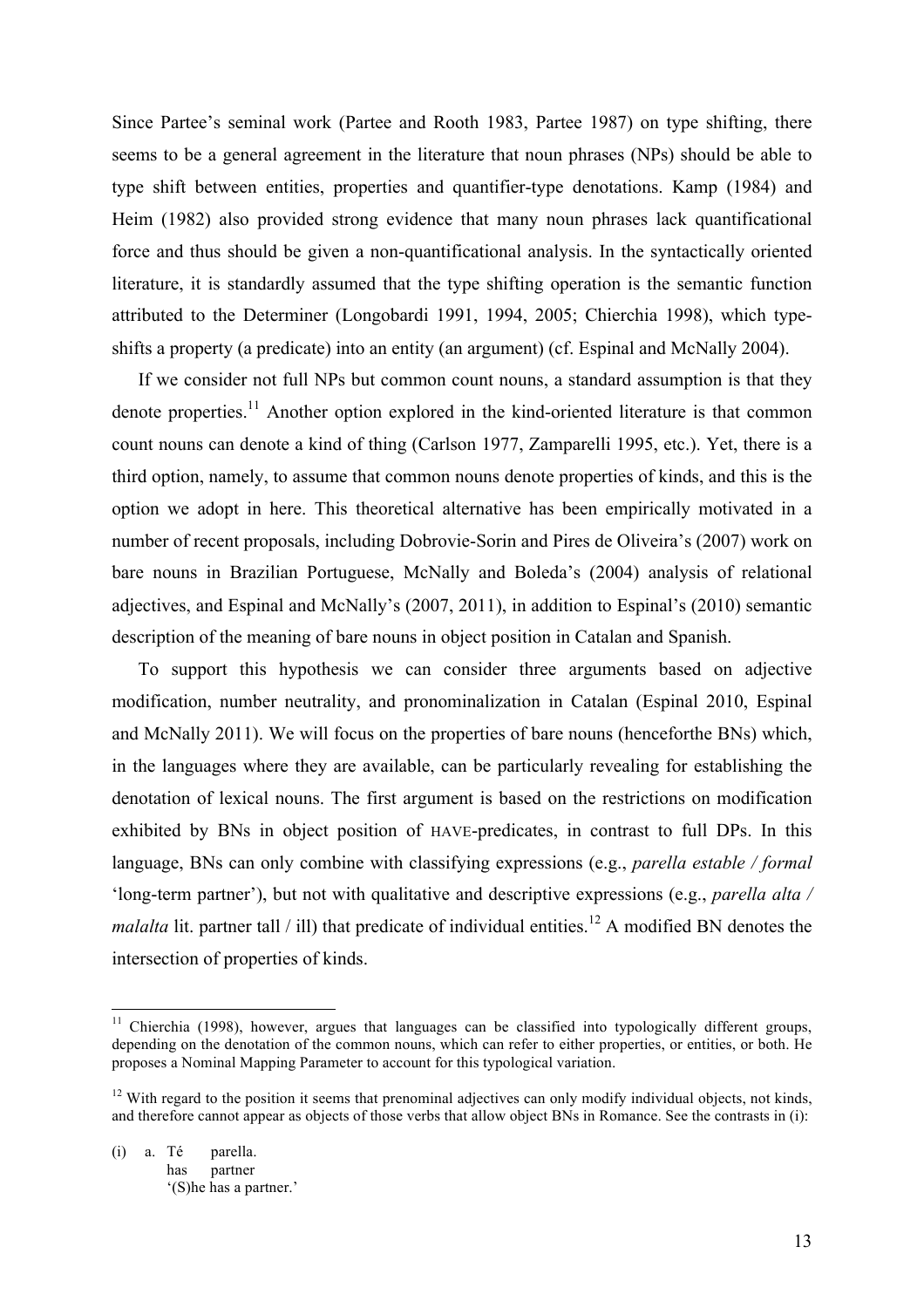Since Partee's seminal work (Partee and Rooth 1983, Partee 1987) on type shifting, there seems to be a general agreement in the literature that noun phrases (NPs) should be able to type shift between entities, properties and quantifier-type denotations. Kamp (1984) and Heim (1982) also provided strong evidence that many noun phrases lack quantificational force and thus should be given a non-quantificational analysis. In the syntactically oriented literature, it is standardly assumed that the type shifting operation is the semantic function attributed to the Determiner (Longobardi 1991, 1994, 2005; Chierchia 1998), which type-shifts a property (a predicate) into an entity (an argument) (cf. Espinal and McNally 2004).

If we consider not full NPs but common count nouns, a standard assumption is that they denote properties.[11] Another option explored in the kind-oriented literature is that common count nouns can denote a kind of thing (Carlson 1977, Zamparelli 1995, etc.). Yet, there is a third option, namely, to assume that common nouns denote properties of kinds, and this is the option we adopt in here. This theoretical alternative has been empirically motivated in a number of recent proposals, including Dobrovie-Sorin and Pires de Oliveira's (2007) work on bare nouns in Brazilian Portuguese, McNally and Boleda's (2004) analysis of relational adjectives, and Espinal and McNally's (2007, 2011), in addition to Espinal's (2010) semantic description of the meaning of bare nouns in object position in Catalan and Spanish.

To support this hypothesis we can consider three arguments based on adjective modification, number neutrality, and pronominalization in Catalan (Espinal 2010, Espinal and McNally 2011). We will focus on the properties of bare nouns (henceforthe BNs) which, in the languages where they are available, can be particularly revealing for establishing the denotation of lexical nouns. The first argument is based on the restrictions on modification exhibited by BNs in object position of HAVE-predicates, in contrast to full DPs. In this language, BNs can only combine with classifying expressions (e.g., *parella estable / formal* 'long-term partner'), but not with qualitative and descriptive expressions (e.g., *parella alta / malalta* lit. partner tall / ill) that predicate of individual entities.[12] A modified BN denotes the intersection of properties of kinds.

---

[11] Chierchia (1998), however, argues that languages can be classified into typologically different groups, depending on the denotation of the common nouns, which can refer to either properties, or entities, or both. He proposes a Nominal Mapping Parameter to account for this typological variation.

[12] With regard to the position it seems that prenominal adjectives can only modify individual objects, not kinds, and therefore cannot appear as objects of those verbs that allow object BNs in Romance. See the contrasts in (i):

(i) a. Té parella.
  has partner
  '(S)he has a partner.'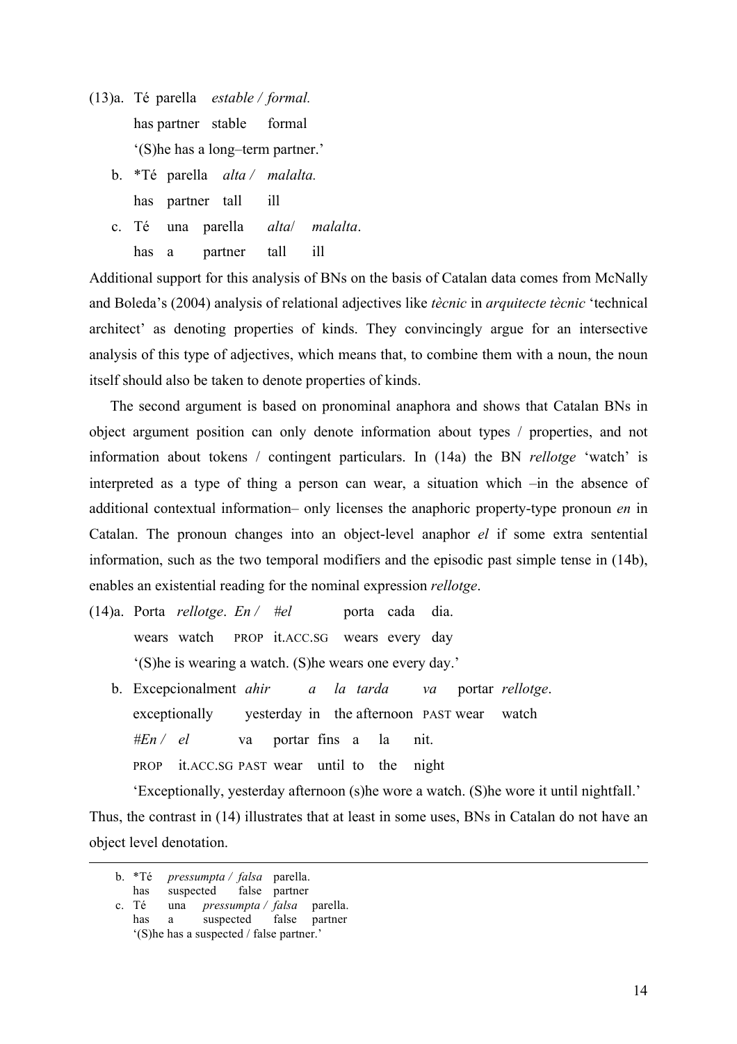(13) a. Té parella *estable / formal.*
has partner stable formal
'(S)he has a long–term partner.'

b. *Té parella *alta / malalta.*
has partner tall ill

c. Té una parella *alta*/ *malalta*.
has a partner tall ill

Additional support for this analysis of BNs on the basis of Catalan data comes from McNally and Boleda's (2004) analysis of relational adjectives like *tècnic* in *arquitecte tècnic* 'technical architect' as denoting properties of kinds. They convincingly argue for an intersective analysis of this type of adjectives, which means that, to combine them with a noun, the noun itself should also be taken to denote properties of kinds.

The second argument is based on pronominal anaphora and shows that Catalan BNs in object argument position can only denote information about types / properties, and not information about tokens / contingent particulars. In (14a) the BN *rellotge* 'watch' is interpreted as a type of thing a person can wear, a situation which –in the absence of additional contextual information– only licenses the anaphoric property-type pronoun *en* in Catalan. The pronoun changes into an object-level anaphor *el* if some extra sentential information, such as the two temporal modifiers and the episodic past simple tense in (14b), enables an existential reading for the nominal expression *rellotge*.

(14) a. Porta *rellotge*. *En* / *#el* porta cada dia.
wears watch PROP it.ACC.SG wears every day
'(S)he is wearing a watch. (S)he wears one every day.'

b. Excepcionalment *ahir a la tarda va* portar *rellotge*.
exceptionally yesterday in the afternoon PAST wear watch
*#En* / *el* va portar fins a la nit.
PROP it.ACC.SG PAST wear until to the night
'Exceptionally, yesterday afternoon (s)he wore a watch. (S)he wore it until nightfall.'

Thus, the contrast in (14) illustrates that at least in some uses, BNs in Catalan do not have an object level denotation.

---

b. *Té *pressumpta / falsa* parella.
has suspected false partner

c. Té una *pressumpta / falsa* parella.
has a suspected false partner
'(S)he has a suspected / false partner.'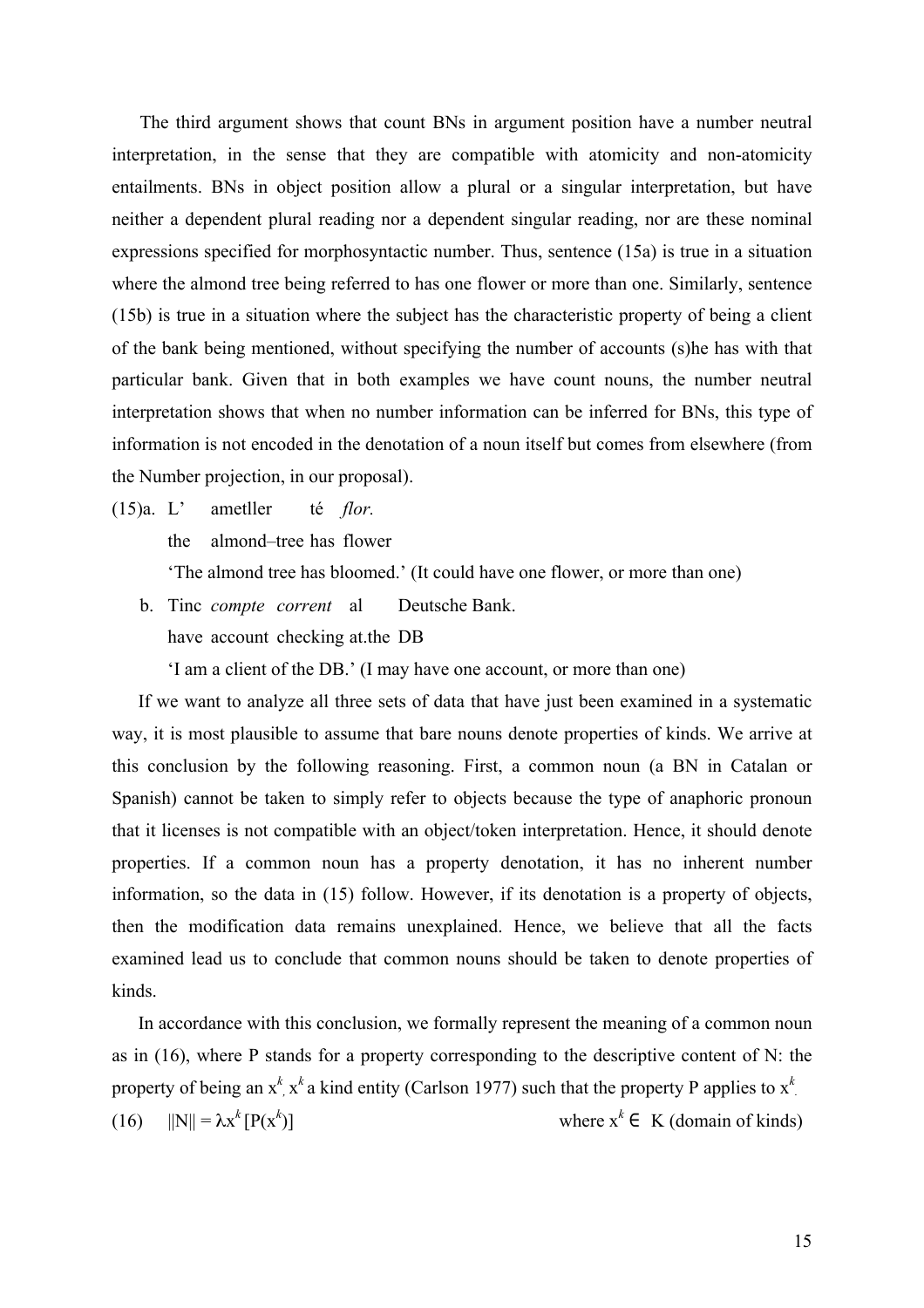The third argument shows that count BNs in argument position have a number neutral interpretation, in the sense that they are compatible with atomicity and non-atomicity entailments. BNs in object position allow a plural or a singular interpretation, but have neither a dependent plural reading nor a dependent singular reading, nor are these nominal expressions specified for morphosyntactic number. Thus, sentence (15a) is true in a situation where the almond tree being referred to has one flower or more than one. Similarly, sentence (15b) is true in a situation where the subject has the characteristic property of being a client of the bank being mentioned, without specifying the number of accounts (s)he has with that particular bank. Given that in both examples we have count nouns, the number neutral interpretation shows that when no number information can be inferred for BNs, this type of information is not encoded in the denotation of a noun itself but comes from elsewhere (from the Number projection, in our proposal).

(15)a. L' ametller té *flor.*
the almond–tree has flower
'The almond tree has bloomed.' (It could have one flower, or more than one)

b. Tinc *compte corrent* al Deutsche Bank.
have account checking at.the DB
'I am a client of the DB.' (I may have one account, or more than one)

If we want to analyze all three sets of data that have just been examined in a systematic way, it is most plausible to assume that bare nouns denote properties of kinds. We arrive at this conclusion by the following reasoning. First, a common noun (a BN in Catalan or Spanish) cannot be taken to simply refer to objects because the type of anaphoric pronoun that it licenses is not compatible with an object/token interpretation. Hence, it should denote properties. If a common noun has a property denotation, it has no inherent number information, so the data in (15) follow. However, if its denotation is a property of objects, then the modification data remains unexplained. Hence, we believe that all the facts examined lead us to conclude that common nouns should be taken to denote properties of kinds.

In accordance with this conclusion, we formally represent the meaning of a common noun as in (16), where P stands for a property corresponding to the descriptive content of N: the property of being an $x^k$, $x^k$ a kind entity (Carlson 1977) such that the property P applies to $x^k$.

(16) $\|N\| = \lambda x^k [P(x^k)]$ where $x^k \in$ K (domain of kinds)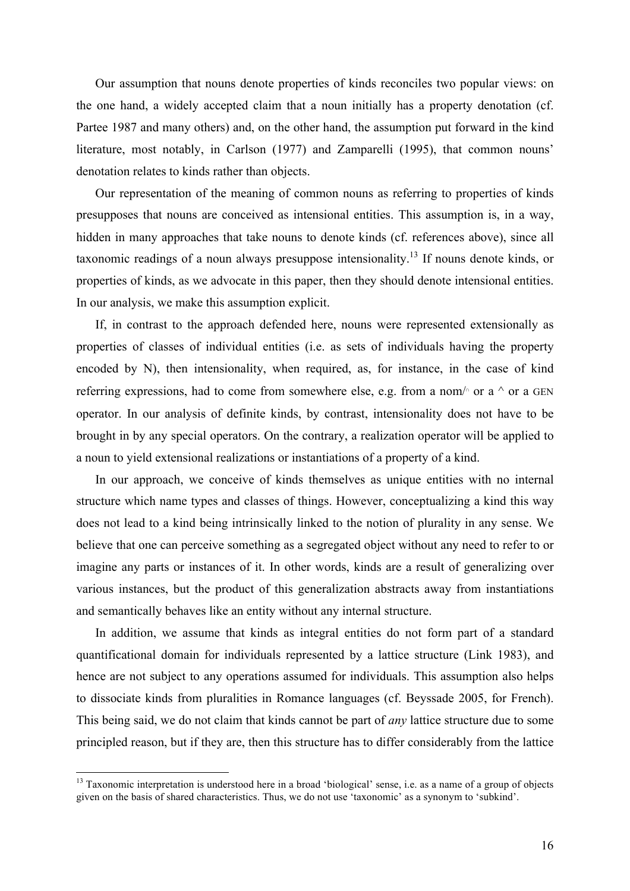Our assumption that nouns denote properties of kinds reconciles two popular views: on the one hand, a widely accepted claim that a noun initially has a property denotation (cf. Partee 1987 and many others) and, on the other hand, the assumption put forward in the kind literature, most notably, in Carlson (1977) and Zamparelli (1995), that common nouns' denotation relates to kinds rather than objects.

Our representation of the meaning of common nouns as referring to properties of kinds presupposes that nouns are conceived as intensional entities. This assumption is, in a way, hidden in many approaches that take nouns to denote kinds (cf. references above), since all taxonomic readings of a noun always presuppose intensionality.[13] If nouns denote kinds, or properties of kinds, as we advocate in this paper, then they should denote intensional entities. In our analysis, we make this assumption explicit.

If, in contrast to the approach defended here, nouns were represented extensionally as properties of classes of individual entities (i.e. as sets of individuals having the property encoded by N), then intensionality, when required, as, for instance, in the case of kind referring expressions, had to come from somewhere else, e.g. from a nom/$^\cap$ or a ^ or a GEN operator. In our analysis of definite kinds, by contrast, intensionality does not have to be brought in by any special operators. On the contrary, a realization operator will be applied to a noun to yield extensional realizations or instantiations of a property of a kind.

In our approach, we conceive of kinds themselves as unique entities with no internal structure which name types and classes of things. However, conceptualizing a kind this way does not lead to a kind being intrinsically linked to the notion of plurality in any sense. We believe that one can perceive something as a segregated object without any need to refer to or imagine any parts or instances of it. In other words, kinds are a result of generalizing over various instances, but the product of this generalization abstracts away from instantiations and semantically behaves like an entity without any internal structure.

In addition, we assume that kinds as integral entities do not form part of a standard quantificational domain for individuals represented by a lattice structure (Link 1983), and hence are not subject to any operations assumed for individuals. This assumption also helps to dissociate kinds from pluralities in Romance languages (cf. Beyssade 2005, for French). This being said, we do not claim that kinds cannot be part of *any* lattice structure due to some principled reason, but if they are, then this structure has to differ considerably from the lattice

---

[13] Taxonomic interpretation is understood here in a broad 'biological' sense, i.e. as a name of a group of objects given on the basis of shared characteristics. Thus, we do not use 'taxonomic' as a synonym to 'subkind'.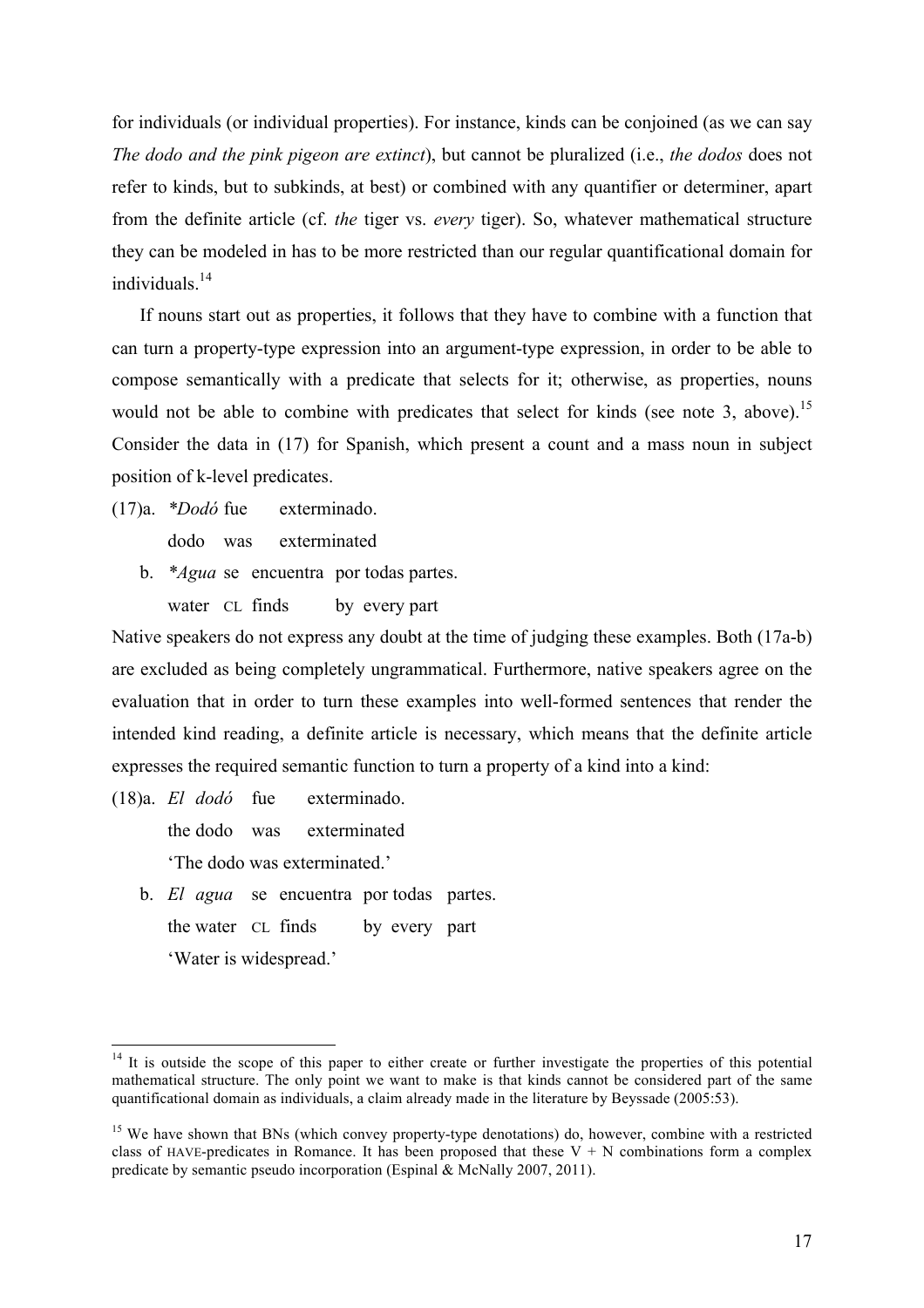for individuals (or individual properties). For instance, kinds can be conjoined (as we can say *The dodo and the pink pigeon are extinct*), but cannot be pluralized (i.e., *the dodos* does not refer to kinds, but to subkinds, at best) or combined with any quantifier or determiner, apart from the definite article (cf. *the* tiger vs. *every* tiger). So, whatever mathematical structure they can be modeled in has to be more restricted than our regular quantificational domain for individuals.[14]

If nouns start out as properties, it follows that they have to combine with a function that can turn a property-type expression into an argument-type expression, in order to be able to compose semantically with a predicate that selects for it; otherwise, as properties, nouns would not be able to combine with predicates that select for kinds (see note 3, above).[15] Consider the data in (17) for Spanish, which present a count and a mass noun in subject position of k-level predicates.

(17) a. \**Dodó* fue exterminado.
dodo was exterminated

b. \**Agua* se encuentra por todas partes.
water CL finds by every part

Native speakers do not express any doubt at the time of judging these examples. Both (17a-b) are excluded as being completely ungrammatical. Furthermore, native speakers agree on the evaluation that in order to turn these examples into well-formed sentences that render the intended kind reading, a definite article is necessary, which means that the definite article expresses the required semantic function to turn a property of a kind into a kind:

(18) a. *El dodó* fue exterminado.
the dodo was exterminated
'The dodo was exterminated.'

b. *El agua* se encuentra por todas partes.
the water CL finds by every part
'Water is widespread.'

---

[14] It is outside the scope of this paper to either create or further investigate the properties of this potential mathematical structure. The only point we want to make is that kinds cannot be considered part of the same quantificational domain as individuals, a claim already made in the literature by Beyssade (2005:53).

[15] We have shown that BNs (which convey property-type denotations) do, however, combine with a restricted class of HAVE-predicates in Romance. It has been proposed that these V + N combinations form a complex predicate by semantic pseudo incorporation (Espinal & McNally 2007, 2011).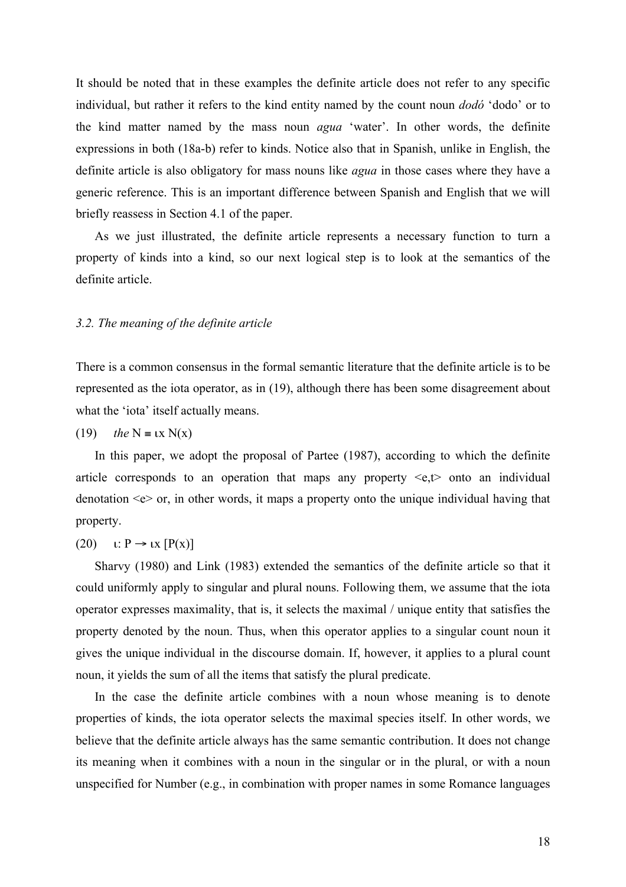It should be noted that in these examples the definite article does not refer to any specific individual, but rather it refers to the kind entity named by the count noun *dodó* 'dodo' or to the kind matter named by the mass noun *agua* 'water'. In other words, the definite expressions in both (18a-b) refer to kinds. Notice also that in Spanish, unlike in English, the definite article is also obligatory for mass nouns like *agua* in those cases where they have a generic reference. This is an important difference between Spanish and English that we will briefly reassess in Section 4.1 of the paper.

As we just illustrated, the definite article represents a necessary function to turn a property of kinds into a kind, so our next logical step is to look at the semantics of the definite article.

### *3.2. The meaning of the definite article*

There is a common consensus in the formal semantic literature that the definite article is to be represented as the iota operator, as in (19), although there has been some disagreement about what the 'iota' itself actually means.

(19) *the* N ≡ $\iota x$ N(x)

In this paper, we adopt the proposal of Partee (1987), according to which the definite article corresponds to an operation that maps any property <e,t> onto an individual denotation <e> or, in other words, it maps a property onto the unique individual having that property.

(20) $\iota: P \rightarrow \iota x\, [P(x)]$

Sharvy (1980) and Link (1983) extended the semantics of the definite article so that it could uniformly apply to singular and plural nouns. Following them, we assume that the iota operator expresses maximality, that is, it selects the maximal / unique entity that satisfies the property denoted by the noun. Thus, when this operator applies to a singular count noun it gives the unique individual in the discourse domain. If, however, it applies to a plural count noun, it yields the sum of all the items that satisfy the plural predicate.

In the case the definite article combines with a noun whose meaning is to denote properties of kinds, the iota operator selects the maximal species itself. In other words, we believe that the definite article always has the same semantic contribution. It does not change its meaning when it combines with a noun in the singular or in the plural, or with a noun unspecified for Number (e.g., in combination with proper names in some Romance languages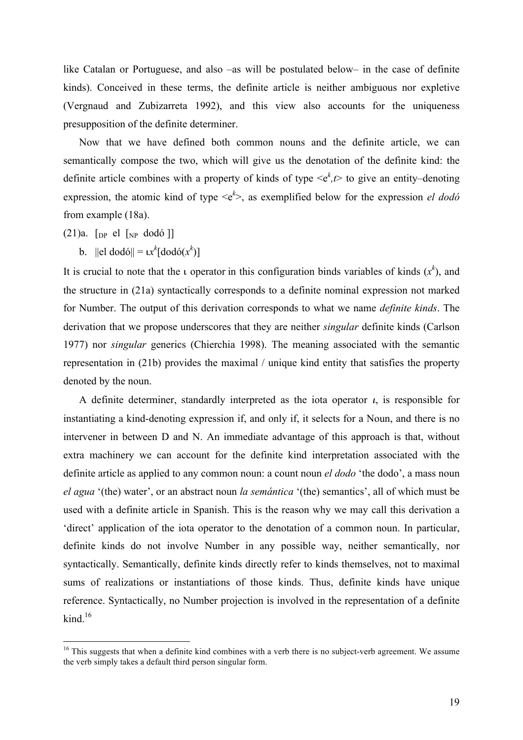like Catalan or Portuguese, and also –as will be postulated below– in the case of definite kinds). Conceived in these terms, the definite article is neither ambiguous nor expletive (Vergnaud and Zubizarreta 1992), and this view also accounts for the uniqueness presupposition of the definite determiner.

Now that we have defined both common nouns and the definite article, we can semantically compose the two, which will give us the denotation of the definite kind: the definite article combines with a property of kinds of type $<e^k,t>$ to give an entity–denoting expression, the atomic kind of type $<e^k>$, as exemplified below for the expression *el dodó* from example (18a).

(21)a. $[_{DP}$ el $[_{NP}$ dodó $]]$

b. $||$el dodó$|| = \iota x^k[\text{dodó}(x^k)]$

It is crucial to note that the ι operator in this configuration binds variables of kinds ($x^k$), and the structure in (21a) syntactically corresponds to a definite nominal expression not marked for Number. The output of this derivation corresponds to what we name *definite kinds*. The derivation that we propose underscores that they are neither *singular* definite kinds (Carlson 1977) nor *singular* generics (Chierchia 1998). The meaning associated with the semantic representation in (21b) provides the maximal / unique kind entity that satisfies the property denoted by the noun.

A definite determiner, standardly interpreted as the iota operator *ι*, is responsible for instantiating a kind-denoting expression if, and only if, it selects for a Noun, and there is no intervener in between D and N. An immediate advantage of this approach is that, without extra machinery we can account for the definite kind interpretation associated with the definite article as applied to any common noun: a count noun *el dodo* 'the dodo', a mass noun *el agua* '(the) water', or an abstract noun *la semántica* '(the) semantics', all of which must be used with a definite article in Spanish. This is the reason why we may call this derivation a 'direct' application of the iota operator to the denotation of a common noun. In particular, definite kinds do not involve Number in any possible way, neither semantically, nor syntactically. Semantically, definite kinds directly refer to kinds themselves, not to maximal sums of realizations or instantiations of those kinds. Thus, definite kinds have unique reference. Syntactically, no Number projection is involved in the representation of a definite kind.[16]

---

[16] This suggests that when a definite kind combines with a verb there is no subject-verb agreement. We assume the verb simply takes a default third person singular form.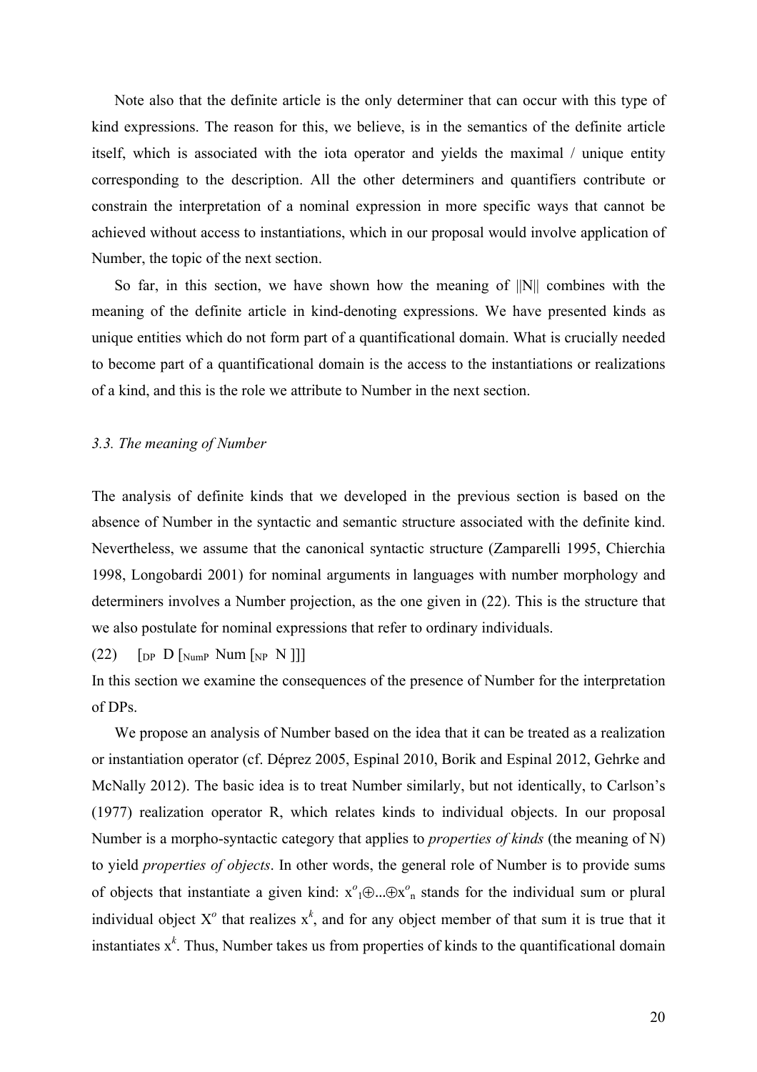Note also that the definite article is the only determiner that can occur with this type of kind expressions. The reason for this, we believe, is in the semantics of the definite article itself, which is associated with the iota operator and yields the maximal / unique entity corresponding to the description. All the other determiners and quantifiers contribute or constrain the interpretation of a nominal expression in more specific ways that cannot be achieved without access to instantiations, which in our proposal would involve application of Number, the topic of the next section.

So far, in this section, we have shown how the meaning of ||N|| combines with the meaning of the definite article in kind-denoting expressions. We have presented kinds as unique entities which do not form part of a quantificational domain. What is crucially needed to become part of a quantificational domain is the access to the instantiations or realizations of a kind, and this is the role we attribute to Number in the next section.

### *3.3. The meaning of Number*

The analysis of definite kinds that we developed in the previous section is based on the absence of Number in the syntactic and semantic structure associated with the definite kind. Nevertheless, we assume that the canonical syntactic structure (Zamparelli 1995, Chierchia 1998, Longobardi 2001) for nominal arguments in languages with number morphology and determiners involves a Number projection, as the one given in (22). This is the structure that we also postulate for nominal expressions that refer to ordinary individuals.

(22) $[_{DP}$ D $[_{NumP}$ Num $[_{NP}$ N ]]]

In this section we examine the consequences of the presence of Number for the interpretation of DPs.

We propose an analysis of Number based on the idea that it can be treated as a realization or instantiation operator (cf. Déprez 2005, Espinal 2010, Borik and Espinal 2012, Gehrke and McNally 2012). The basic idea is to treat Number similarly, but not identically, to Carlson's (1977) realization operator R, which relates kinds to individual objects. In our proposal Number is a morpho-syntactic category that applies to *properties of kinds* (the meaning of N) to yield *properties of objects*. In other words, the general role of Number is to provide sums of objects that instantiate a given kind: $x^o_1 \oplus ... \oplus x^o_n$ stands for the individual sum or plural individual object $X^o$ that realizes $x^k$, and for any object member of that sum it is true that it instantiates $x^k$. Thus, Number takes us from properties of kinds to the quantificational domain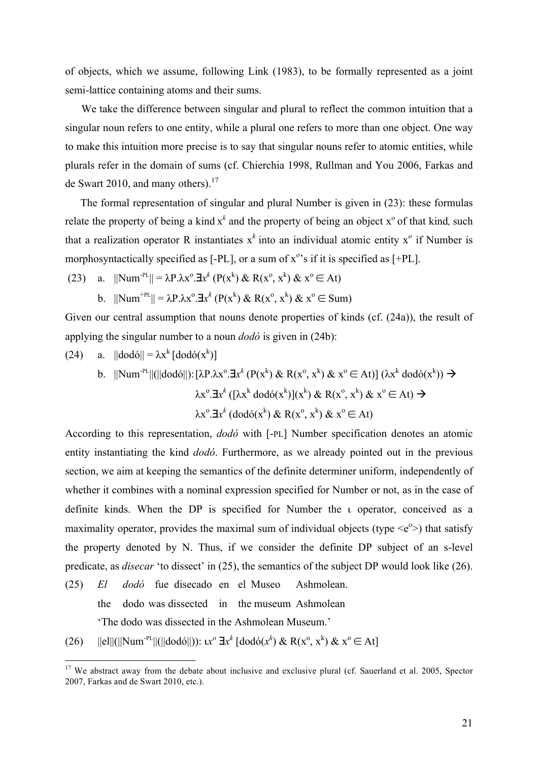of objects, which we assume, following Link (1983), to be formally represented as a joint semi-lattice containing atoms and their sums.

We take the difference between singular and plural to reflect the common intuition that a singular noun refers to one entity, while a plural one refers to more than one object. One way to make this intuition more precise is to say that singular nouns refer to atomic entities, while plurals refer in the domain of sums (cf. Chierchia 1998, Rullman and You 2006, Farkas and de Swart 2010, and many others).[17]

The formal representation of singular and plural Number is given in (23): these formulas relate the property of being a kind $x^k$ and the property of being an object $x^o$ of that kind, such that a realization operator R instantiates $x^k$ into an individual atomic entity $x^o$ if Number is morphosyntactically specified as [-PL], or a sum of $x^o$'s if it is specified as [+PL].

(23) a. $||\text{Num}^{-\text{PL}}|| = \lambda P.\lambda x^o.\exists x^k\ (P(x^k)\ \&\ R(x^o, x^k)\ \&\ x^o \in \text{At})$

b. $||\text{Num}^{+\text{PL}}|| = \lambda P.\lambda x^o.\exists x^k\ (P(x^k)\ \&\ R(x^o, x^k)\ \&\ x^o \in \text{Sum})$

Given our central assumption that nouns denote properties of kinds (cf. (24a)), the result of applying the singular number to a noun *dodó* is given in (24b):

(24) a. $||\text{dodó}|| = \lambda x^k\ [\text{dodó}(x^k)]$

b. $||\text{Num}^{-\text{PL}}||(||\text{dodó}||)$: $[\lambda P.\lambda x^o.\exists x^k\ (P(x^k)\ \&\ R(x^o, x^k)\ \&\ x^o \in \text{At})]\ (\lambda x^k\ \text{dodó}(x^k)) \rightarrow$

$\lambda x^o.\exists x^k\ ([\lambda x^k\ \text{dodó}(x^k)](x^k)\ \&\ R(x^o, x^k)\ \&\ x^o \in \text{At}) \rightarrow$

$\lambda x^o.\exists x^k\ (\text{dodó}(x^k)\ \&\ R(x^o, x^k)\ \&\ x^o \in \text{At})$

According to this representation, *dodó* with [-PL] Number specification denotes an atomic entity instantiating the kind *dodó*. Furthermore, as we already pointed out in the previous section, we aim at keeping the semantics of the definite determiner uniform, independently of whether it combines with a nominal expression specified for Number or not, as in the case of definite kinds. When the DP is specified for Number the ι operator, conceived as a maximality operator, provides the maximal sum of individual objects (type $<e^o>$) that satisfy the property denoted by N. Thus, if we consider the definite DP subject of an s-level predicate, as *disecar* 'to dissect' in (25), the semantics of the subject DP would look like (26).

(25) *El dodó fue disecado en el Museo Ashmolean.*
the dodo was dissected in the museum Ashmolean
'The dodo was dissected in the Ashmolean Museum.'

(26) $||\text{el}||(||\text{Num}^{-\text{PL}}||(||\text{dodó}||))$: $\iota x^o\ \exists x^k\ [\text{dodó}(x^k)\ \&\ R(x^o, x^k)\ \&\ x^o \in \text{At}]$

---

[17] We abstract away from the debate about inclusive and exclusive plural (cf. Sauerland et al. 2005, Spector 2007, Farkas and de Swart 2010, etc.).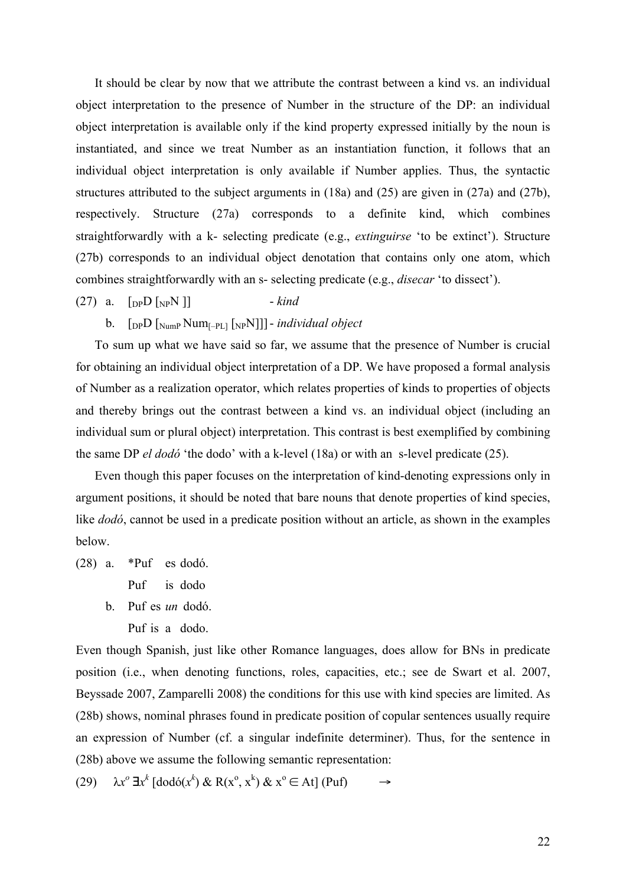It should be clear by now that we attribute the contrast between a kind vs. an individual object interpretation to the presence of Number in the structure of the DP: an individual object interpretation is available only if the kind property expressed initially by the noun is instantiated, and since we treat Number as an instantiation function, it follows that an individual object interpretation is only available if Number applies. Thus, the syntactic structures attributed to the subject arguments in (18a) and (25) are given in (27a) and (27b), respectively. Structure (27a) corresponds to a definite kind, which combines straightforwardly with a k- selecting predicate (e.g., *extinguirse* 'to be extinct'). Structure (27b) corresponds to an individual object denotation that contains only one atom, which combines straightforwardly with an s- selecting predicate (e.g., *disecar* 'to dissect').

(27) a. $[_{DP}$D $[_{NP}$N ]] - *kind*

b. $[_{DP}$D $[_{NumP}$ Num$_{[-PL]}$ $[_{NP}$N]]] - *individual object*

To sum up what we have said so far, we assume that the presence of Number is crucial for obtaining an individual object interpretation of a DP. We have proposed a formal analysis of Number as a realization operator, which relates properties of kinds to properties of objects and thereby brings out the contrast between a kind vs. an individual object (including an individual sum or plural object) interpretation. This contrast is best exemplified by combining the same DP *el dodó* 'the dodo' with a k-level (18a) or with an s-level predicate (25).

Even though this paper focuses on the interpretation of kind-denoting expressions only in argument positions, it should be noted that bare nouns that denote properties of kind species, like *dodó*, cannot be used in a predicate position without an article, as shown in the examples below.

(28) a. *Puf es dodó.
Puf is dodo

b. Puf es *un* dodó.
Puf is a dodo.

Even though Spanish, just like other Romance languages, does allow for BNs in predicate position (i.e., when denoting functions, roles, capacities, etc.; see de Swart et al. 2007, Beyssade 2007, Zamparelli 2008) the conditions for this use with kind species are limited. As (28b) shows, nominal phrases found in predicate position of copular sentences usually require an expression of Number (cf. a singular indefinite determiner). Thus, for the sentence in (28b) above we assume the following semantic representation:

(29) $\lambda x^o\ \exists x^k\ [\text{dodó}(x^k)\ \&\ R(x^o, x^k)\ \&\ x^o \in At]\ (\text{Puf}) \quad \rightarrow$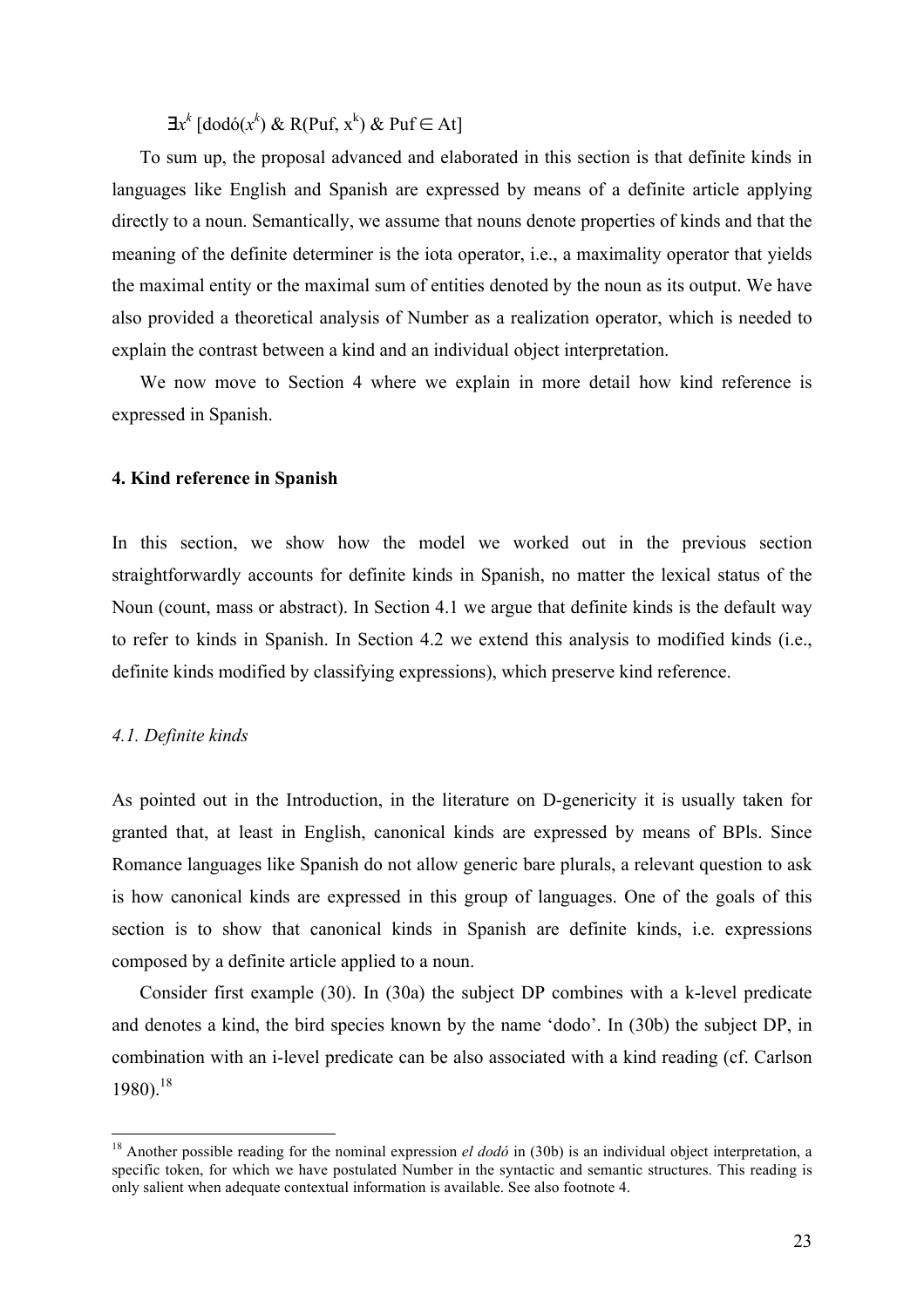$\exists x^k$ [dodó($x^k$) & R(Puf, $x^k$) & Puf $\in$ At]

To sum up, the proposal advanced and elaborated in this section is that definite kinds in languages like English and Spanish are expressed by means of a definite article applying directly to a noun. Semantically, we assume that nouns denote properties of kinds and that the meaning of the definite determiner is the iota operator, i.e., a maximality operator that yields the maximal entity or the maximal sum of entities denoted by the noun as its output. We have also provided a theoretical analysis of Number as a realization operator, which is needed to explain the contrast between a kind and an individual object interpretation.

We now move to Section 4 where we explain in more detail how kind reference is expressed in Spanish.

## 4. Kind reference in Spanish

In this section, we show how the model we worked out in the previous section straightforwardly accounts for definite kinds in Spanish, no matter the lexical status of the Noun (count, mass or abstract). In Section 4.1 we argue that definite kinds is the default way to refer to kinds in Spanish. In Section 4.2 we extend this analysis to modified kinds (i.e., definite kinds modified by classifying expressions), which preserve kind reference.

### *4.1. Definite kinds*

As pointed out in the Introduction, in the literature on D-genericity it is usually taken for granted that, at least in English, canonical kinds are expressed by means of BPls. Since Romance languages like Spanish do not allow generic bare plurals, a relevant question to ask is how canonical kinds are expressed in this group of languages. One of the goals of this section is to show that canonical kinds in Spanish are definite kinds, i.e. expressions composed by a definite article applied to a noun.

Consider first example (30). In (30a) the subject DP combines with a k-level predicate and denotes a kind, the bird species known by the name 'dodo'. In (30b) the subject DP, in combination with an i-level predicate can be also associated with a kind reading (cf. Carlson 1980).[18]

[18] Another possible reading for the nominal expression *el dodó* in (30b) is an individual object interpretation, a specific token, for which we have postulated Number in the syntactic and semantic structures. This reading is only salient when adequate contextual information is available. See also footnote 4.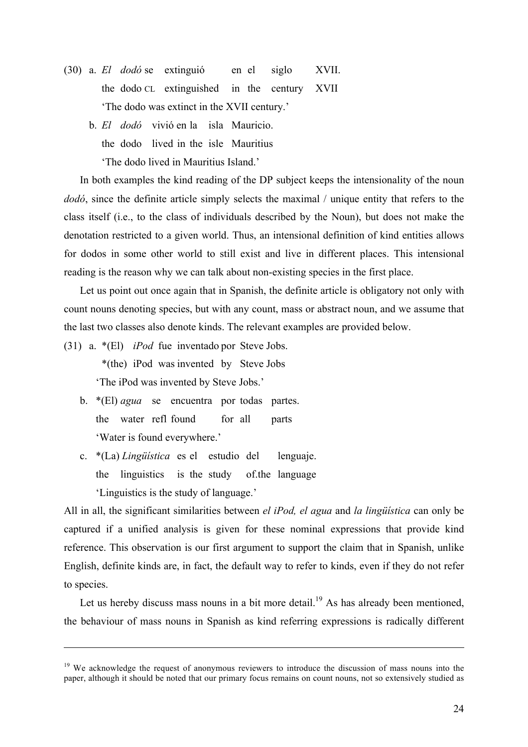(30) a. *El dodó* se extinguió en el siglo XVII.
the dodo CL extinguished in the century XVII
'The dodo was extinct in the XVII century.'

b. *El dodó* vivió en la isla Mauricio.
the dodo lived in the isle Mauritius
'The dodo lived in Mauritius Island.'

In both examples the kind reading of the DP subject keeps the intensionality of the noun *dodó*, since the definite article simply selects the maximal / unique entity that refers to the class itself (i.e., to the class of individuals described by the Noun), but does not make the denotation restricted to a given world. Thus, an intensional definition of kind entities allows for dodos in some other world to still exist and live in different places. This intensional reading is the reason why we can talk about non-existing species in the first place.

Let us point out once again that in Spanish, the definite article is obligatory not only with count nouns denoting species, but with any count, mass or abstract noun, and we assume that the last two classes also denote kinds. The relevant examples are provided below.

(31) a. *(El) *iPod* fue inventado por Steve Jobs.
*(the) iPod was invented by Steve Jobs
'The iPod was invented by Steve Jobs.'

b. *(El) *agua* se encuentra por todas partes.
the water refl found for all parts
'Water is found everywhere.'

c. *(La) *Lingüística* es el estudio del lenguaje.
the linguistics is the study of.the language
'Linguistics is the study of language.'

All in all, the significant similarities between *el iPod, el agua* and *la lingüística* can only be captured if a unified analysis is given for these nominal expressions that provide kind reference. This observation is our first argument to support the claim that in Spanish, unlike English, definite kinds are, in fact, the default way to refer to kinds, even if they do not refer to species.

Let us hereby discuss mass nouns in a bit more detail.[19] As has already been mentioned, the behaviour of mass nouns in Spanish as kind referring expressions is radically different

---

[19] We acknowledge the request of anonymous reviewers to introduce the discussion of mass nouns into the paper, although it should be noted that our primary focus remains on count nouns, not so extensively studied as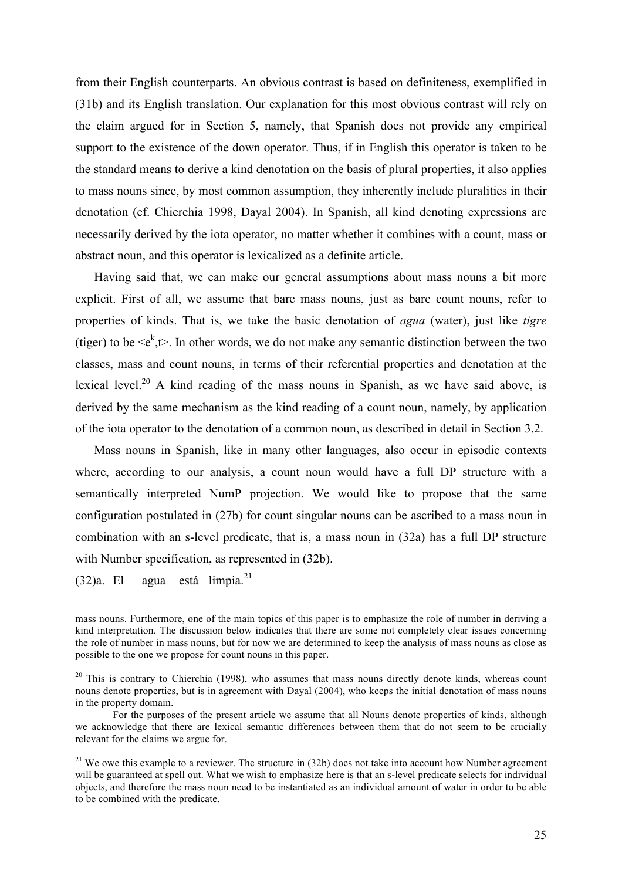from their English counterparts. An obvious contrast is based on definiteness, exemplified in (31b) and its English translation. Our explanation for this most obvious contrast will rely on the claim argued for in Section 5, namely, that Spanish does not provide any empirical support to the existence of the down operator. Thus, if in English this operator is taken to be the standard means to derive a kind denotation on the basis of plural properties, it also applies to mass nouns since, by most common assumption, they inherently include pluralities in their denotation (cf. Chierchia 1998, Dayal 2004). In Spanish, all kind denoting expressions are necessarily derived by the iota operator, no matter whether it combines with a count, mass or abstract noun, and this operator is lexicalized as a definite article.

Having said that, we can make our general assumptions about mass nouns a bit more explicit. First of all, we assume that bare mass nouns, just as bare count nouns, refer to properties of kinds. That is, we take the basic denotation of *agua* (water), just like *tigre* (tiger) to be $<e^k,t>$. In other words, we do not make any semantic distinction between the two classes, mass and count nouns, in terms of their referential properties and denotation at the lexical level.[20] A kind reading of the mass nouns in Spanish, as we have said above, is derived by the same mechanism as the kind reading of a count noun, namely, by application of the iota operator to the denotation of a common noun, as described in detail in Section 3.2.

Mass nouns in Spanish, like in many other languages, also occur in episodic contexts where, according to our analysis, a count noun would have a full DP structure with a semantically interpreted NumP projection. We would like to propose that the same configuration postulated in (27b) for count singular nouns can be ascribed to a mass noun in combination with an s-level predicate, that is, a mass noun in (32a) has a full DP structure with Number specification, as represented in (32b).

(32)a. El agua está limpia.[21]

---

mass nouns. Furthermore, one of the main topics of this paper is to emphasize the role of number in deriving a kind interpretation. The discussion below indicates that there are some not completely clear issues concerning the role of number in mass nouns, but for now we are determined to keep the analysis of mass nouns as close as possible to the one we propose for count nouns in this paper.

[20] This is contrary to Chierchia (1998), who assumes that mass nouns directly denote kinds, whereas count nouns denote properties, but is in agreement with Dayal (2004), who keeps the initial denotation of mass nouns in the property domain.

For the purposes of the present article we assume that all Nouns denote properties of kinds, although we acknowledge that there are lexical semantic differences between them that do not seem to be crucially relevant for the claims we argue for.

[21] We owe this example to a reviewer. The structure in (32b) does not take into account how Number agreement will be guaranteed at spell out. What we wish to emphasize here is that an s-level predicate selects for individual objects, and therefore the mass noun need to be instantiated as an individual amount of water in order to be able to be combined with the predicate.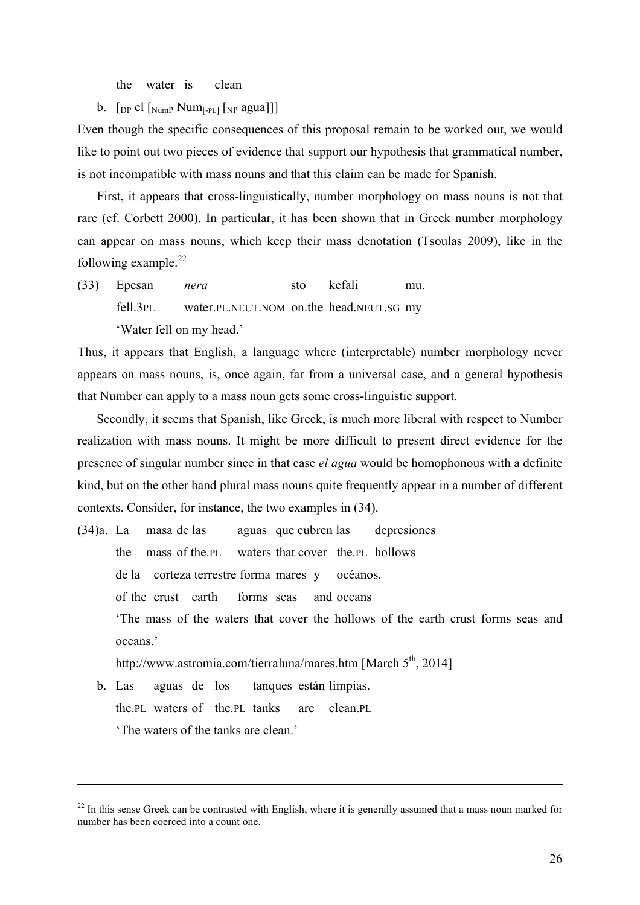the water is clean

b. [$_{DP}$ el [$_{NumP}$ Num$_{[-PL]}$ [$_{NP}$ agua]]]

Even though the specific consequences of this proposal remain to be worked out, we would like to point out two pieces of evidence that support our hypothesis that grammatical number, is not incompatible with mass nouns and that this claim can be made for Spanish.

First, it appears that cross-linguistically, number morphology on mass nouns is not that rare (cf. Corbett 2000). In particular, it has been shown that in Greek number morphology can appear on mass nouns, which keep their mass denotation (Tsoulas 2009), like in the following example.[22]

(33) Epesan *nera* sto kefali mu.
fell.3PL water.PL.NEUT.NOM on.the head.NEUT.SG my
'Water fell on my head.'

Thus, it appears that English, a language where (interpretable) number morphology never appears on mass nouns, is, once again, far from a universal case, and a general hypothesis that Number can apply to a mass noun gets some cross-linguistic support.

Secondly, it seems that Spanish, like Greek, is much more liberal with respect to Number realization with mass nouns. It might be more difficult to present direct evidence for the presence of singular number since in that case *el agua* would be homophonous with a definite kind, but on the other hand plural mass nouns quite frequently appear in a number of different contexts. Consider, for instance, the two examples in (34).

(34) a. La masa de las aguas que cubren las depresiones
the mass of the.PL waters that cover the.PL hollows
de la corteza terrestre forma mares y océanos.
of the crust earth forms seas and oceans
'The mass of the waters that cover the hollows of the earth crust forms seas and oceans.'
http://www.astromia.com/tierraluna/mares.htm [March 5th, 2014]

b. Las aguas de los tanques están limpias.
the.PL waters of the.PL tanks are clean.PL
'The waters of the tanks are clean.'

---

[22] In this sense Greek can be contrasted with English, where it is generally assumed that a mass noun marked for number has been coerced into a count one.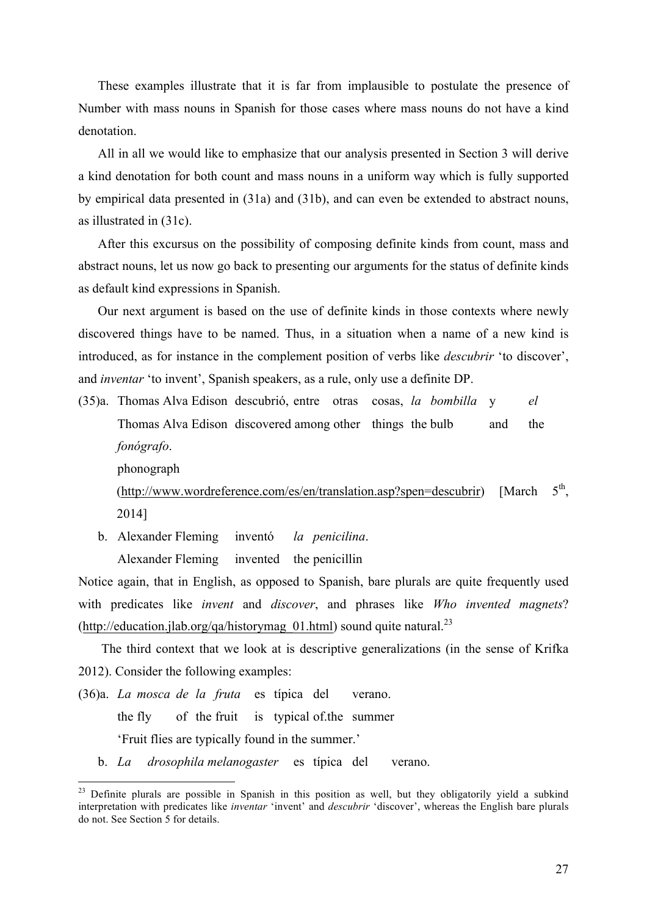These examples illustrate that it is far from implausible to postulate the presence of Number with mass nouns in Spanish for those cases where mass nouns do not have a kind denotation.

All in all we would like to emphasize that our analysis presented in Section 3 will derive a kind denotation for both count and mass nouns in a uniform way which is fully supported by empirical data presented in (31a) and (31b), and can even be extended to abstract nouns, as illustrated in (31c).

After this excursus on the possibility of composing definite kinds from count, mass and abstract nouns, let us now go back to presenting our arguments for the status of definite kinds as default kind expressions in Spanish.

Our next argument is based on the use of definite kinds in those contexts where newly discovered things have to be named. Thus, in a situation when a name of a new kind is introduced, as for instance in the complement position of verbs like *descubrir* 'to discover', and *inventar* 'to invent', Spanish speakers, as a rule, only use a definite DP.

(35) a. Thomas Alva Edison descubrió, entre otras cosas, *la bombilla* y *el fonógrafo*.
   Thomas Alva Edison discovered among other things the bulb and the phonograph
   (http://www.wordreference.com/es/en/translation.asp?spen=descubrir) [March 5th, 2014]

   b. Alexander Fleming inventó *la penicilina*.
   Alexander Fleming invented the penicillin

Notice again, that in English, as opposed to Spanish, bare plurals are quite frequently used with predicates like *invent* and *discover*, and phrases like *Who invented magnets*? (http://education.jlab.org/qa/historymag_01.html) sound quite natural.[23]

The third context that we look at is descriptive generalizations (in the sense of Krifka 2012). Consider the following examples:

(36) a. *La mosca de la fruta* es típica del verano.
   the fly of the fruit is typical of.the summer
   'Fruit flies are typically found in the summer.'

   b. *La drosophila melanogaster* es típica del verano.

---

[23] Definite plurals are possible in Spanish in this position as well, but they obligatorily yield a subkind interpretation with predicates like *inventar* 'invent' and *descubrir* 'discover', whereas the English bare plurals do not. See Section 5 for details.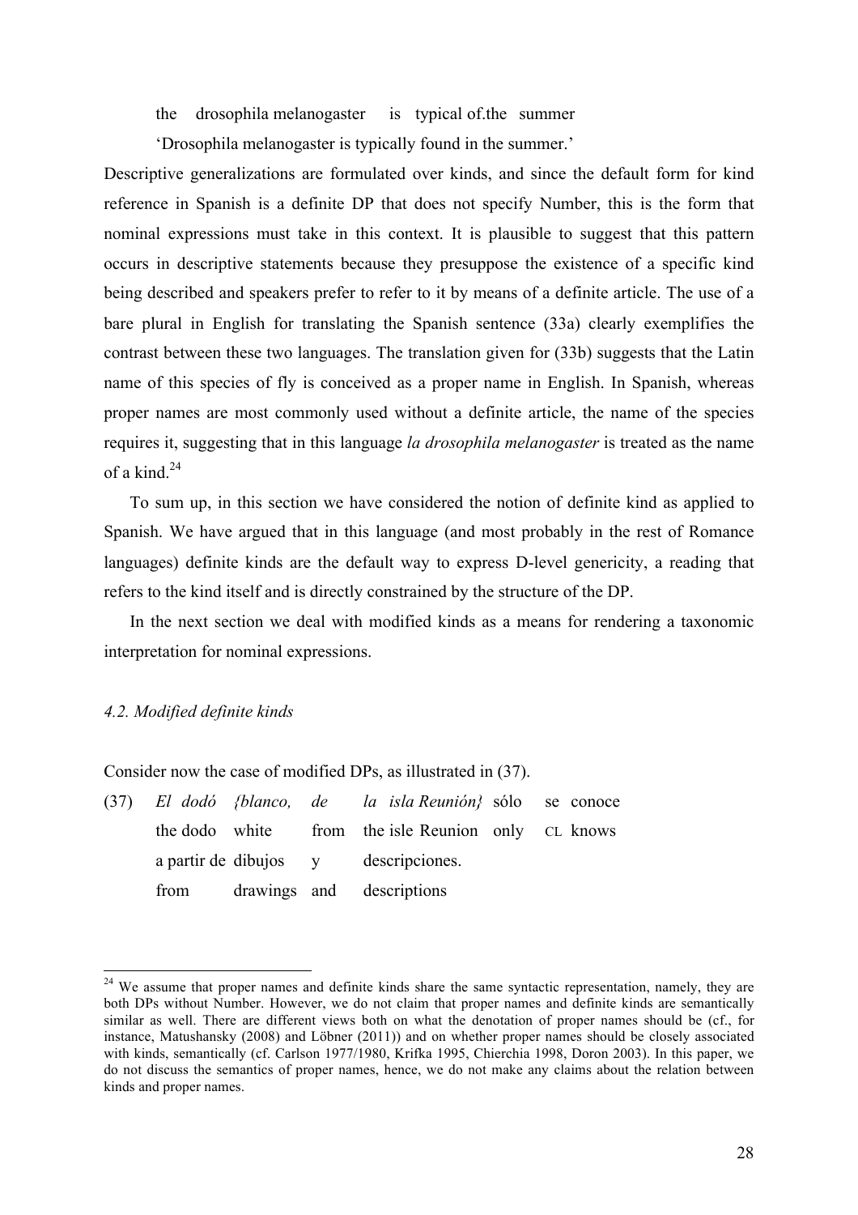the drosophila melanogaster is typical of.the summer

'Drosophila melanogaster is typically found in the summer.'

Descriptive generalizations are formulated over kinds, and since the default form for kind reference in Spanish is a definite DP that does not specify Number, this is the form that nominal expressions must take in this context. It is plausible to suggest that this pattern occurs in descriptive statements because they presuppose the existence of a specific kind being described and speakers prefer to refer to it by means of a definite article. The use of a bare plural in English for translating the Spanish sentence (33a) clearly exemplifies the contrast between these two languages. The translation given for (33b) suggests that the Latin name of this species of fly is conceived as a proper name in English. In Spanish, whereas proper names are most commonly used without a definite article, the name of the species requires it, suggesting that in this language *la drosophila melanogaster* is treated as the name of a kind.[24]

To sum up, in this section we have considered the notion of definite kind as applied to Spanish. We have argued that in this language (and most probably in the rest of Romance languages) definite kinds are the default way to express D-level genericity, a reading that refers to the kind itself and is directly constrained by the structure of the DP.

In the next section we deal with modified kinds as a means for rendering a taxonomic interpretation for nominal expressions.

### *4.2. Modified definite kinds*

Consider now the case of modified DPs, as illustrated in (37).

(37) *El dodó {blanco, de la isla Reunión}* sólo se conoce
the dodo white from the isle Reunion only CL knows
a partir de dibujos y descripciones.
from drawings and descriptions

---

[24] We assume that proper names and definite kinds share the same syntactic representation, namely, they are both DPs without Number. However, we do not claim that proper names and definite kinds are semantically similar as well. There are different views both on what the denotation of proper names should be (cf., for instance, Matushansky (2008) and Löbner (2011)) and on whether proper names should be closely associated with kinds, semantically (cf. Carlson 1977/1980, Krifka 1995, Chierchia 1998, Doron 2003). In this paper, we do not discuss the semantics of proper names, hence, we do not make any claims about the relation between kinds and proper names.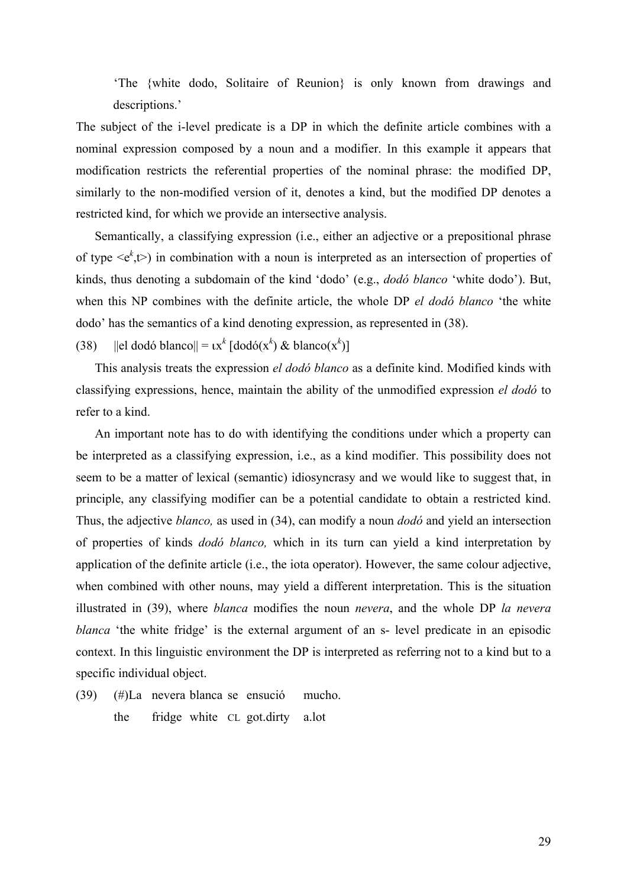'The {white dodo, Solitaire of Reunion} is only known from drawings and descriptions.'

The subject of the i-level predicate is a DP in which the definite article combines with a nominal expression composed by a noun and a modifier. In this example it appears that modification restricts the referential properties of the nominal phrase: the modified DP, similarly to the non-modified version of it, denotes a kind, but the modified DP denotes a restricted kind, for which we provide an intersective analysis.

Semantically, a classifying expression (i.e., either an adjective or a prepositional phrase of type $<e^k,t>$) in combination with a noun is interpreted as an intersection of properties of kinds, thus denoting a subdomain of the kind 'dodo' (e.g., *dodó blanco* 'white dodo'). But, when this NP combines with the definite article, the whole DP *el dodó blanco* 'the white dodo' has the semantics of a kind denoting expression, as represented in (38).

(38) ||el dodó blanco|| = $\iota x^k$ [dodó($x^k$) & blanco($x^k$)]

This analysis treats the expression *el dodó blanco* as a definite kind. Modified kinds with classifying expressions, hence, maintain the ability of the unmodified expression *el dodó* to refer to a kind.

An important note has to do with identifying the conditions under which a property can be interpreted as a classifying expression, i.e., as a kind modifier. This possibility does not seem to be a matter of lexical (semantic) idiosyncrasy and we would like to suggest that, in principle, any classifying modifier can be a potential candidate to obtain a restricted kind. Thus, the adjective *blanco,* as used in (34), can modify a noun *dodó* and yield an intersection of properties of kinds *dodó blanco,* which in its turn can yield a kind interpretation by application of the definite article (i.e., the iota operator). However, the same colour adjective, when combined with other nouns, may yield a different interpretation. This is the situation illustrated in (39), where *blanca* modifies the noun *nevera*, and the whole DP *la nevera blanca* 'the white fridge' is the external argument of an s- level predicate in an episodic context. In this linguistic environment the DP is interpreted as referring not to a kind but to a specific individual object.

(39) (#)La nevera blanca se ensució mucho.
the fridge white CL got.dirty a.lot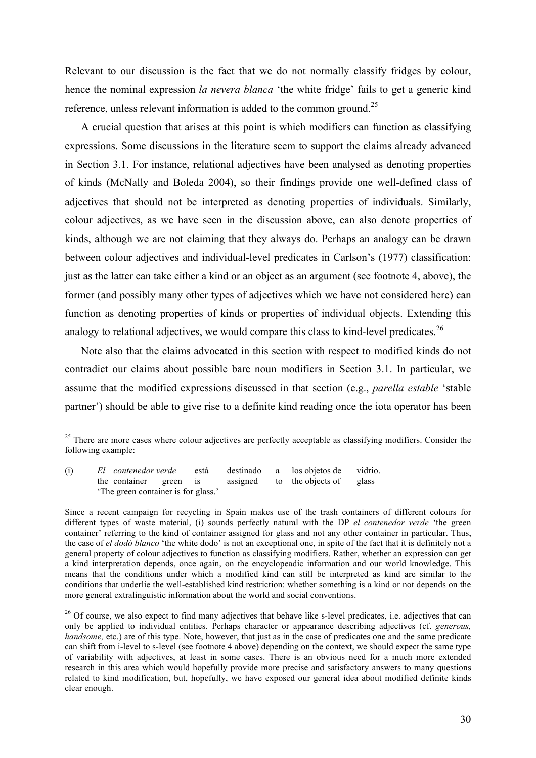Relevant to our discussion is the fact that we do not normally classify fridges by colour, hence the nominal expression *la nevera blanca* 'the white fridge' fails to get a generic kind reference, unless relevant information is added to the common ground.[25]

A crucial question that arises at this point is which modifiers can function as classifying expressions. Some discussions in the literature seem to support the claims already advanced in Section 3.1. For instance, relational adjectives have been analysed as denoting properties of kinds (McNally and Boleda 2004), so their findings provide one well-defined class of adjectives that should not be interpreted as denoting properties of individuals. Similarly, colour adjectives, as we have seen in the discussion above, can also denote properties of kinds, although we are not claiming that they always do. Perhaps an analogy can be drawn between colour adjectives and individual-level predicates in Carlson's (1977) classification: just as the latter can take either a kind or an object as an argument (see footnote 4, above), the former (and possibly many other types of adjectives which we have not considered here) can function as denoting properties of kinds or properties of individual objects. Extending this analogy to relational adjectives, we would compare this class to kind-level predicates.[26]

Note also that the claims advocated in this section with respect to modified kinds do not contradict our claims about possible bare noun modifiers in Section 3.1. In particular, we assume that the modified expressions discussed in that section (e.g., *parella estable* 'stable partner') should be able to give rise to a definite kind reading once the iota operator has been

---

[25] There are more cases where colour adjectives are perfectly acceptable as classifying modifiers. Consider the following example:

(i) *El contenedor verde* está destinado a los objetos de vidrio.
the container green is assigned to the objects of glass
'The green container is for glass.'

Since a recent campaign for recycling in Spain makes use of the trash containers of different colours for different types of waste material, (i) sounds perfectly natural with the DP *el contenedor verde* 'the green container' referring to the kind of container assigned for glass and not any other container in particular. Thus, the case of *el dodó blanco* 'the white dodo' is not an exceptional one, in spite of the fact that it is definitely not a general property of colour adjectives to function as classifying modifiers. Rather, whether an expression can get a kind interpretation depends, once again, on the encyclopeadic information and our world knowledge. This means that the conditions under which a modified kind can still be interpreted as kind are similar to the conditions that underlie the well-established kind restriction: whether something is a kind or not depends on the more general extralinguistic information about the world and social conventions.

[26] Of course, we also expect to find many adjectives that behave like s-level predicates, i.e. adjectives that can only be applied to individual entities. Perhaps character or appearance describing adjectives (cf. *generous, handsome,* etc.) are of this type. Note, however, that just as in the case of predicates one and the same predicate can shift from i-level to s-level (see footnote 4 above) depending on the context, we should expect the same type of variability with adjectives, at least in some cases. There is an obvious need for a much more extended research in this area which would hopefully provide more precise and satisfactory answers to many questions related to kind modification, but, hopefully, we have exposed our general idea about modified definite kinds clear enough.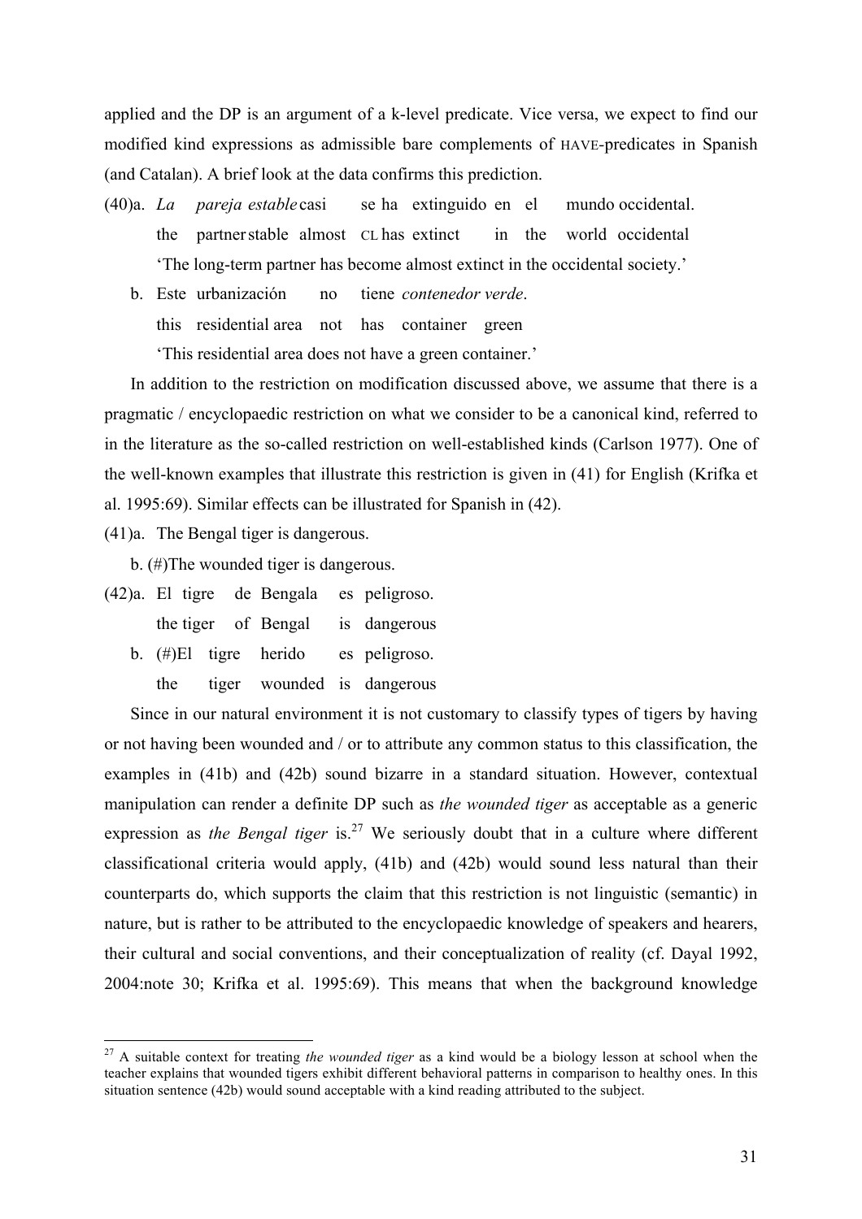applied and the DP is an argument of a k-level predicate. Vice versa, we expect to find our modified kind expressions as admissible bare complements of HAVE-predicates in Spanish (and Catalan). A brief look at the data confirms this prediction.

(40)a. *La pareja estable* casi se ha extinguido en el mundo occidental.
the partner stable almost CL has extinct in the world occidental
'The long-term partner has become almost extinct in the occidental society.'

b. Este urbanización no tiene *contenedor verde*.
this residential area not has container green
'This residential area does not have a green container.'

In addition to the restriction on modification discussed above, we assume that there is a pragmatic / encyclopaedic restriction on what we consider to be a canonical kind, referred to in the literature as the so-called restriction on well-established kinds (Carlson 1977). One of the well-known examples that illustrate this restriction is given in (41) for English (Krifka et al. 1995:69). Similar effects can be illustrated for Spanish in (42).

(41)a. The Bengal tiger is dangerous.

b. (#)The wounded tiger is dangerous.

(42)a. El tigre de Bengala es peligroso.
the tiger of Bengal is dangerous

b. (#)El tigre herido es peligroso.
the tiger wounded is dangerous

Since in our natural environment it is not customary to classify types of tigers by having or not having been wounded and / or to attribute any common status to this classification, the examples in (41b) and (42b) sound bizarre in a standard situation. However, contextual manipulation can render a definite DP such as *the wounded tiger* as acceptable as a generic expression as *the Bengal tiger* is.[27] We seriously doubt that in a culture where different classificational criteria would apply, (41b) and (42b) would sound less natural than their counterparts do, which supports the claim that this restriction is not linguistic (semantic) in nature, but is rather to be attributed to the encyclopaedic knowledge of speakers and hearers, their cultural and social conventions, and their conceptualization of reality (cf. Dayal 1992, 2004:note 30; Krifka et al. 1995:69). This means that when the background knowledge

[27] A suitable context for treating *the wounded tiger* as a kind would be a biology lesson at school when the teacher explains that wounded tigers exhibit different behavioral patterns in comparison to healthy ones. In this situation sentence (42b) would sound acceptable with a kind reading attributed to the subject.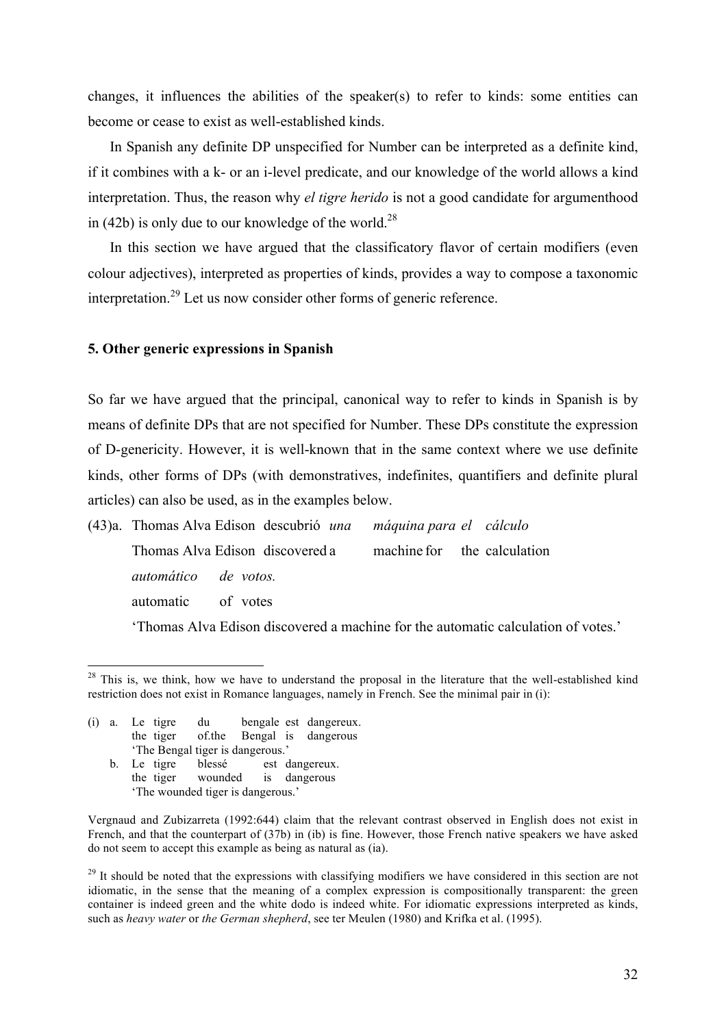changes, it influences the abilities of the speaker(s) to refer to kinds: some entities can become or cease to exist as well-established kinds.

In Spanish any definite DP unspecified for Number can be interpreted as a definite kind, if it combines with a k- or an i-level predicate, and our knowledge of the world allows a kind interpretation. Thus, the reason why *el tigre herido* is not a good candidate for argumenthood in (42b) is only due to our knowledge of the world.[28]

In this section we have argued that the classificatory flavor of certain modifiers (even colour adjectives), interpreted as properties of kinds, provides a way to compose a taxonomic interpretation.[29] Let us now consider other forms of generic reference.

## 5. Other generic expressions in Spanish

So far we have argued that the principal, canonical way to refer to kinds in Spanish is by means of definite DPs that are not specified for Number. These DPs constitute the expression of D-genericity. However, it is well-known that in the same context where we use definite kinds, other forms of DPs (with demonstratives, indefinites, quantifiers and definite plural articles) can also be used, as in the examples below.

(43)a. Thomas Alva Edison descubrió *una máquina para el cálculo*
Thomas Alva Edison discovered a machine for the calculation
*automático de votos.*
automatic of votes
'Thomas Alva Edison discovered a machine for the automatic calculation of votes.'

---

[28] This is, we think, how we have to understand the proposal in the literature that the well-established kind restriction does not exist in Romance languages, namely in French. See the minimal pair in (i):

(i) a. Le tigre du bengale est dangereux.
the tiger of.the Bengal is dangerous
'The Bengal tiger is dangerous.'
b. Le tigre blessé est dangereux.
the tiger wounded is dangerous
'The wounded tiger is dangerous.'

Vergnaud and Zubizarreta (1992:644) claim that the relevant contrast observed in English does not exist in French, and that the counterpart of (37b) in (ib) is fine. However, those French native speakers we have asked do not seem to accept this example as being as natural as (ia).

[29] It should be noted that the expressions with classifying modifiers we have considered in this section are not idiomatic, in the sense that the meaning of a complex expression is compositionally transparent: the green container is indeed green and the white dodo is indeed white. For idiomatic expressions interpreted as kinds, such as *heavy water* or *the German shepherd*, see ter Meulen (1980) and Krifka et al. (1995).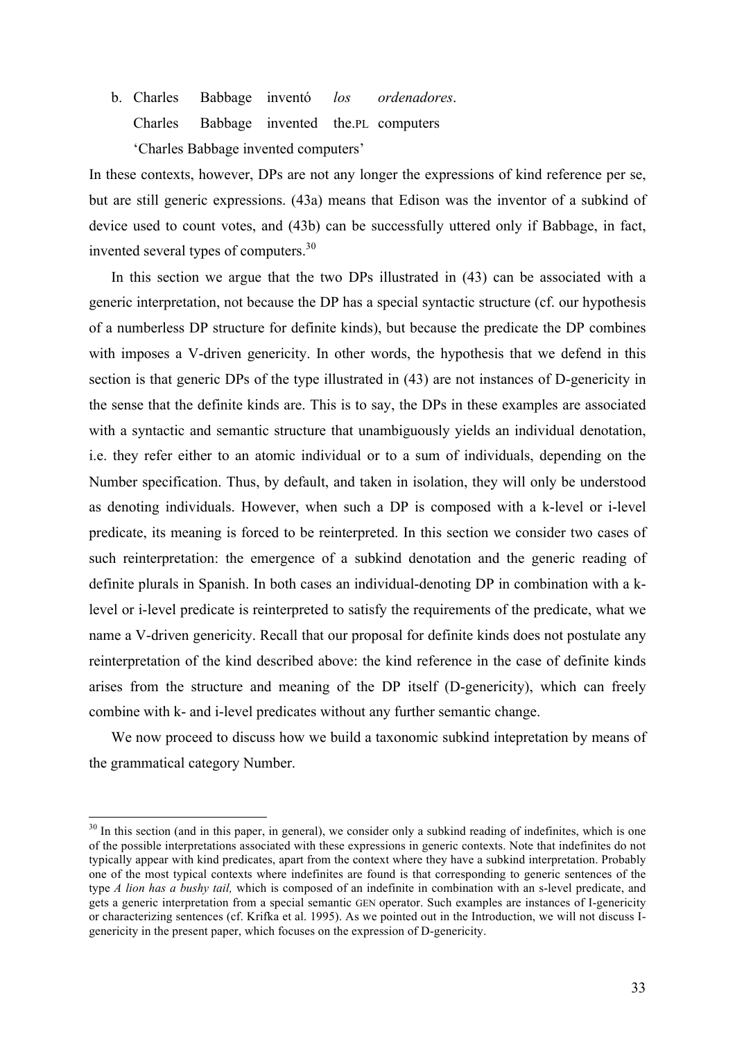b. Charles Babbage inventó *los ordenadores*.
   Charles Babbage invented the.PL computers
   'Charles Babbage invented computers'

In these contexts, however, DPs are not any longer the expressions of kind reference per se, but are still generic expressions. (43a) means that Edison was the inventor of a subkind of device used to count votes, and (43b) can be successfully uttered only if Babbage, in fact, invented several types of computers.[30]

In this section we argue that the two DPs illustrated in (43) can be associated with a generic interpretation, not because the DP has a special syntactic structure (cf. our hypothesis of a numberless DP structure for definite kinds), but because the predicate the DP combines with imposes a V-driven genericity. In other words, the hypothesis that we defend in this section is that generic DPs of the type illustrated in (43) are not instances of D-genericity in the sense that the definite kinds are. This is to say, the DPs in these examples are associated with a syntactic and semantic structure that unambiguously yields an individual denotation, i.e. they refer either to an atomic individual or to a sum of individuals, depending on the Number specification. Thus, by default, and taken in isolation, they will only be understood as denoting individuals. However, when such a DP is composed with a k-level or i-level predicate, its meaning is forced to be reinterpreted. In this section we consider two cases of such reinterpretation: the emergence of a subkind denotation and the generic reading of definite plurals in Spanish. In both cases an individual-denoting DP in combination with a k-level or i-level predicate is reinterpreted to satisfy the requirements of the predicate, what we name a V-driven genericity. Recall that our proposal for definite kinds does not postulate any reinterpretation of the kind described above: the kind reference in the case of definite kinds arises from the structure and meaning of the DP itself (D-genericity), which can freely combine with k- and i-level predicates without any further semantic change.

We now proceed to discuss how we build a taxonomic subkind intepretation by means of the grammatical category Number.

[30] In this section (and in this paper, in general), we consider only a subkind reading of indefinites, which is one of the possible interpretations associated with these expressions in generic contexts. Note that indefinites do not typically appear with kind predicates, apart from the context where they have a subkind interpretation. Probably one of the most typical contexts where indefinites are found is that corresponding to generic sentences of the type *A lion has a bushy tail,* which is composed of an indefinite in combination with an s-level predicate, and gets a generic interpretation from a special semantic GEN operator. Such examples are instances of I-genericity or characterizing sentences (cf. Krifka et al. 1995). As we pointed out in the Introduction, we will not discuss I-genericity in the present paper, which focuses on the expression of D-genericity.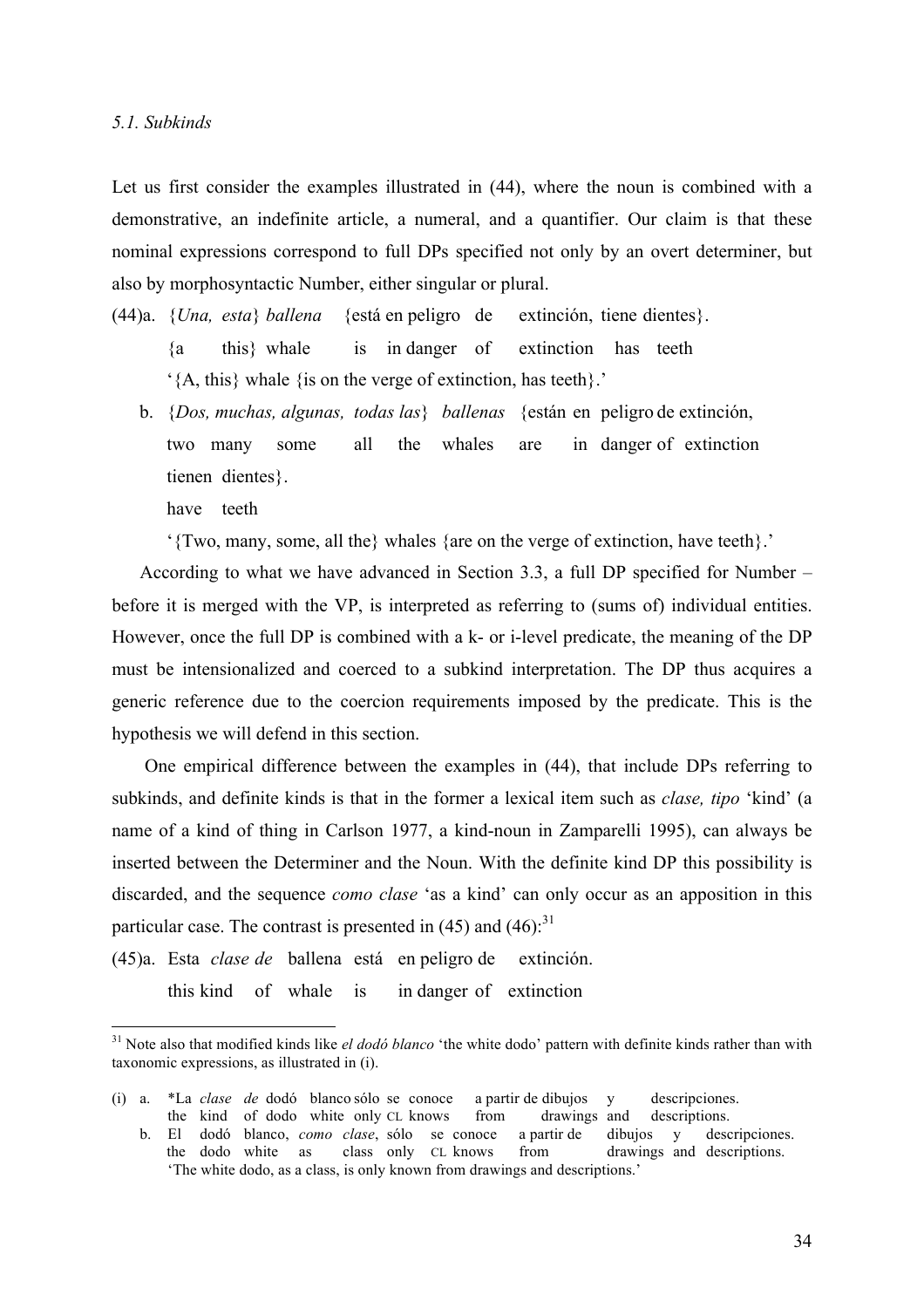*5.1. Subkinds*

Let us first consider the examples illustrated in (44), where the noun is combined with a demonstrative, an indefinite article, a numeral, and a quantifier. Our claim is that these nominal expressions correspond to full DPs specified not only by an overt determiner, but also by morphosyntactic Number, either singular or plural.

(44) a. {*Una, esta*} *ballena* {está en peligro de extinción, tiene dientes}.
 {a this} whale is in danger of extinction has teeth
 '{A, this} whale {is on the verge of extinction, has teeth}.'

 b. {*Dos, muchas, algunas, todas las*} *ballenas* {están en peligro de extinción, tienen dientes}.
 two many some all the whales are in danger of extinction have teeth
 '{Two, many, some, all the} whales {are on the verge of extinction, have teeth}.'

According to what we have advanced in Section 3.3, a full DP specified for Number – before it is merged with the VP, is interpreted as referring to (sums of) individual entities. However, once the full DP is combined with a k- or i-level predicate, the meaning of the DP must be intensionalized and coerced to a subkind interpretation. The DP thus acquires a generic reference due to the coercion requirements imposed by the predicate. This is the hypothesis we will defend in this section.

One empirical difference between the examples in (44), that include DPs referring to subkinds, and definite kinds is that in the former a lexical item such as *clase, tipo* 'kind' (a name of a kind of thing in Carlson 1977, a kind-noun in Zamparelli 1995), can always be inserted between the Determiner and the Noun. With the definite kind DP this possibility is discarded, and the sequence *como clase* 'as a kind' can only occur as an apposition in this particular case. The contrast is presented in (45) and (46):[31]

(45) a. Esta *clase de* ballena está en peligro de extinción.
 this kind of whale is in danger of extinction

---

[31] Note also that modified kinds like *el dodó blanco* 'the white dodo' pattern with definite kinds rather than with taxonomic expressions, as illustrated in (i).

(i) a. *La *clase de* dodó blanco sólo se conoce a partir de dibujos y descripciones.
 the kind of dodo white only CL knows from drawings and descriptions.

 b. El dodó blanco, *como clase*, sólo se conoce a partir de dibujos y descripciones.
 the dodo white as class only CL knows from drawings and descriptions.
 'The white dodo, as a class, is only known from drawings and descriptions.'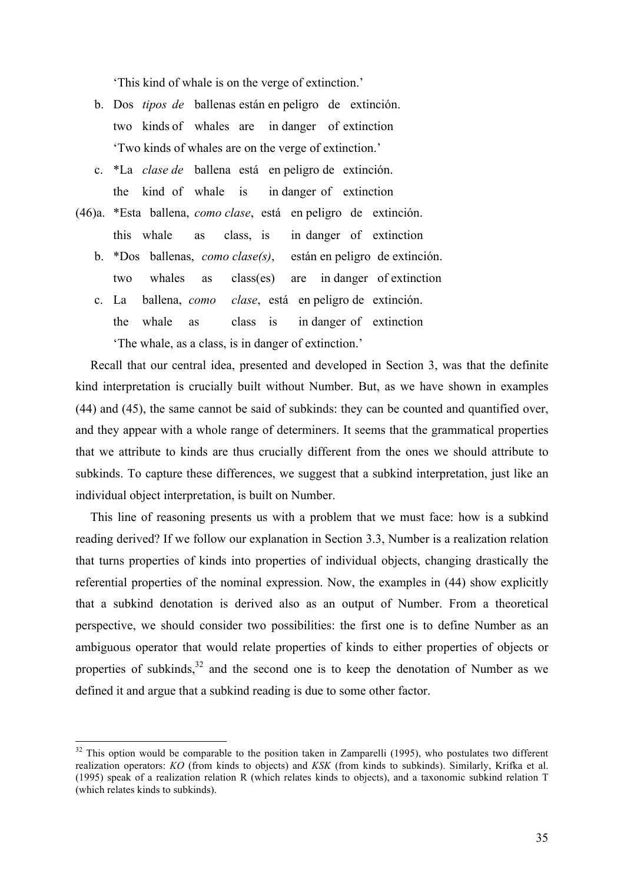'This kind of whale is on the verge of extinction.'

b. Dos *tipos de* ballenas están en peligro de extinción.
   two kinds of whales are in danger of extinction
   'Two kinds of whales are on the verge of extinction.'

c. \*La *clase de* ballena está en peligro de extinción.
   the kind of whale is in danger of extinction

(46)a. \*Esta ballena, *como clase*, está en peligro de extinción.
   this whale as class, is in danger of extinction

b. \*Dos ballenas, *como clase(s)*, están en peligro de extinción.
   two whales as class(es) are in danger of extinction

c. La ballena, *como clase*, está en peligro de extinción.
   the whale as class is in danger of extinction
   'The whale, as a class, is in danger of extinction.'

Recall that our central idea, presented and developed in Section 3, was that the definite kind interpretation is crucially built without Number. But, as we have shown in examples (44) and (45), the same cannot be said of subkinds: they can be counted and quantified over, and they appear with a whole range of determiners. It seems that the grammatical properties that we attribute to kinds are thus crucially different from the ones we should attribute to subkinds. To capture these differences, we suggest that a subkind interpretation, just like an individual object interpretation, is built on Number.

This line of reasoning presents us with a problem that we must face: how is a subkind reading derived? If we follow our explanation in Section 3.3, Number is a realization relation that turns properties of kinds into properties of individual objects, changing drastically the referential properties of the nominal expression. Now, the examples in (44) show explicitly that a subkind denotation is derived also as an output of Number. From a theoretical perspective, we should consider two possibilities: the first one is to define Number as an ambiguous operator that would relate properties of kinds to either properties of objects or properties of subkinds,[32] and the second one is to keep the denotation of Number as we defined it and argue that a subkind reading is due to some other factor.

---

[32] This option would be comparable to the position taken in Zamparelli (1995), who postulates two different realization operators: *KO* (from kinds to objects) and *KSK* (from kinds to subkinds). Similarly, Krifka et al. (1995) speak of a realization relation R (which relates kinds to objects), and a taxonomic subkind relation T (which relates kinds to subkinds).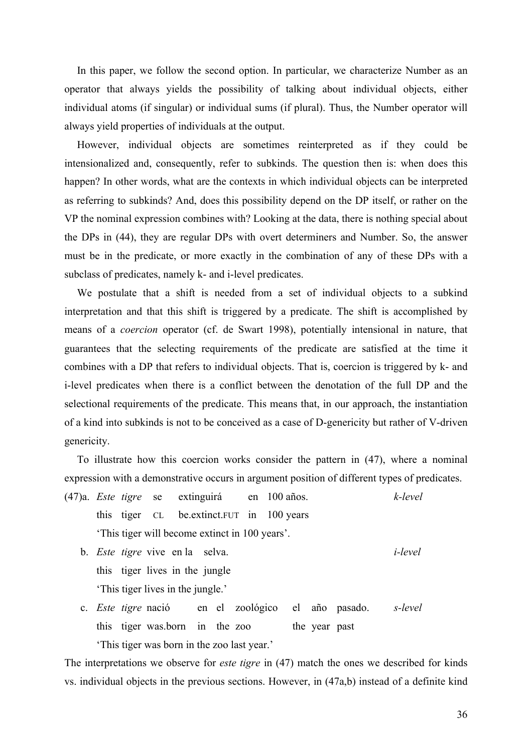In this paper, we follow the second option. In particular, we characterize Number as an operator that always yields the possibility of talking about individual objects, either individual atoms (if singular) or individual sums (if plural). Thus, the Number operator will always yield properties of individuals at the output.

However, individual objects are sometimes reinterpreted as if they could be intensionalized and, consequently, refer to subkinds. The question then is: when does this happen? In other words, what are the contexts in which individual objects can be interpreted as referring to subkinds? And, does this possibility depend on the DP itself, or rather on the VP the nominal expression combines with? Looking at the data, there is nothing special about the DPs in (44), they are regular DPs with overt determiners and Number. So, the answer must be in the predicate, or more exactly in the combination of any of these DPs with a subclass of predicates, namely k- and i-level predicates.

We postulate that a shift is needed from a set of individual objects to a subkind interpretation and that this shift is triggered by a predicate. The shift is accomplished by means of a *coercion* operator (cf. de Swart 1998), potentially intensional in nature, that guarantees that the selecting requirements of the predicate are satisfied at the time it combines with a DP that refers to individual objects. That is, coercion is triggered by k- and i-level predicates when there is a conflict between the denotation of the full DP and the selectional requirements of the predicate. This means that, in our approach, the instantiation of a kind into subkinds is not to be conceived as a case of D-genericity but rather of V-driven genericity.

To illustrate how this coercion works consider the pattern in (47), where a nominal expression with a demonstrative occurs in argument position of different types of predicates.

(47) a. *Este tigre* se extinguirá en 100 años. *k-level*
this tiger CL be.extinct.FUT in 100 years
'This tiger will become extinct in 100 years'.

b. *Este tigre* vive en la selva. *i-level*
this tiger lives in the jungle
'This tiger lives in the jungle.'

c. *Este tigre* nació en el zoológico el año pasado. *s-level*
this tiger was.born in the zoo the year past
'This tiger was born in the zoo last year.'

The interpretations we observe for *este tigre* in (47) match the ones we described for kinds vs. individual objects in the previous sections. However, in (47a,b) instead of a definite kind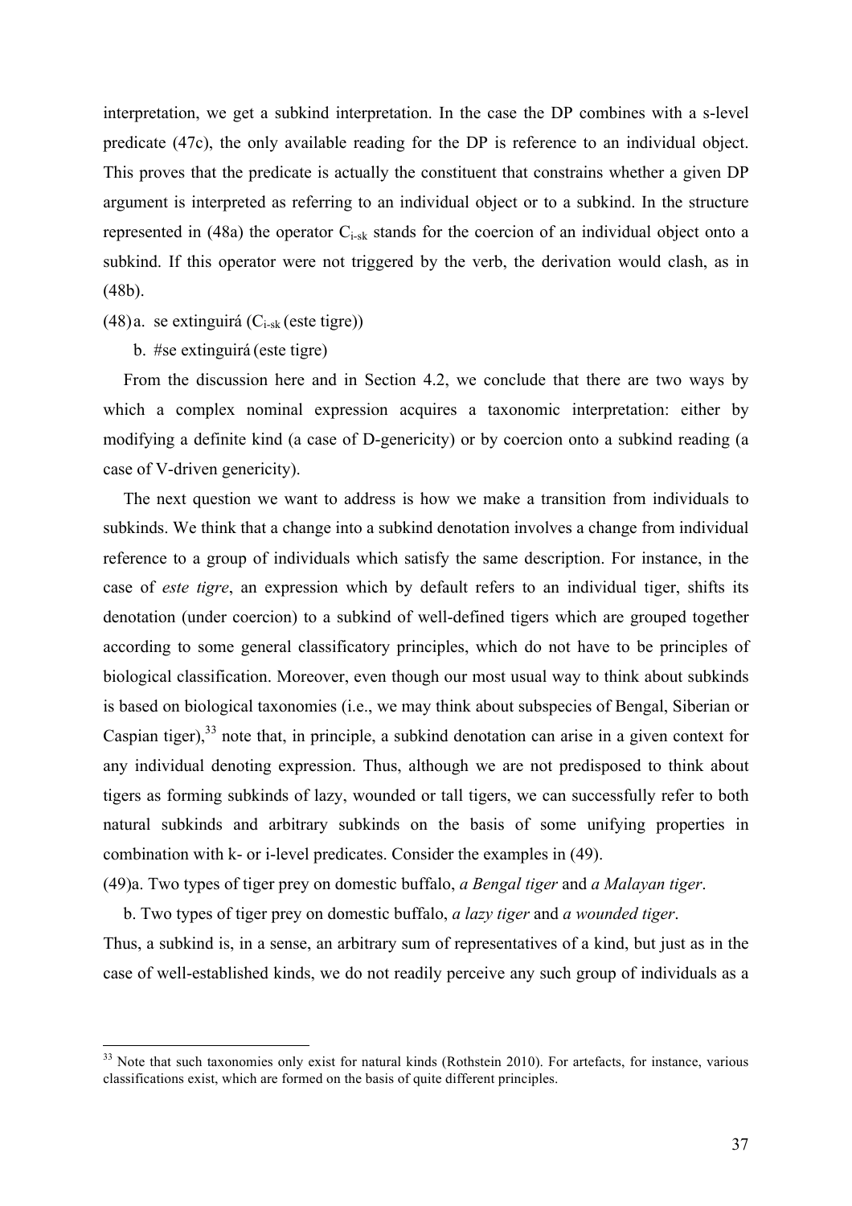interpretation, we get a subkind interpretation. In the case the DP combines with a s-level predicate (47c), the only available reading for the DP is reference to an individual object. This proves that the predicate is actually the constituent that constrains whether a given DP argument is interpreted as referring to an individual object or to a subkind. In the structure represented in (48a) the operator $C_{i\text{-}sk}$ stands for the coercion of an individual object onto a subkind. If this operator were not triggered by the verb, the derivation would clash, as in (48b).

(48) a. se extinguirá ($C_{i\text{-}sk}$ (este tigre))

b. #se extinguirá (este tigre)

From the discussion here and in Section 4.2, we conclude that there are two ways by which a complex nominal expression acquires a taxonomic interpretation: either by modifying a definite kind (a case of D-genericity) or by coercion onto a subkind reading (a case of V-driven genericity).

The next question we want to address is how we make a transition from individuals to subkinds. We think that a change into a subkind denotation involves a change from individual reference to a group of individuals which satisfy the same description. For instance, in the case of *este tigre*, an expression which by default refers to an individual tiger, shifts its denotation (under coercion) to a subkind of well-defined tigers which are grouped together according to some general classificatory principles, which do not have to be principles of biological classification. Moreover, even though our most usual way to think about subkinds is based on biological taxonomies (i.e., we may think about subspecies of Bengal, Siberian or Caspian tiger),[33] note that, in principle, a subkind denotation can arise in a given context for any individual denoting expression. Thus, although we are not predisposed to think about tigers as forming subkinds of lazy, wounded or tall tigers, we can successfully refer to both natural subkinds and arbitrary subkinds on the basis of some unifying properties in combination with k- or i-level predicates. Consider the examples in (49).

(49) a. Two types of tiger prey on domestic buffalo, *a Bengal tiger* and *a Malayan tiger*.

b. Two types of tiger prey on domestic buffalo, *a lazy tiger* and *a wounded tiger*.

Thus, a subkind is, in a sense, an arbitrary sum of representatives of a kind, but just as in the case of well-established kinds, we do not readily perceive any such group of individuals as a

[33] Note that such taxonomies only exist for natural kinds (Rothstein 2010). For artefacts, for instance, various classifications exist, which are formed on the basis of quite different principles.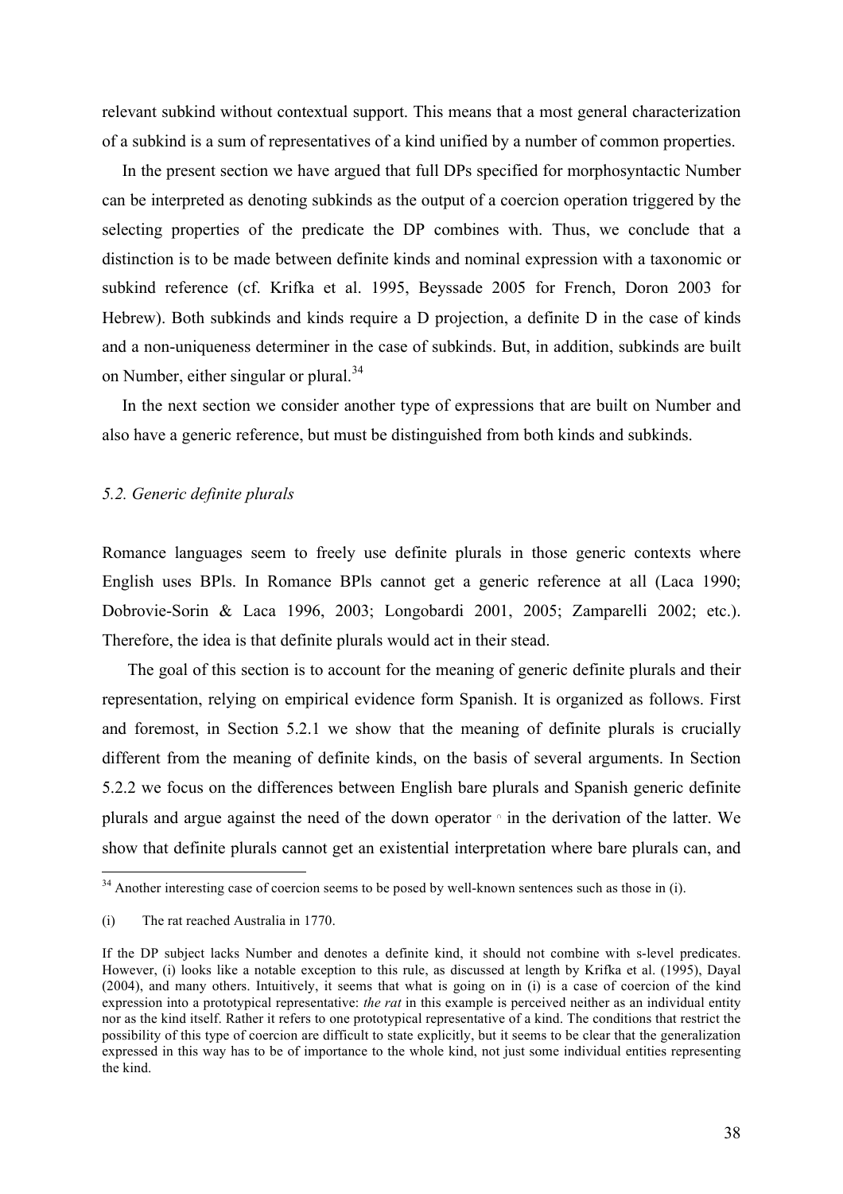relevant subkind without contextual support. This means that a most general characterization of a subkind is a sum of representatives of a kind unified by a number of common properties.

In the present section we have argued that full DPs specified for morphosyntactic Number can be interpreted as denoting subkinds as the output of a coercion operation triggered by the selecting properties of the predicate the DP combines with. Thus, we conclude that a distinction is to be made between definite kinds and nominal expression with a taxonomic or subkind reference (cf. Krifka et al. 1995, Beyssade 2005 for French, Doron 2003 for Hebrew). Both subkinds and kinds require a D projection, a definite D in the case of kinds and a non-uniqueness determiner in the case of subkinds. But, in addition, subkinds are built on Number, either singular or plural.[34]

In the next section we consider another type of expressions that are built on Number and also have a generic reference, but must be distinguished from both kinds and subkinds.

### *5.2. Generic definite plurals*

Romance languages seem to freely use definite plurals in those generic contexts where English uses BPls. In Romance BPls cannot get a generic reference at all (Laca 1990; Dobrovie-Sorin & Laca 1996, 2003; Longobardi 2001, 2005; Zamparelli 2002; etc.). Therefore, the idea is that definite plurals would act in their stead.

The goal of this section is to account for the meaning of generic definite plurals and their representation, relying on empirical evidence form Spanish. It is organized as follows. First and foremost, in Section 5.2.1 we show that the meaning of definite plurals is crucially different from the meaning of definite kinds, on the basis of several arguments. In Section 5.2.2 we focus on the differences between English bare plurals and Spanish generic definite plurals and argue against the need of the down operator $\cap$ in the derivation of the latter. We show that definite plurals cannot get an existential interpretation where bare plurals can, and

---

[34] Another interesting case of coercion seems to be posed by well-known sentences such as those in (i).

(i) The rat reached Australia in 1770.

If the DP subject lacks Number and denotes a definite kind, it should not combine with s-level predicates. However, (i) looks like a notable exception to this rule, as discussed at length by Krifka et al. (1995), Dayal (2004), and many others. Intuitively, it seems that what is going on in (i) is a case of coercion of the kind expression into a prototypical representative: *the rat* in this example is perceived neither as an individual entity nor as the kind itself. Rather it refers to one prototypical representative of a kind. The conditions that restrict the possibility of this type of coercion are difficult to state explicitly, but it seems to be clear that the generalization expressed in this way has to be of importance to the whole kind, not just some individual entities representing the kind.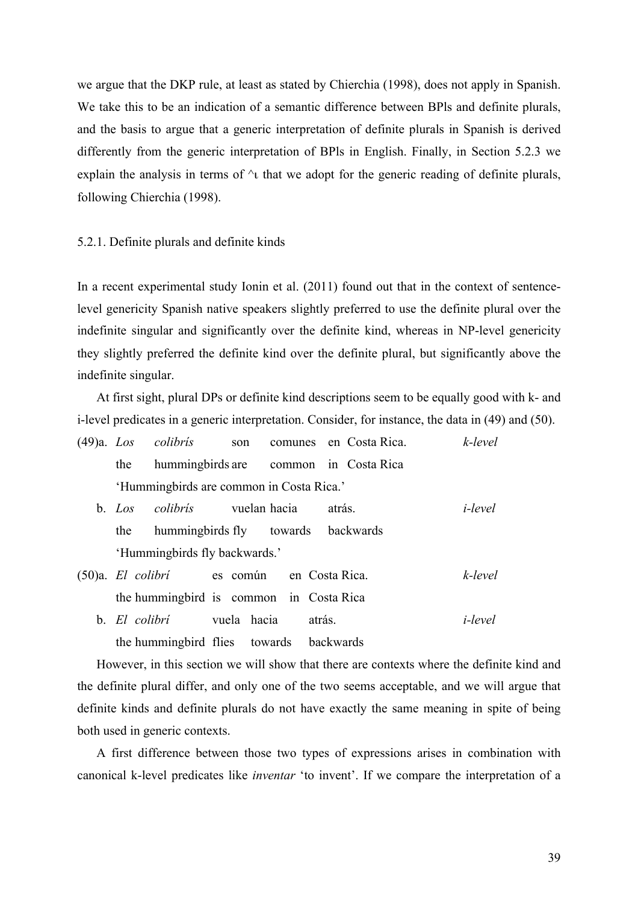we argue that the DKP rule, at least as stated by Chierchia (1998), does not apply in Spanish. We take this to be an indication of a semantic difference between BPls and definite plurals, and the basis to argue that a generic interpretation of definite plurals in Spanish is derived differently from the generic interpretation of BPls in English. Finally, in Section 5.2.3 we explain the analysis in terms of ^ι that we adopt for the generic reading of definite plurals, following Chierchia (1998).

### 5.2.1. Definite plurals and definite kinds

In a recent experimental study Ionin et al. (2011) found out that in the context of sentence-level genericity Spanish native speakers slightly preferred to use the definite plural over the indefinite singular and significantly over the definite kind, whereas in NP-level genericity they slightly preferred the definite kind over the definite plural, but significantly above the indefinite singular.

At first sight, plural DPs or definite kind descriptions seem to be equally good with k- and i-level predicates in a generic interpretation. Consider, for instance, the data in (49) and (50).

(49)a. *Los colibrís son comunes en Costa Rica.* *k-level*
the hummingbirds are common in Costa Rica
'Hummingbirds are common in Costa Rica.'

b. *Los colibrís vuelan hacia atrás.* *i-level*
the hummingbirds fly towards backwards
'Hummingbirds fly backwards.'

(50)a. *El colibrí es común en Costa Rica.* *k-level*
the hummingbird is common in Costa Rica

b. *El colibrí vuela hacia atrás.* *i-level*
the hummingbird flies towards backwards

However, in this section we will show that there are contexts where the definite kind and the definite plural differ, and only one of the two seems acceptable, and we will argue that definite kinds and definite plurals do not have exactly the same meaning in spite of being both used in generic contexts.

A first difference between those two types of expressions arises in combination with canonical k-level predicates like *inventar* 'to invent'. If we compare the interpretation of a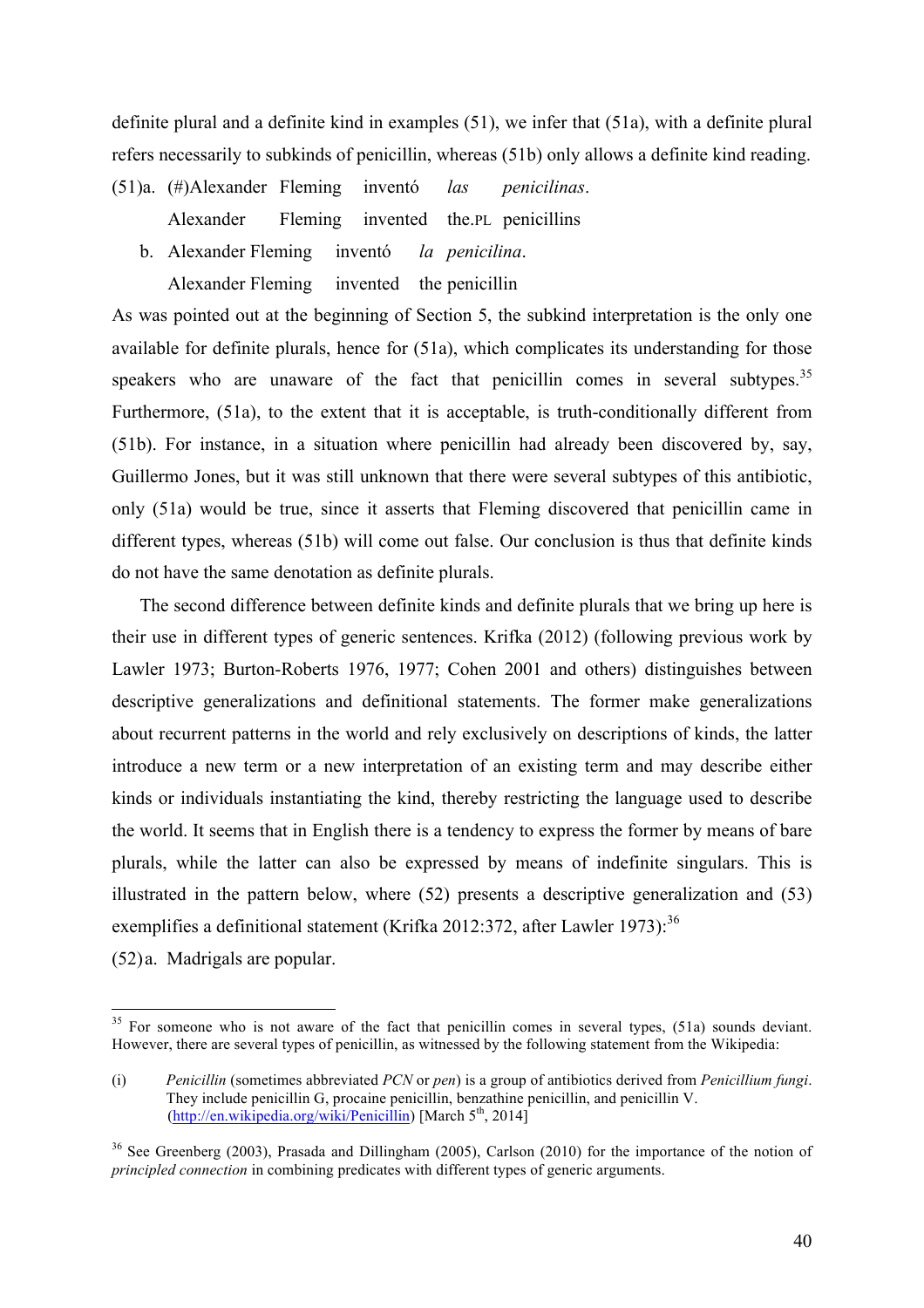definite plural and a definite kind in examples (51), we infer that (51a), with a definite plural refers necessarily to subkinds of penicillin, whereas (51b) only allows a definite kind reading.

(51) a. (#)Alexander Fleming inventó *las penicilinas*.
  Alexander Fleming invented the.PL penicillins

  b. Alexander Fleming inventó *la penicilina*.
  Alexander Fleming invented the penicillin

As was pointed out at the beginning of Section 5, the subkind interpretation is the only one available for definite plurals, hence for (51a), which complicates its understanding for those speakers who are unaware of the fact that penicillin comes in several subtypes.[35] Furthermore, (51a), to the extent that it is acceptable, is truth-conditionally different from (51b). For instance, in a situation where penicillin had already been discovered by, say, Guillermo Jones, but it was still unknown that there were several subtypes of this antibiotic, only (51a) would be true, since it asserts that Fleming discovered that penicillin came in different types, whereas (51b) will come out false. Our conclusion is thus that definite kinds do not have the same denotation as definite plurals.

The second difference between definite kinds and definite plurals that we bring up here is their use in different types of generic sentences. Krifka (2012) (following previous work by Lawler 1973; Burton-Roberts 1976, 1977; Cohen 2001 and others) distinguishes between descriptive generalizations and definitional statements. The former make generalizations about recurrent patterns in the world and rely exclusively on descriptions of kinds, the latter introduce a new term or a new interpretation of an existing term and may describe either kinds or individuals instantiating the kind, thereby restricting the language used to describe the world. It seems that in English there is a tendency to express the former by means of bare plurals, while the latter can also be expressed by means of indefinite singulars. This is illustrated in the pattern below, where (52) presents a descriptive generalization and (53) exemplifies a definitional statement (Krifka 2012:372, after Lawler 1973):[36]

(52) a. Madrigals are popular.

---

[35] For someone who is not aware of the fact that penicillin comes in several types, (51a) sounds deviant. However, there are several types of penicillin, as witnessed by the following statement from the Wikipedia:

(i) *Penicillin* (sometimes abbreviated *PCN* or *pen*) is a group of antibiotics derived from *Penicillium fungi*. They include penicillin G, procaine penicillin, benzathine penicillin, and penicillin V. (http://en.wikipedia.org/wiki/Penicillin) [March 5th, 2014]

[36] See Greenberg (2003), Prasada and Dillingham (2005), Carlson (2010) for the importance of the notion of *principled connection* in combining predicates with different types of generic arguments.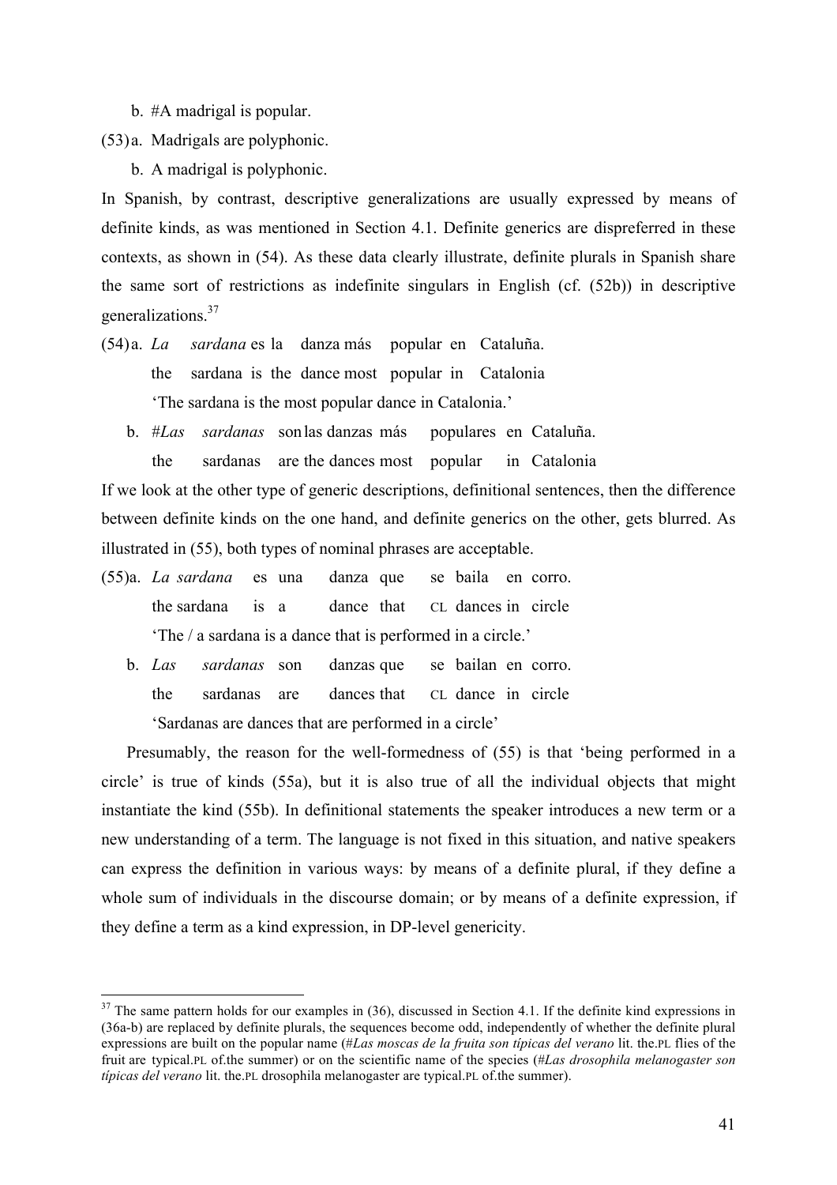b. #A madrigal is popular.

(53) a. Madrigals are polyphonic.

b. A madrigal is polyphonic.

In Spanish, by contrast, descriptive generalizations are usually expressed by means of definite kinds, as was mentioned in Section 4.1. Definite generics are dispreferred in these contexts, as shown in (54). As these data clearly illustrate, definite plurals in Spanish share the same sort of restrictions as indefinite singulars in English (cf. (52b)) in descriptive generalizations.[37]

(54) a. *La sardana* es la danza más popular en Cataluña.
the sardana is the dance most popular in Catalonia
'The sardana is the most popular dance in Catalonia.'

b. #*Las sardanas* son las danzas más populares en Cataluña.
the sardanas are the dances most popular in Catalonia

If we look at the other type of generic descriptions, definitional sentences, then the difference between definite kinds on the one hand, and definite generics on the other, gets blurred. As illustrated in (55), both types of nominal phrases are acceptable.

(55) a. *La sardana* es una danza que se baila en corro.
the sardana is a dance that CL dances in circle
'The / a sardana is a dance that is performed in a circle.'

b. *Las sardanas* son danzas que se bailan en corro.
the sardanas are dances that CL dance in circle
'Sardanas are dances that are performed in a circle'

Presumably, the reason for the well-formedness of (55) is that 'being performed in a circle' is true of kinds (55a), but it is also true of all the individual objects that might instantiate the kind (55b). In definitional statements the speaker introduces a new term or a new understanding of a term. The language is not fixed in this situation, and native speakers can express the definition in various ways: by means of a definite plural, if they define a whole sum of individuals in the discourse domain; or by means of a definite expression, if they define a term as a kind expression, in DP-level genericity.

[37] The same pattern holds for our examples in (36), discussed in Section 4.1. If the definite kind expressions in (36a-b) are replaced by definite plurals, the sequences become odd, independently of whether the definite plural expressions are built on the popular name (#*Las moscas de la fruita son típicas del verano* lit. the.PL flies of the fruit are typical.PL of.the summer) or on the scientific name of the species (#*Las drosophila melanogaster son típicas del verano* lit. the.PL drosophila melanogaster are typical.PL of.the summer).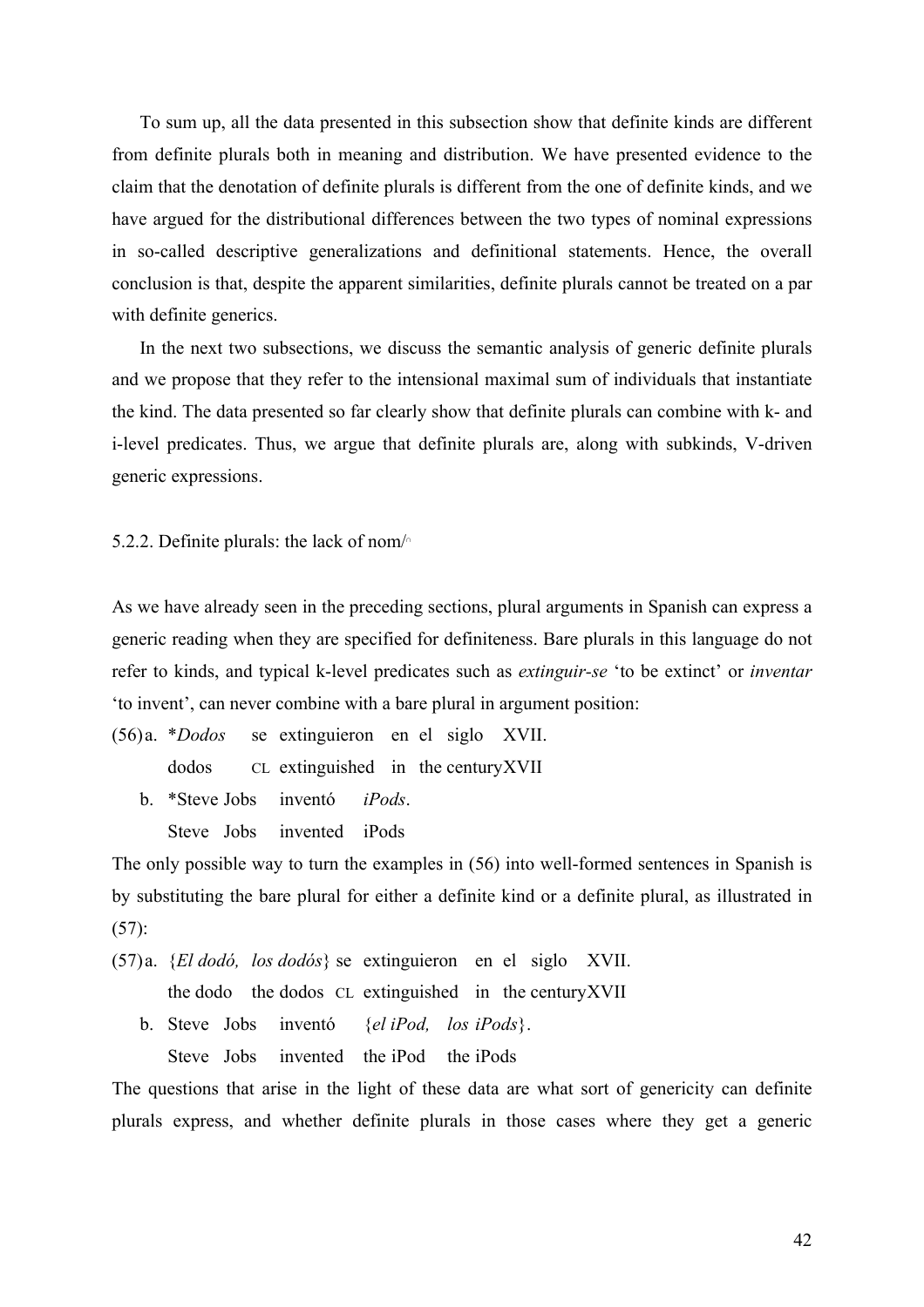To sum up, all the data presented in this subsection show that definite kinds are different from definite plurals both in meaning and distribution. We have presented evidence to the claim that the denotation of definite plurals is different from the one of definite kinds, and we have argued for the distributional differences between the two types of nominal expressions in so-called descriptive generalizations and definitional statements. Hence, the overall conclusion is that, despite the apparent similarities, definite plurals cannot be treated on a par with definite generics.

In the next two subsections, we discuss the semantic analysis of generic definite plurals and we propose that they refer to the intensional maximal sum of individuals that instantiate the kind. The data presented so far clearly show that definite plurals can combine with k- and i-level predicates. Thus, we argue that definite plurals are, along with subkinds, V-driven generic expressions.

### 5.2.2. Definite plurals: the lack of nom/$^{\cap}$

As we have already seen in the preceding sections, plural arguments in Spanish can express a generic reading when they are specified for definiteness. Bare plurals in this language do not refer to kinds, and typical k-level predicates such as *extinguir-se* 'to be extinct' or *inventar* 'to invent', can never combine with a bare plural in argument position:

(56) a. \**Dodos* se extinguieron en el siglo XVII.
dodos CL extinguished in the century XVII

b. \*Steve Jobs inventó *iPods*.
Steve Jobs invented iPods

The only possible way to turn the examples in (56) into well-formed sentences in Spanish is by substituting the bare plural for either a definite kind or a definite plural, as illustrated in (57):

(57) a. {*El dodó, los dodós*} se extinguieron en el siglo XVII.
the dodo the dodos CL extinguished in the century XVII

b. Steve Jobs inventó {*el iPod, los iPods*}.
Steve Jobs invented the iPod the iPods

The questions that arise in the light of these data are what sort of genericity can definite plurals express, and whether definite plurals in those cases where they get a generic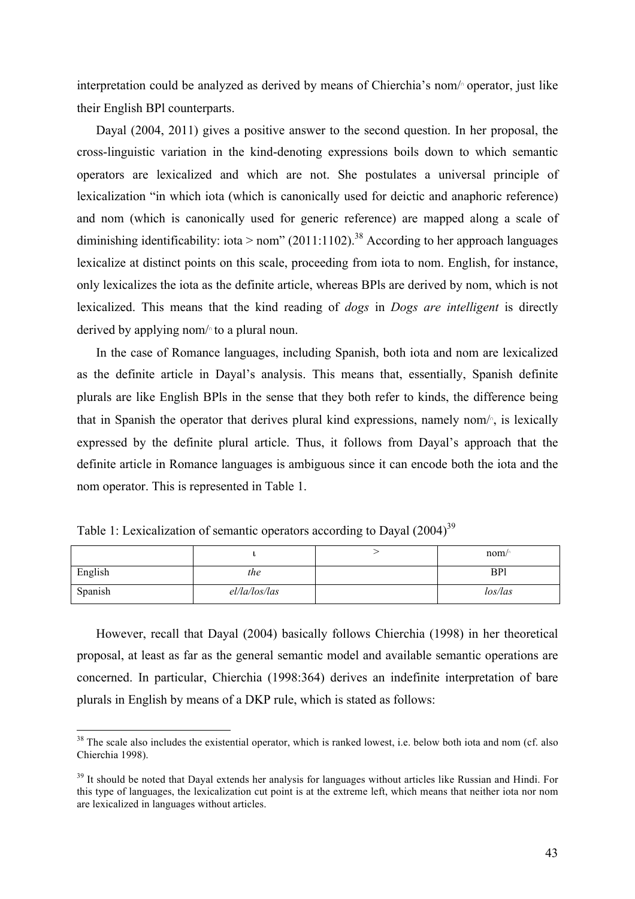interpretation could be analyzed as derived by means of Chierchia's nom/ᐢ operator, just like their English BPl counterparts.

Dayal (2004, 2011) gives a positive answer to the second question. In her proposal, the cross-linguistic variation in the kind-denoting expressions boils down to which semantic operators are lexicalized and which are not. She postulates a universal principle of lexicalization "in which iota (which is canonically used for deictic and anaphoric reference) and nom (which is canonically used for generic reference) are mapped along a scale of diminishing identifiability: iota > nom" (2011:1102).[38] According to her approach languages lexicalize at distinct points on this scale, proceeding from iota to nom. English, for instance, only lexicalizes the iota as the definite article, whereas BPls are derived by nom, which is not lexicalized. This means that the kind reading of *dogs* in *Dogs are intelligent* is directly derived by applying nom/ᐢ to a plural noun.

In the case of Romance languages, including Spanish, both iota and nom are lexicalized as the definite article in Dayal's analysis. This means that, essentially, Spanish definite plurals are like English BPls in the sense that they both refer to kinds, the difference being that in Spanish the operator that derives plural kind expressions, namely nom/ᐢ, is lexically expressed by the definite plural article. Thus, it follows from Dayal's approach that the definite article in Romance languages is ambiguous since it can encode both the iota and the nom operator. This is represented in Table 1.

Table 1: Lexicalization of semantic operators according to Dayal (2004)[39]

| | ι | > | nom/ᐢ |
|---|---|---|---|
| English | *the* | | BPl |
| Spanish | *el/la/los/las* | | *los/las* |

However, recall that Dayal (2004) basically follows Chierchia (1998) in her theoretical proposal, at least as far as the general semantic model and available semantic operations are concerned. In particular, Chierchia (1998:364) derives an indefinite interpretation of bare plurals in English by means of a DKP rule, which is stated as follows:

[38] The scale also includes the existential operator, which is ranked lowest, i.e. below both iota and nom (cf. also Chierchia 1998).

[39] It should be noted that Dayal extends her analysis for languages without articles like Russian and Hindi. For this type of languages, the lexicalization cut point is at the extreme left, which means that neither iota nor nom are lexicalized in languages without articles.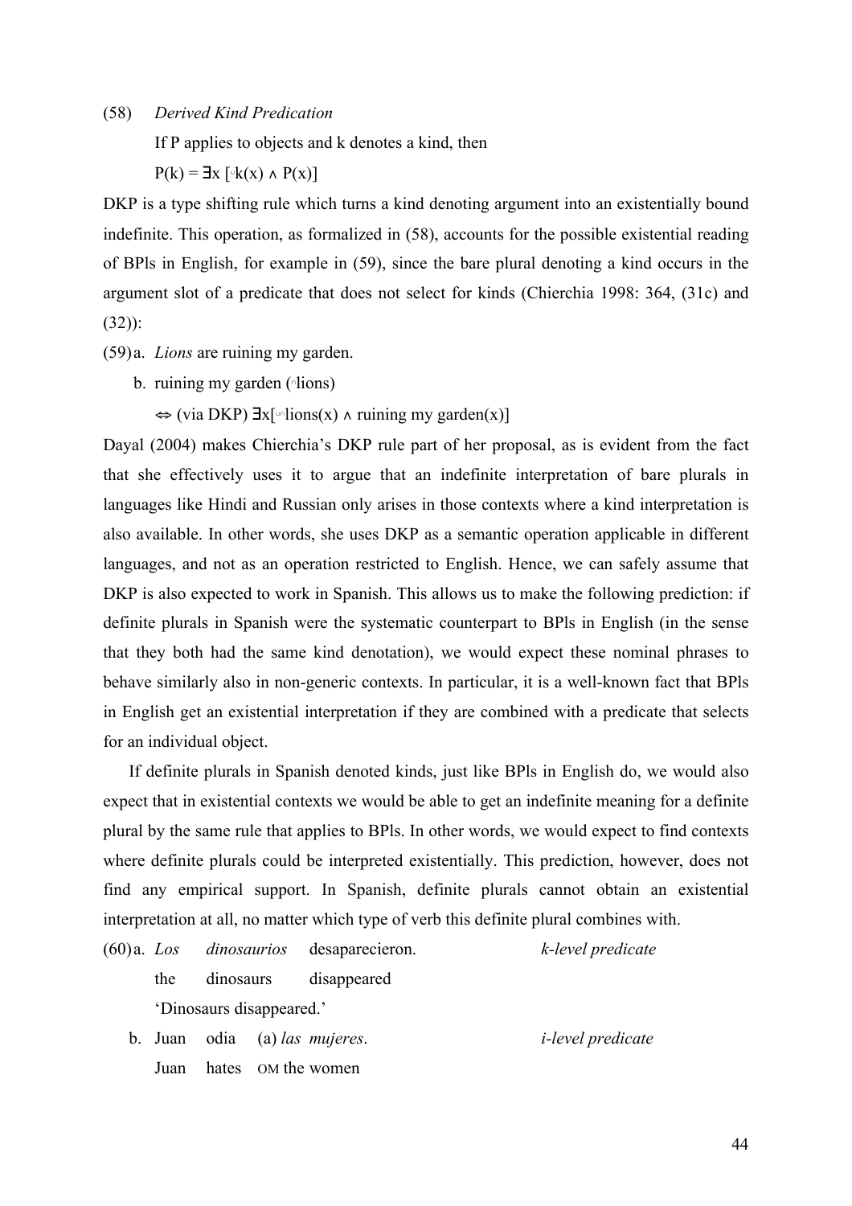(58) *Derived Kind Predication*

If P applies to objects and k denotes a kind, then

$P(k) = \exists x\, [{}^{\cup}k(x) \wedge P(x)]$

DKP is a type shifting rule which turns a kind denoting argument into an existentially bound indefinite. This operation, as formalized in (58), accounts for the possible existential reading of BPls in English, for example in (59), since the bare plural denoting a kind occurs in the argument slot of a predicate that does not select for kinds (Chierchia 1998: 364, (31c) and (32)):

(59) a. *Lions* are ruining my garden.

b. ruining my garden (${}^{\cap}$lions)

$\Leftrightarrow$ (via DKP) $\exists x[{}^{\cup\cap}\text{lions}(x) \wedge \text{ruining my garden}(x)]$

Dayal (2004) makes Chierchia's DKP rule part of her proposal, as is evident from the fact that she effectively uses it to argue that an indefinite interpretation of bare plurals in languages like Hindi and Russian only arises in those contexts where a kind interpretation is also available. In other words, she uses DKP as a semantic operation applicable in different languages, and not as an operation restricted to English. Hence, we can safely assume that DKP is also expected to work in Spanish. This allows us to make the following prediction: if definite plurals in Spanish were the systematic counterpart to BPls in English (in the sense that they both had the same kind denotation), we would expect these nominal phrases to behave similarly also in non-generic contexts. In particular, it is a well-known fact that BPls in English get an existential interpretation if they are combined with a predicate that selects for an individual object.

If definite plurals in Spanish denoted kinds, just like BPls in English do, we would also expect that in existential contexts we would be able to get an indefinite meaning for a definite plural by the same rule that applies to BPls. In other words, we would expect to find contexts where definite plurals could be interpreted existentially. This prediction, however, does not find any empirical support. In Spanish, definite plurals cannot obtain an existential interpretation at all, no matter which type of verb this definite plural combines with.

(60) a. *Los dinosaurios* desaparecieron. *k-level predicate*
the dinosaurs disappeared
'Dinosaurs disappeared.'

b. Juan odia (a) *las mujeres*. *i-level predicate*
Juan hates OM the women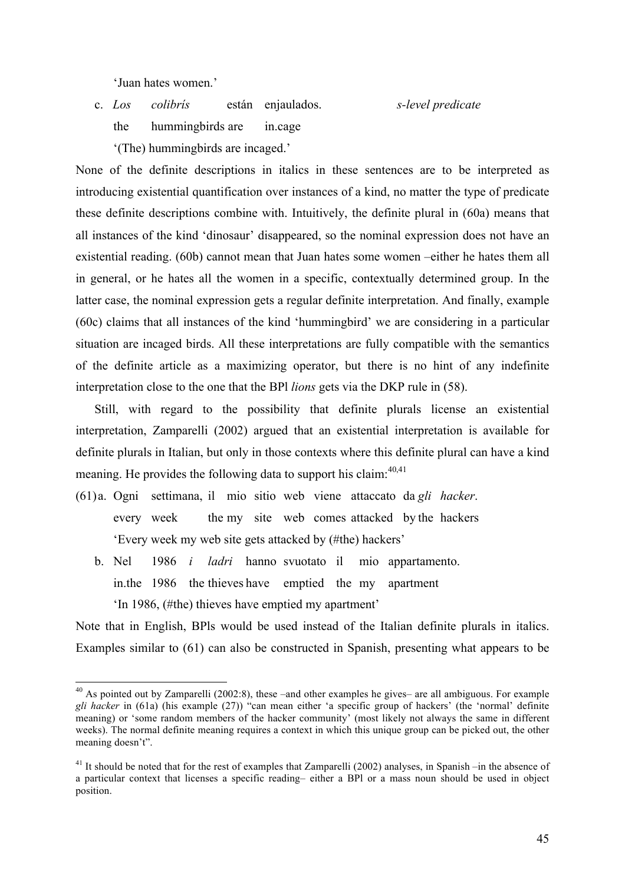'Juan hates women.'

c. *Los* *colibrís* están enjaulados. *s-level predicate*
   the hummingbirds are in.cage
   '(The) hummingbirds are incaged.'

None of the definite descriptions in italics in these sentences are to be interpreted as introducing existential quantification over instances of a kind, no matter the type of predicate these definite descriptions combine with. Intuitively, the definite plural in (60a) means that all instances of the kind 'dinosaur' disappeared, so the nominal expression does not have an existential reading. (60b) cannot mean that Juan hates some women –either he hates them all in general, or he hates all the women in a specific, contextually determined group. In the latter case, the nominal expression gets a regular definite interpretation. And finally, example (60c) claims that all instances of the kind 'hummingbird' we are considering in a particular situation are incaged birds. All these interpretations are fully compatible with the semantics of the definite article as a maximizing operator, but there is no hint of any indefinite interpretation close to the one that the BPl *lions* gets via the DKP rule in (58).

Still, with regard to the possibility that definite plurals license an existential interpretation, Zamparelli (2002) argued that an existential interpretation is available for definite plurals in Italian, but only in those contexts where this definite plural can have a kind meaning. He provides the following data to support his claim:[40,41]

(61) a. Ogni settimana, il mio sitio web viene attaccato da *gli hacker*.
   every week the my site web comes attacked by the hackers
   'Every week my web site gets attacked by (#the) hackers'

b. Nel 1986 *i ladri* hanno svuotato il mio appartamento.
   in.the 1986 the thieves have emptied the my apartment
   'In 1986, (#the) thieves have emptied my apartment'

Note that in English, BPls would be used instead of the Italian definite plurals in italics. Examples similar to (61) can also be constructed in Spanish, presenting what appears to be

---

[40] As pointed out by Zamparelli (2002:8), these –and other examples he gives– are all ambiguous. For example *gli hacker* in (61a) (his example (27)) "can mean either 'a specific group of hackers' (the 'normal' definite meaning) or 'some random members of the hacker community' (most likely not always the same in different weeks). The normal definite meaning requires a context in which this unique group can be picked out, the other meaning doesn't".

[41] It should be noted that for the rest of examples that Zamparelli (2002) analyses, in Spanish –in the absence of a particular context that licenses a specific reading– either a BPl or a mass noun should be used in object position.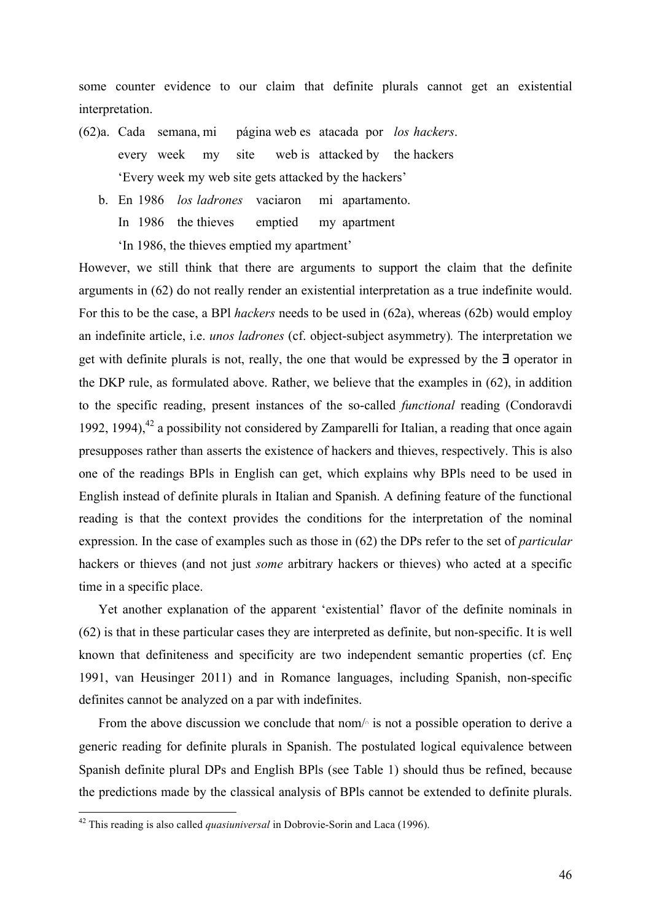some counter evidence to our claim that definite plurals cannot get an existential interpretation.

(62) a. Cada semana, mi página web es atacada por *los hackers*.
   every week my site web is attacked by the hackers
   'Every week my web site gets attacked by the hackers'

b. En 1986 *los ladrones* vaciaron mi apartamento.
   In 1986 the thieves emptied my apartment
   'In 1986, the thieves emptied my apartment'

However, we still think that there are arguments to support the claim that the definite arguments in (62) do not really render an existential interpretation as a true indefinite would. For this to be the case, a BPl *hackers* needs to be used in (62a), whereas (62b) would employ an indefinite article, i.e. *unos ladrones* (cf. object-subject asymmetry). The interpretation we get with definite plurals is not, really, the one that would be expressed by the ∃ operator in the DKP rule, as formulated above. Rather, we believe that the examples in (62), in addition to the specific reading, present instances of the so-called *functional* reading (Condoravdi 1992, 1994),[42] a possibility not considered by Zamparelli for Italian, a reading that once again presupposes rather than asserts the existence of hackers and thieves, respectively. This is also one of the readings BPls in English can get, which explains why BPls need to be used in English instead of definite plurals in Italian and Spanish. A defining feature of the functional reading is that the context provides the conditions for the interpretation of the nominal expression. In the case of examples such as those in (62) the DPs refer to the set of *particular* hackers or thieves (and not just *some* arbitrary hackers or thieves) who acted at a specific time in a specific place.

Yet another explanation of the apparent 'existential' flavor of the definite nominals in (62) is that in these particular cases they are interpreted as definite, but non-specific. It is well known that definiteness and specificity are two independent semantic properties (cf. Enç 1991, van Heusinger 2011) and in Romance languages, including Spanish, non-specific definites cannot be analyzed on a par with indefinites.

From the above discussion we conclude that nom/$^\cap$ is not a possible operation to derive a generic reading for definite plurals in Spanish. The postulated logical equivalence between Spanish definite plural DPs and English BPls (see Table 1) should thus be refined, because the predictions made by the classical analysis of BPls cannot be extended to definite plurals.

---

[42] This reading is also called *quasiuniversal* in Dobrovie-Sorin and Laca (1996).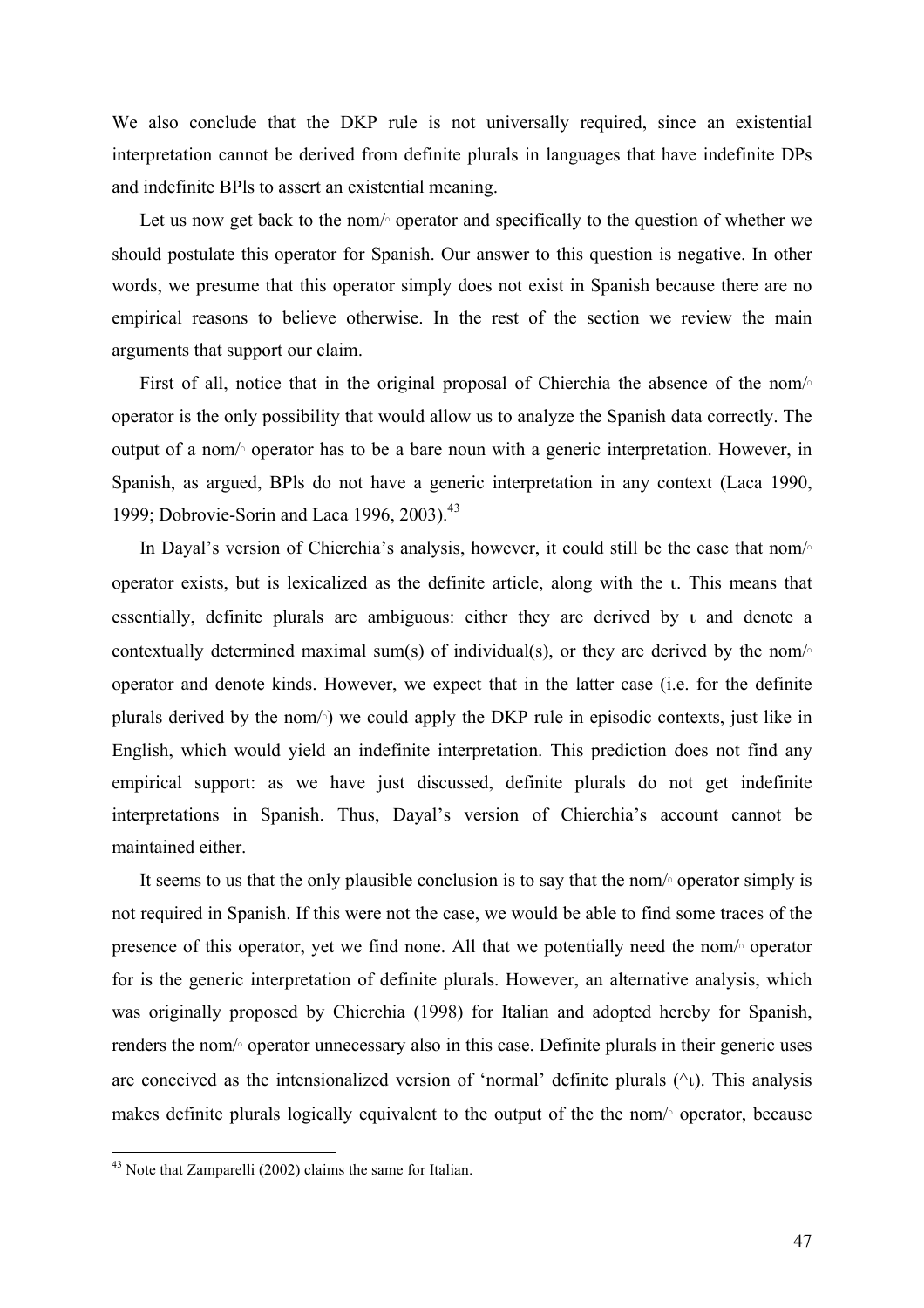We also conclude that the DKP rule is not universally required, since an existential interpretation cannot be derived from definite plurals in languages that have indefinite DPs and indefinite BPls to assert an existential meaning.

Let us now get back to the nom/∩ operator and specifically to the question of whether we should postulate this operator for Spanish. Our answer to this question is negative. In other words, we presume that this operator simply does not exist in Spanish because there are no empirical reasons to believe otherwise. In the rest of the section we review the main arguments that support our claim.

First of all, notice that in the original proposal of Chierchia the absence of the nom/∩ operator is the only possibility that would allow us to analyze the Spanish data correctly. The output of a nom/∩ operator has to be a bare noun with a generic interpretation. However, in Spanish, as argued, BPls do not have a generic interpretation in any context (Laca 1990, 1999; Dobrovie-Sorin and Laca 1996, 2003).[43]

In Dayal's version of Chierchia's analysis, however, it could still be the case that nom/∩ operator exists, but is lexicalized as the definite article, along with the ι. This means that essentially, definite plurals are ambiguous: either they are derived by ι and denote a contextually determined maximal sum(s) of individual(s), or they are derived by the nom/∩ operator and denote kinds. However, we expect that in the latter case (i.e. for the definite plurals derived by the nom/∩) we could apply the DKP rule in episodic contexts, just like in English, which would yield an indefinite interpretation. This prediction does not find any empirical support: as we have just discussed, definite plurals do not get indefinite interpretations in Spanish. Thus, Dayal's version of Chierchia's account cannot be maintained either.

It seems to us that the only plausible conclusion is to say that the nom/∩ operator simply is not required in Spanish. If this were not the case, we would be able to find some traces of the presence of this operator, yet we find none. All that we potentially need the nom/∩ operator for is the generic interpretation of definite plurals. However, an alternative analysis, which was originally proposed by Chierchia (1998) for Italian and adopted hereby for Spanish, renders the nom/∩ operator unnecessary also in this case. Definite plurals in their generic uses are conceived as the intensionalized version of 'normal' definite plurals (^ι). This analysis makes definite plurals logically equivalent to the output of the the nom/∩ operator, because

[43] Note that Zamparelli (2002) claims the same for Italian.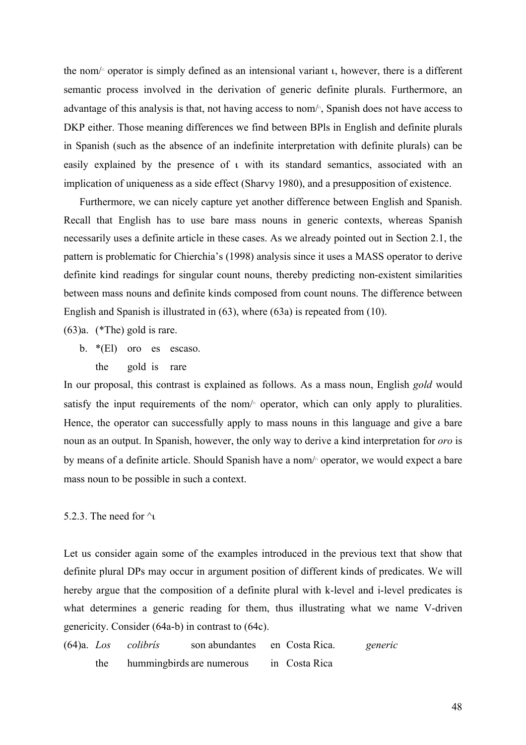the nom/$^{\cap}$ operator is simply defined as an intensional variant ι, however, there is a different semantic process involved in the derivation of generic definite plurals. Furthermore, an advantage of this analysis is that, not having access to nom/$^{\cap}$, Spanish does not have access to DKP either. Those meaning differences we find between BPls in English and definite plurals in Spanish (such as the absence of an indefinite interpretation with definite plurals) can be easily explained by the presence of ι with its standard semantics, associated with an implication of uniqueness as a side effect (Sharvy 1980), and a presupposition of existence.

Furthermore, we can nicely capture yet another difference between English and Spanish. Recall that English has to use bare mass nouns in generic contexts, whereas Spanish necessarily uses a definite article in these cases. As we already pointed out in Section 2.1, the pattern is problematic for Chierchia's (1998) analysis since it uses a MASS operator to derive definite kind readings for singular count nouns, thereby predicting non-existent similarities between mass nouns and definite kinds composed from count nouns. The difference between English and Spanish is illustrated in (63), where (63a) is repeated from (10).

(63)a. (*The) gold is rare.

b. *(El) oro es escaso.
   the gold is rare

In our proposal, this contrast is explained as follows. As a mass noun, English *gold* would satisfy the input requirements of the nom/$^{\cap}$ operator, which can only apply to pluralities. Hence, the operator can successfully apply to mass nouns in this language and give a bare noun as an output. In Spanish, however, the only way to derive a kind interpretation for *oro* is by means of a definite article. Should Spanish have a nom/$^{\cap}$ operator, we would expect a bare mass noun to be possible in such a context.

### 5.2.3. The need for ^ι

Let us consider again some of the examples introduced in the previous text that show that definite plural DPs may occur in argument position of different kinds of predicates. We will hereby argue that the composition of a definite plural with k-level and i-level predicates is what determines a generic reading for them, thus illustrating what we name V-driven genericity. Consider (64a-b) in contrast to (64c).

(64)a. *Los colibrís* son abundantes en Costa Rica. *generic*
   the hummingbirds are numerous in Costa Rica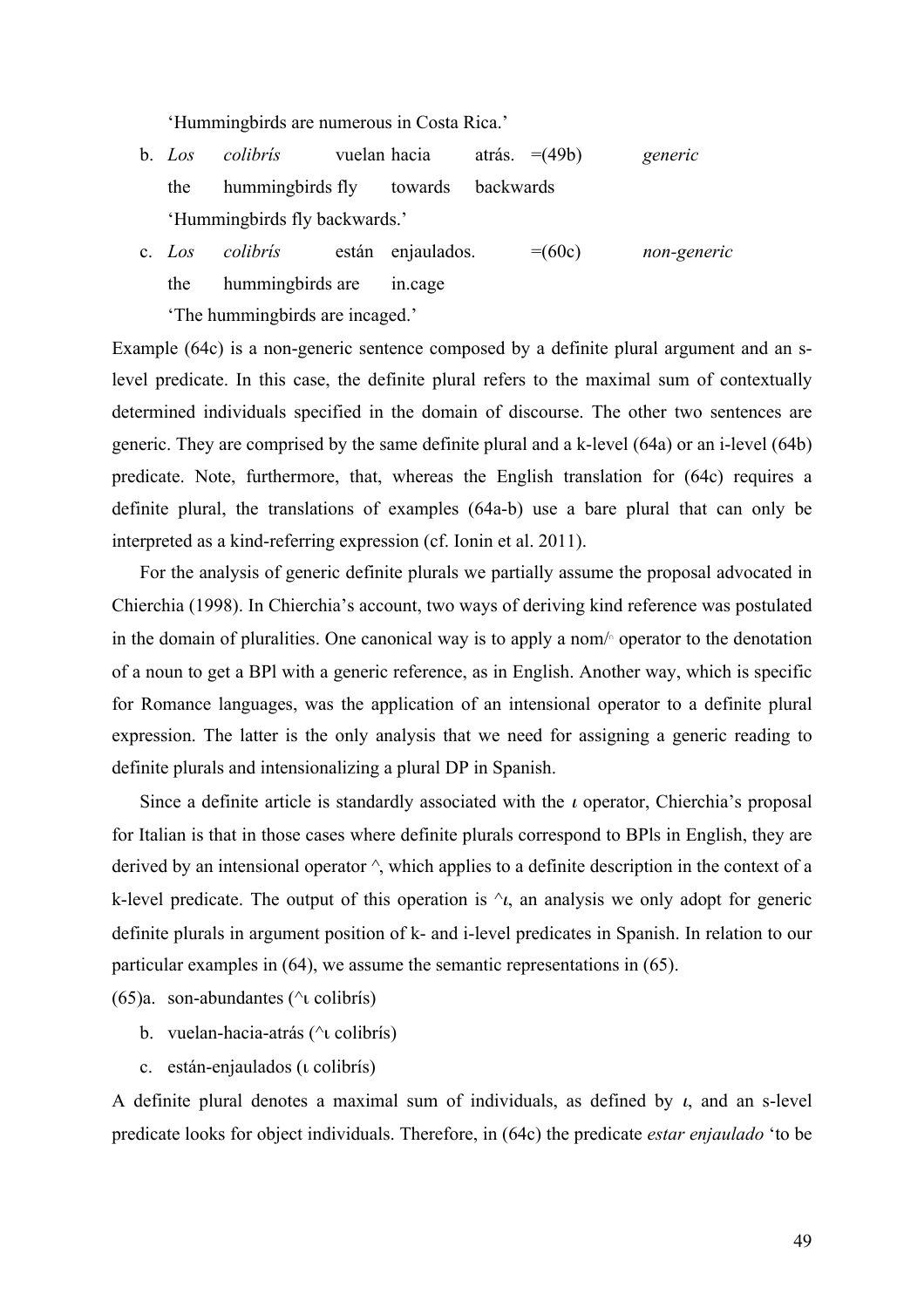'Hummingbirds are numerous in Costa Rica.'

b. *Los* *colibrís* vuelan hacia atrás. =(49b) *generic*
the hummingbirds fly towards backwards
'Hummingbirds fly backwards.'

c. *Los* *colibrís* están enjaulados. =(60c) *non-generic*
the hummingbirds are in.cage
'The hummingbirds are incaged.'

Example (64c) is a non-generic sentence composed by a definite plural argument and an s-level predicate. In this case, the definite plural refers to the maximal sum of contextually determined individuals specified in the domain of discourse. The other two sentences are generic. They are comprised by the same definite plural and a k-level (64a) or an i-level (64b) predicate. Note, furthermore, that, whereas the English translation for (64c) requires a definite plural, the translations of examples (64a-b) use a bare plural that can only be interpreted as a kind-referring expression (cf. Ionin et al. 2011).

For the analysis of generic definite plurals we partially assume the proposal advocated in Chierchia (1998). In Chierchia's account, two ways of deriving kind reference was postulated in the domain of pluralities. One canonical way is to apply a nom/$\cap$ operator to the denotation of a noun to get a BPl with a generic reference, as in English. Another way, which is specific for Romance languages, was the application of an intensional operator to a definite plural expression. The latter is the only analysis that we need for assigning a generic reading to definite plurals and intensionalizing a plural DP in Spanish.

Since a definite article is standardly associated with the $\iota$ operator, Chierchia's proposal for Italian is that in those cases where definite plurals correspond to BPls in English, they are derived by an intensional operator ^, which applies to a definite description in the context of a k-level predicate. The output of this operation is $^\wedge\iota$, an analysis we only adopt for generic definite plurals in argument position of k- and i-level predicates in Spanish. In relation to our particular examples in (64), we assume the semantic representations in (65).

(65) a. son-abundantes ($^\wedge\iota$ colibrís)

b. vuelan-hacia-atrás ($^\wedge\iota$ colibrís)

c. están-enjaulados ($\iota$ colibrís)

A definite plural denotes a maximal sum of individuals, as defined by $\iota$, and an s-level predicate looks for object individuals. Therefore, in (64c) the predicate *estar enjaulado* 'to be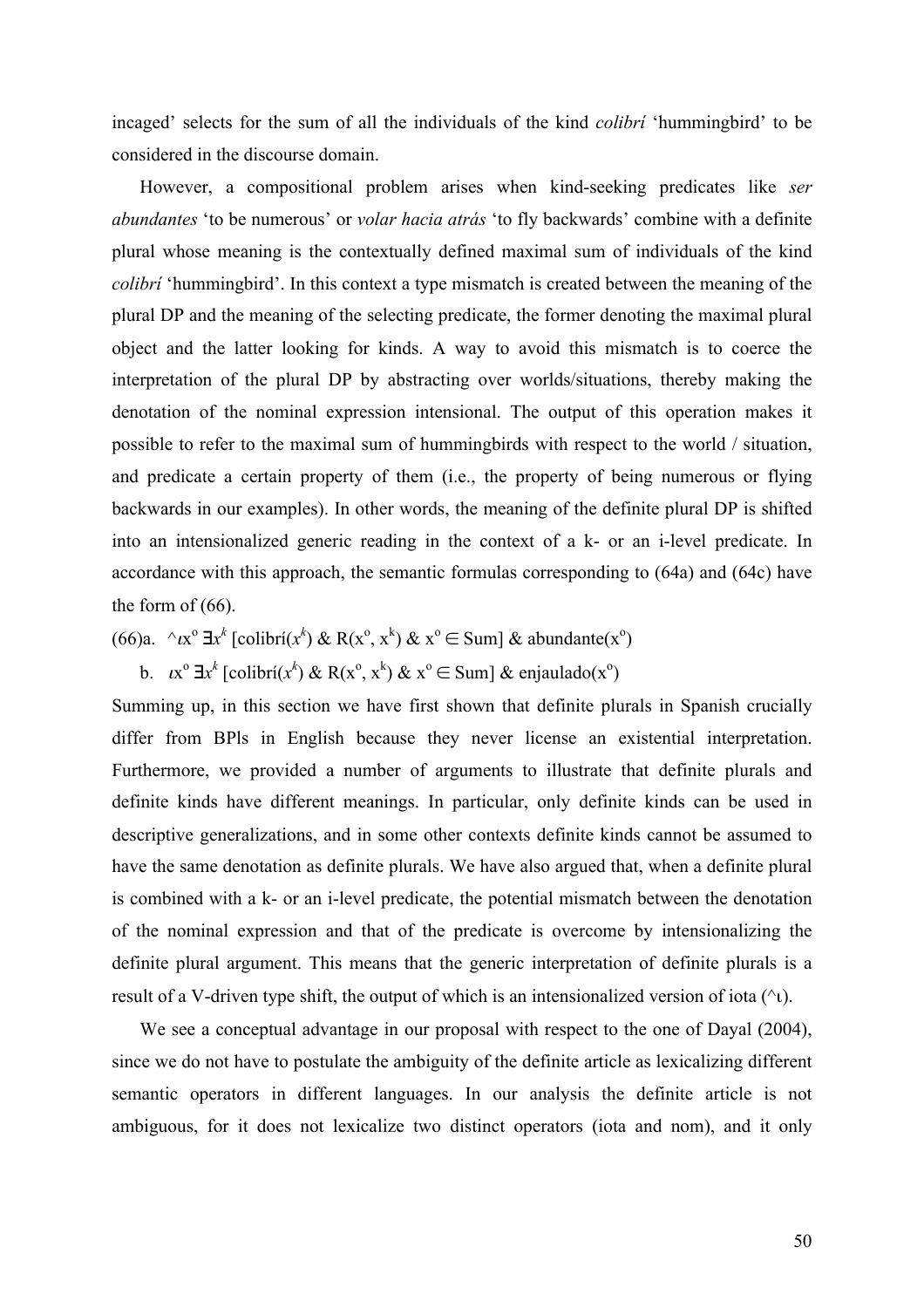incaged' selects for the sum of all the individuals of the kind *colibrí* 'hummingbird' to be considered in the discourse domain.

However, a compositional problem arises when kind-seeking predicates like *ser abundantes* 'to be numerous' or *volar hacia atrás* 'to fly backwards' combine with a definite plural whose meaning is the contextually defined maximal sum of individuals of the kind *colibrí* 'hummingbird'. In this context a type mismatch is created between the meaning of the plural DP and the meaning of the selecting predicate, the former denoting the maximal plural object and the latter looking for kinds. A way to avoid this mismatch is to coerce the interpretation of the plural DP by abstracting over worlds/situations, thereby making the denotation of the nominal expression intensional. The output of this operation makes it possible to refer to the maximal sum of hummingbirds with respect to the world / situation, and predicate a certain property of them (i.e., the property of being numerous or flying backwards in our examples). In other words, the meaning of the definite plural DP is shifted into an intensionalized generic reading in the context of a k- or an i-level predicate. In accordance with this approach, the semantic formulas corresponding to (64a) and (64c) have the form of (66).

(66)a. $^\wedge\iota x^o\, \exists x^k\, [\text{colibrí}(x^k)\ \&\ R(x^o, x^k)\ \&\ x^o \in \text{Sum}]\ \&\ \text{abundante}(x^o)$

b. $\iota x^o\, \exists x^k\, [\text{colibrí}(x^k)\ \&\ R(x^o, x^k)\ \&\ x^o \in \text{Sum}]\ \&\ \text{enjaulado}(x^o)$

Summing up, in this section we have first shown that definite plurals in Spanish crucially differ from BPls in English because they never license an existential interpretation. Furthermore, we provided a number of arguments to illustrate that definite plurals and definite kinds have different meanings. In particular, only definite kinds can be used in descriptive generalizations, and in some other contexts definite kinds cannot be assumed to have the same denotation as definite plurals. We have also argued that, when a definite plural is combined with a k- or an i-level predicate, the potential mismatch between the denotation of the nominal expression and that of the predicate is overcome by intensionalizing the definite plural argument. This means that the generic interpretation of definite plurals is a result of a V-driven type shift, the output of which is an intensionalized version of iota ($^\wedge\iota$).

We see a conceptual advantage in our proposal with respect to the one of Dayal (2004), since we do not have to postulate the ambiguity of the definite article as lexicalizing different semantic operators in different languages. In our analysis the definite article is not ambiguous, for it does not lexicalize two distinct operators (iota and nom), and it only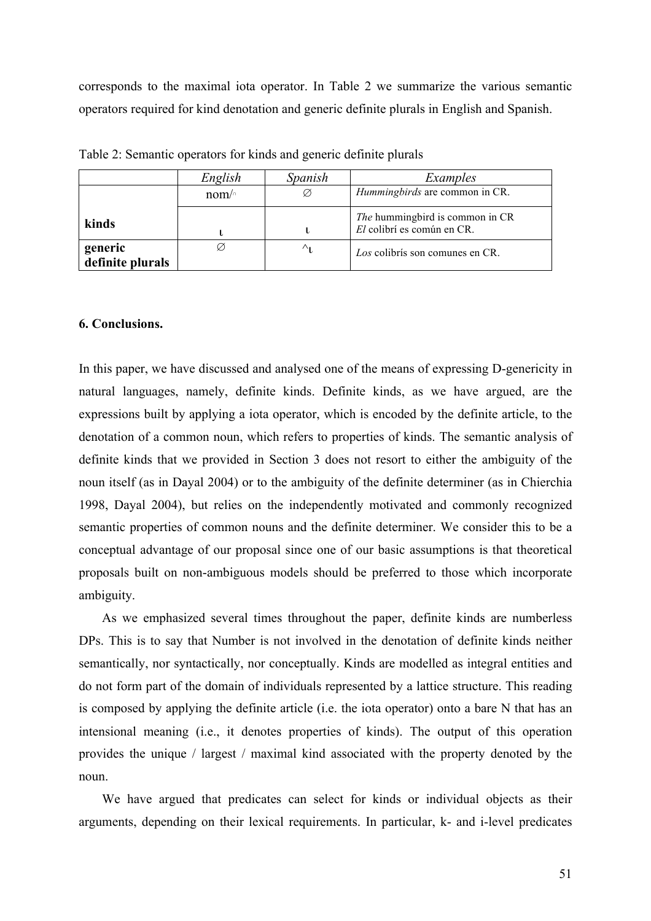corresponds to the maximal iota operator. In Table 2 we summarize the various semantic operators required for kind denotation and generic definite plurals in English and Spanish.

Table 2: Semantic operators for kinds and generic definite plurals

| | *English* | *Spanish* | *Examples* |
|---|---|---|---|
| **kinds** | nom/$^\cap$ | ∅ | *Hummingbirds* are common in CR. |
| | ι | ι | *The* hummingbird is common in CR<br>*El* colibrí es común en CR. |
| **generic definite plurals** | ∅ | ^ι | *Los* colibrís son comunes en CR. |

### 6. Conclusions.

In this paper, we have discussed and analysed one of the means of expressing D-genericity in natural languages, namely, definite kinds. Definite kinds, as we have argued, are the expressions built by applying a iota operator, which is encoded by the definite article, to the denotation of a common noun, which refers to properties of kinds. The semantic analysis of definite kinds that we provided in Section 3 does not resort to either the ambiguity of the noun itself (as in Dayal 2004) or to the ambiguity of the definite determiner (as in Chierchia 1998, Dayal 2004), but relies on the independently motivated and commonly recognized semantic properties of common nouns and the definite determiner. We consider this to be a conceptual advantage of our proposal since one of our basic assumptions is that theoretical proposals built on non-ambiguous models should be preferred to those which incorporate ambiguity.

As we emphasized several times throughout the paper, definite kinds are numberless DPs. This is to say that Number is not involved in the denotation of definite kinds neither semantically, nor syntactically, nor conceptually. Kinds are modelled as integral entities and do not form part of the domain of individuals represented by a lattice structure. This reading is composed by applying the definite article (i.e. the iota operator) onto a bare N that has an intensional meaning (i.e., it denotes properties of kinds). The output of this operation provides the unique / largest / maximal kind associated with the property denoted by the noun.

We have argued that predicates can select for kinds or individual objects as their arguments, depending on their lexical requirements. In particular, k- and i-level predicates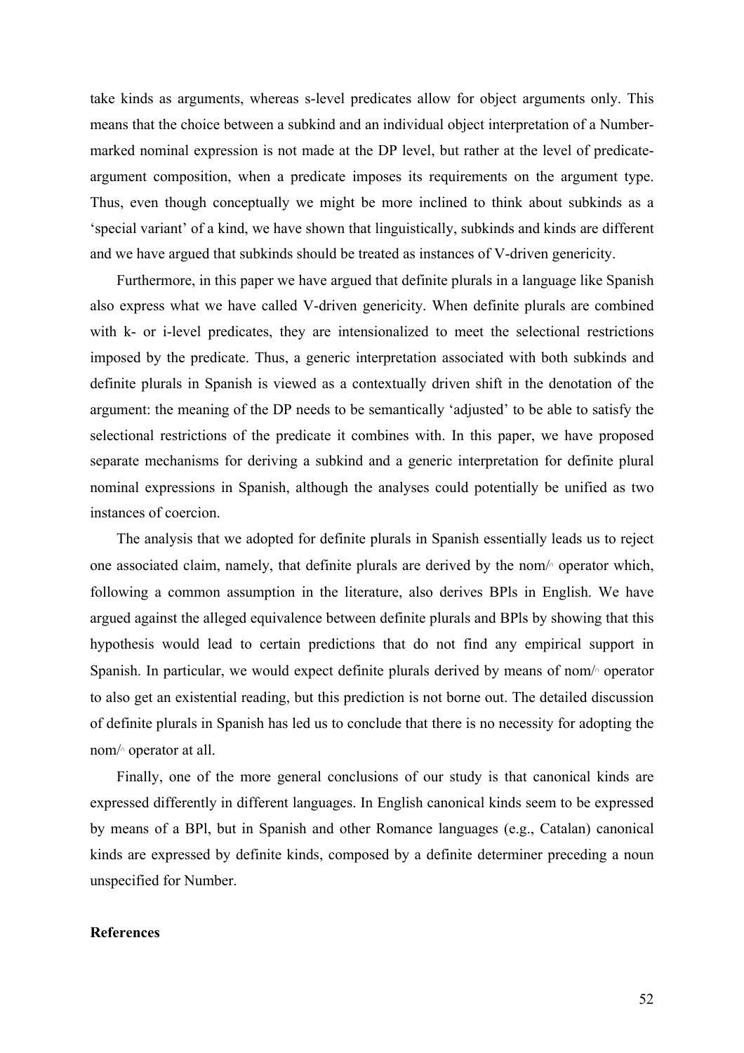take kinds as arguments, whereas s-level predicates allow for object arguments only. This means that the choice between a subkind and an individual object interpretation of a Number-marked nominal expression is not made at the DP level, but rather at the level of predicate-argument composition, when a predicate imposes its requirements on the argument type. Thus, even though conceptually we might be more inclined to think about subkinds as a 'special variant' of a kind, we have shown that linguistically, subkinds and kinds are different and we have argued that subkinds should be treated as instances of V-driven genericity.

Furthermore, in this paper we have argued that definite plurals in a language like Spanish also express what we have called V-driven genericity. When definite plurals are combined with k- or i-level predicates, they are intensionalized to meet the selectional restrictions imposed by the predicate. Thus, a generic interpretation associated with both subkinds and definite plurals in Spanish is viewed as a contextually driven shift in the denotation of the argument: the meaning of the DP needs to be semantically 'adjusted' to be able to satisfy the selectional restrictions of the predicate it combines with. In this paper, we have proposed separate mechanisms for deriving a subkind and a generic interpretation for definite plural nominal expressions in Spanish, although the analyses could potentially be unified as two instances of coercion.

The analysis that we adopted for definite plurals in Spanish essentially leads us to reject one associated claim, namely, that definite plurals are derived by the nom/$\cap$ operator which, following a common assumption in the literature, also derives BPls in English. We have argued against the alleged equivalence between definite plurals and BPls by showing that this hypothesis would lead to certain predictions that do not find any empirical support in Spanish. In particular, we would expect definite plurals derived by means of nom/$\cap$ operator to also get an existential reading, but this prediction is not borne out. The detailed discussion of definite plurals in Spanish has led us to conclude that there is no necessity for adopting the nom/$\cap$ operator at all.

Finally, one of the more general conclusions of our study is that canonical kinds are expressed differently in different languages. In English canonical kinds seem to be expressed by means of a BPl, but in Spanish and other Romance languages (e.g., Catalan) canonical kinds are expressed by definite kinds, composed by a definite determiner preceding a noun unspecified for Number.

**References**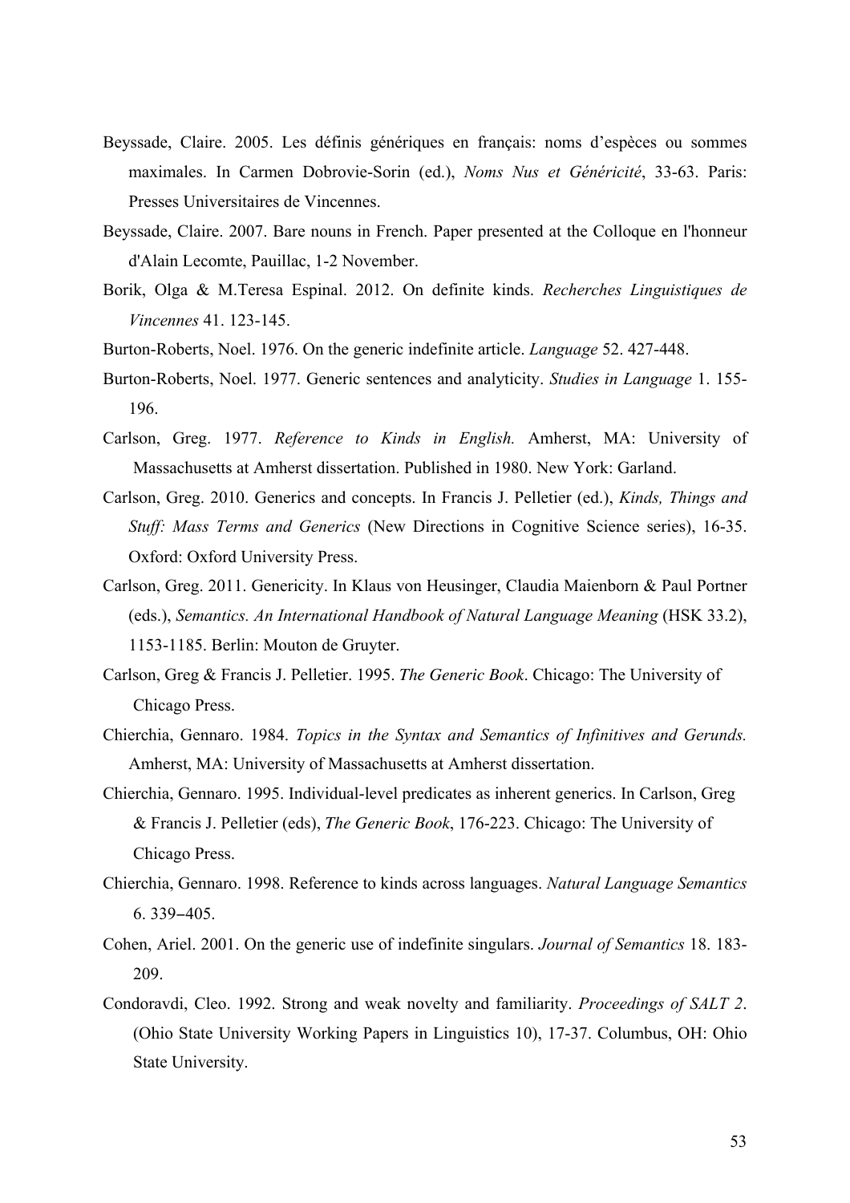Beyssade, Claire. 2005. Les définis génériques en français: noms d'espèces ou sommes maximales. In Carmen Dobrovie-Sorin (ed.), *Noms Nus et Généricité*, 33-63. Paris: Presses Universitaires de Vincennes.

Beyssade, Claire. 2007. Bare nouns in French. Paper presented at the Colloque en l'honneur d'Alain Lecomte, Pauillac, 1-2 November.

Borik, Olga & M.Teresa Espinal. 2012. On definite kinds. *Recherches Linguistiques de Vincennes* 41. 123-145.

Burton-Roberts, Noel. 1976. On the generic indefinite article. *Language* 52. 427-448.

Burton-Roberts, Noel. 1977. Generic sentences and analyticity. *Studies in Language* 1. 155-196.

Carlson, Greg. 1977. *Reference to Kinds in English.* Amherst, MA: University of Massachusetts at Amherst dissertation. Published in 1980. New York: Garland.

Carlson, Greg. 2010. Generics and concepts. In Francis J. Pelletier (ed.), *Kinds, Things and Stuff: Mass Terms and Generics* (New Directions in Cognitive Science series), 16-35. Oxford: Oxford University Press.

Carlson, Greg. 2011. Genericity. In Klaus von Heusinger, Claudia Maienborn & Paul Portner (eds.), *Semantics. An International Handbook of Natural Language Meaning* (HSK 33.2), 1153-1185. Berlin: Mouton de Gruyter.

Carlson, Greg & Francis J. Pelletier. 1995. *The Generic Book*. Chicago: The University of Chicago Press.

Chierchia, Gennaro. 1984. *Topics in the Syntax and Semantics of Infinitives and Gerunds.* Amherst, MA: University of Massachusetts at Amherst dissertation.

Chierchia, Gennaro. 1995. Individual-level predicates as inherent generics. In Carlson, Greg & Francis J. Pelletier (eds), *The Generic Book*, 176-223. Chicago: The University of Chicago Press.

Chierchia, Gennaro. 1998. Reference to kinds across languages. *Natural Language Semantics* 6. 339–405.

Cohen, Ariel. 2001. On the generic use of indefinite singulars. *Journal of Semantics* 18. 183-209.

Condoravdi, Cleo. 1992. Strong and weak novelty and familiarity. *Proceedings of SALT 2*. (Ohio State University Working Papers in Linguistics 10), 17-37. Columbus, OH: Ohio State University.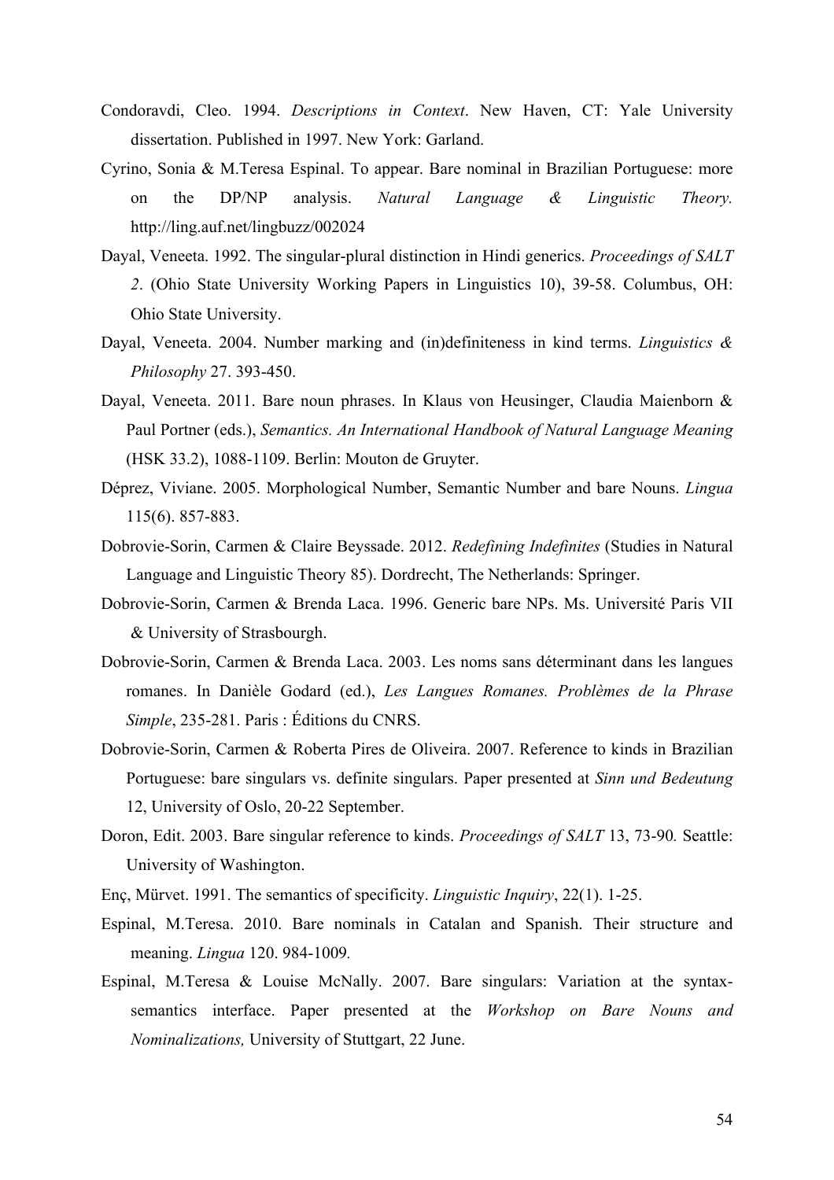Condoravdi, Cleo. 1994. *Descriptions in Context*. New Haven, CT: Yale University dissertation. Published in 1997. New York: Garland.

Cyrino, Sonia & M.Teresa Espinal. To appear. Bare nominal in Brazilian Portuguese: more on the DP/NP analysis. *Natural Language & Linguistic Theory.* http://ling.auf.net/lingbuzz/002024

Dayal, Veneeta. 1992. The singular-plural distinction in Hindi generics. *Proceedings of SALT 2*. (Ohio State University Working Papers in Linguistics 10), 39-58. Columbus, OH: Ohio State University.

Dayal, Veneeta. 2004. Number marking and (in)definiteness in kind terms. *Linguistics & Philosophy* 27. 393-450.

Dayal, Veneeta. 2011. Bare noun phrases. In Klaus von Heusinger, Claudia Maienborn & Paul Portner (eds.), *Semantics. An International Handbook of Natural Language Meaning* (HSK 33.2), 1088-1109. Berlin: Mouton de Gruyter.

Déprez, Viviane. 2005. Morphological Number, Semantic Number and bare Nouns. *Lingua* 115(6). 857-883.

Dobrovie-Sorin, Carmen & Claire Beyssade. 2012. *Redefining Indefinites* (Studies in Natural Language and Linguistic Theory 85). Dordrecht, The Netherlands: Springer.

Dobrovie-Sorin, Carmen & Brenda Laca. 1996. Generic bare NPs. Ms. Université Paris VII & University of Strasbourgh.

Dobrovie-Sorin, Carmen & Brenda Laca. 2003. Les noms sans déterminant dans les langues romanes. In Danièle Godard (ed.), *Les Langues Romanes. Problèmes de la Phrase Simple*, 235-281. Paris : Éditions du CNRS.

Dobrovie-Sorin, Carmen & Roberta Pires de Oliveira. 2007. Reference to kinds in Brazilian Portuguese: bare singulars vs. definite singulars. Paper presented at *Sinn und Bedeutung* 12, University of Oslo, 20-22 September.

Doron, Edit. 2003. Bare singular reference to kinds. *Proceedings of SALT* 13, 73-90*.* Seattle: University of Washington.

Enç, Mürvet. 1991. The semantics of specificity. *Linguistic Inquiry*, 22(1). 1-25.

Espinal, M.Teresa. 2010. Bare nominals in Catalan and Spanish. Their structure and meaning. *Lingua* 120. 984-1009*.*

Espinal, M.Teresa & Louise McNally. 2007. Bare singulars: Variation at the syntax-semantics interface. Paper presented at the *Workshop on Bare Nouns and Nominalizations,* University of Stuttgart, 22 June.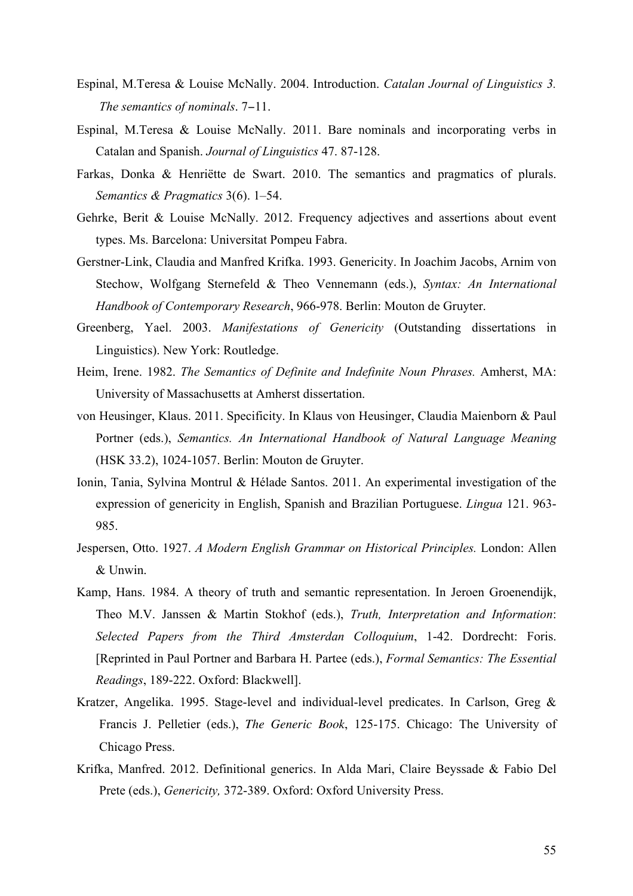Espinal, M.Teresa & Louise McNally. 2004. Introduction. *Catalan Journal of Linguistics 3. The semantics of nominals*. 7–11.

Espinal, M.Teresa & Louise McNally. 2011. Bare nominals and incorporating verbs in Catalan and Spanish. *Journal of Linguistics* 47. 87-128.

Farkas, Donka & Henriëtte de Swart. 2010. The semantics and pragmatics of plurals. *Semantics & Pragmatics* 3(6). 1–54.

Gehrke, Berit & Louise McNally. 2012. Frequency adjectives and assertions about event types. Ms. Barcelona: Universitat Pompeu Fabra.

Gerstner-Link, Claudia and Manfred Krifka. 1993. Genericity. In Joachim Jacobs, Arnim von Stechow, Wolfgang Sternefeld & Theo Vennemann (eds.), *Syntax: An International Handbook of Contemporary Research*, 966-978. Berlin: Mouton de Gruyter.

Greenberg, Yael. 2003. *Manifestations of Genericity* (Outstanding dissertations in Linguistics). New York: Routledge.

Heim, Irene. 1982. *The Semantics of Definite and Indefinite Noun Phrases.* Amherst, MA: University of Massachusetts at Amherst dissertation.

von Heusinger, Klaus. 2011. Specificity. In Klaus von Heusinger, Claudia Maienborn & Paul Portner (eds.), *Semantics. An International Handbook of Natural Language Meaning* (HSK 33.2), 1024-1057. Berlin: Mouton de Gruyter.

Ionin, Tania, Sylvina Montrul & Hélade Santos. 2011. An experimental investigation of the expression of genericity in English, Spanish and Brazilian Portuguese. *Lingua* 121. 963-985.

Jespersen, Otto. 1927. *A Modern English Grammar on Historical Principles.* London: Allen & Unwin.

Kamp, Hans. 1984. A theory of truth and semantic representation. In Jeroen Groenendijk, Theo M.V. Janssen & Martin Stokhof (eds.), *Truth, Interpretation and Information*: *Selected Papers from the Third Amsterdan Colloquium*, 1-42. Dordrecht: Foris. [Reprinted in Paul Portner and Barbara H. Partee (eds.), *Formal Semantics: The Essential Readings*, 189-222. Oxford: Blackwell].

Kratzer, Angelika. 1995. Stage-level and individual-level predicates. In Carlson, Greg & Francis J. Pelletier (eds.), *The Generic Book*, 125-175. Chicago: The University of Chicago Press.

Krifka, Manfred. 2012. Definitional generics. In Alda Mari, Claire Beyssade & Fabio Del Prete (eds.), *Genericity,* 372-389. Oxford: Oxford University Press.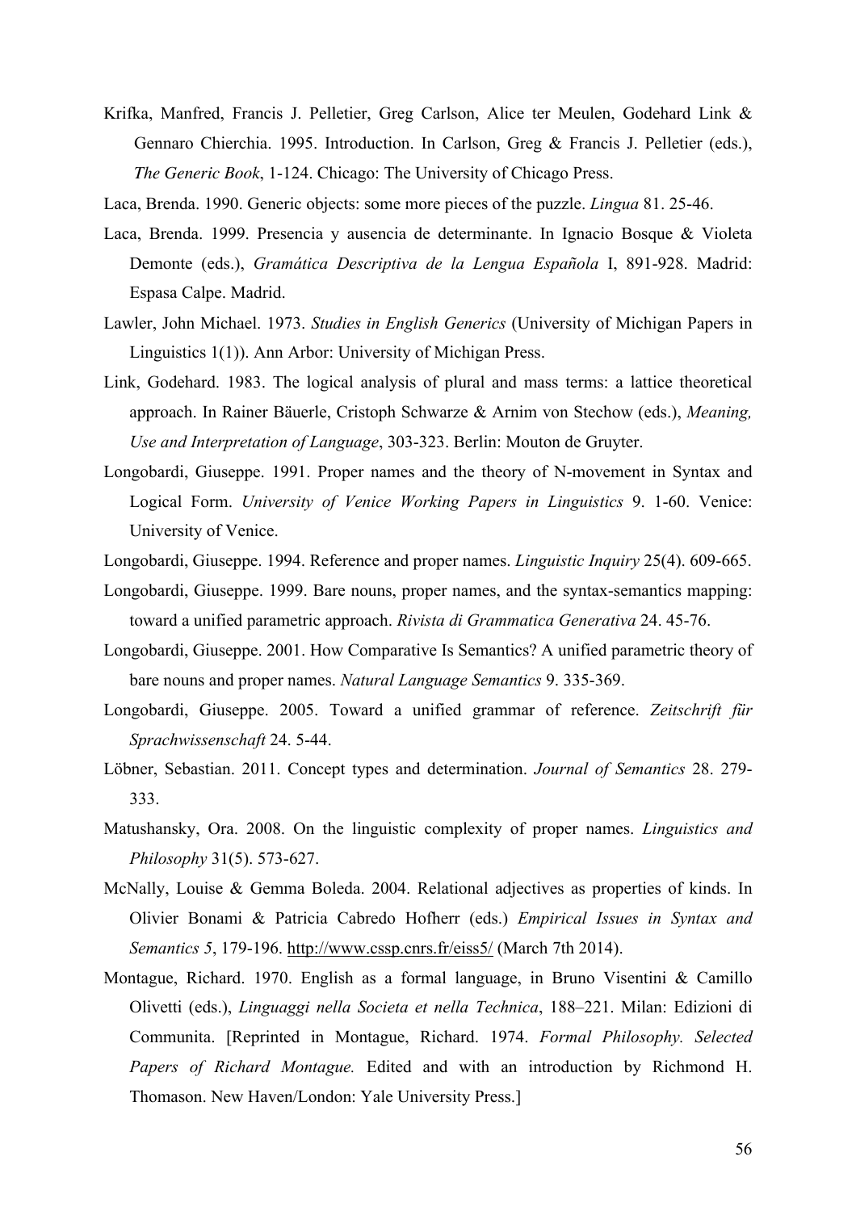Krifka, Manfred, Francis J. Pelletier, Greg Carlson, Alice ter Meulen, Godehard Link & Gennaro Chierchia. 1995. Introduction. In Carlson, Greg & Francis J. Pelletier (eds.), *The Generic Book*, 1-124. Chicago: The University of Chicago Press.

Laca, Brenda. 1990. Generic objects: some more pieces of the puzzle. *Lingua* 81. 25-46.

Laca, Brenda. 1999. Presencia y ausencia de determinante. In Ignacio Bosque & Violeta Demonte (eds.), *Gramática Descriptiva de la Lengua Española* I, 891-928. Madrid: Espasa Calpe. Madrid.

Lawler, John Michael. 1973. *Studies in English Generics* (University of Michigan Papers in Linguistics 1(1)). Ann Arbor: University of Michigan Press.

Link, Godehard. 1983. The logical analysis of plural and mass terms: a lattice theoretical approach. In Rainer Bäuerle, Cristoph Schwarze & Arnim von Stechow (eds.), *Meaning, Use and Interpretation of Language*, 303-323. Berlin: Mouton de Gruyter.

Longobardi, Giuseppe. 1991. Proper names and the theory of N-movement in Syntax and Logical Form. *University of Venice Working Papers in Linguistics* 9. 1-60. Venice: University of Venice.

Longobardi, Giuseppe. 1994. Reference and proper names. *Linguistic Inquiry* 25(4). 609-665.

Longobardi, Giuseppe. 1999. Bare nouns, proper names, and the syntax-semantics mapping: toward a unified parametric approach. *Rivista di Grammatica Generativa* 24. 45-76.

Longobardi, Giuseppe. 2001. How Comparative Is Semantics? A unified parametric theory of bare nouns and proper names. *Natural Language Semantics* 9. 335-369.

Longobardi, Giuseppe. 2005. Toward a unified grammar of reference. *Zeitschrift für Sprachwissenschaft* 24. 5-44.

Löbner, Sebastian. 2011. Concept types and determination. *Journal of Semantics* 28. 279-333.

Matushansky, Ora. 2008. On the linguistic complexity of proper names. *Linguistics and Philosophy* 31(5). 573-627.

McNally, Louise & Gemma Boleda. 2004. Relational adjectives as properties of kinds. In Olivier Bonami & Patricia Cabredo Hofherr (eds.) *Empirical Issues in Syntax and Semantics 5*, 179-196. http://www.cssp.cnrs.fr/eiss5/ (March 7th 2014).

Montague, Richard. 1970. English as a formal language, in Bruno Visentini & Camillo Olivetti (eds.), *Linguaggi nella Societa et nella Technica*, 188–221. Milan: Edizioni di Communita. [Reprinted in Montague, Richard. 1974. *Formal Philosophy. Selected Papers of Richard Montague.* Edited and with an introduction by Richmond H. Thomason. New Haven/London: Yale University Press.]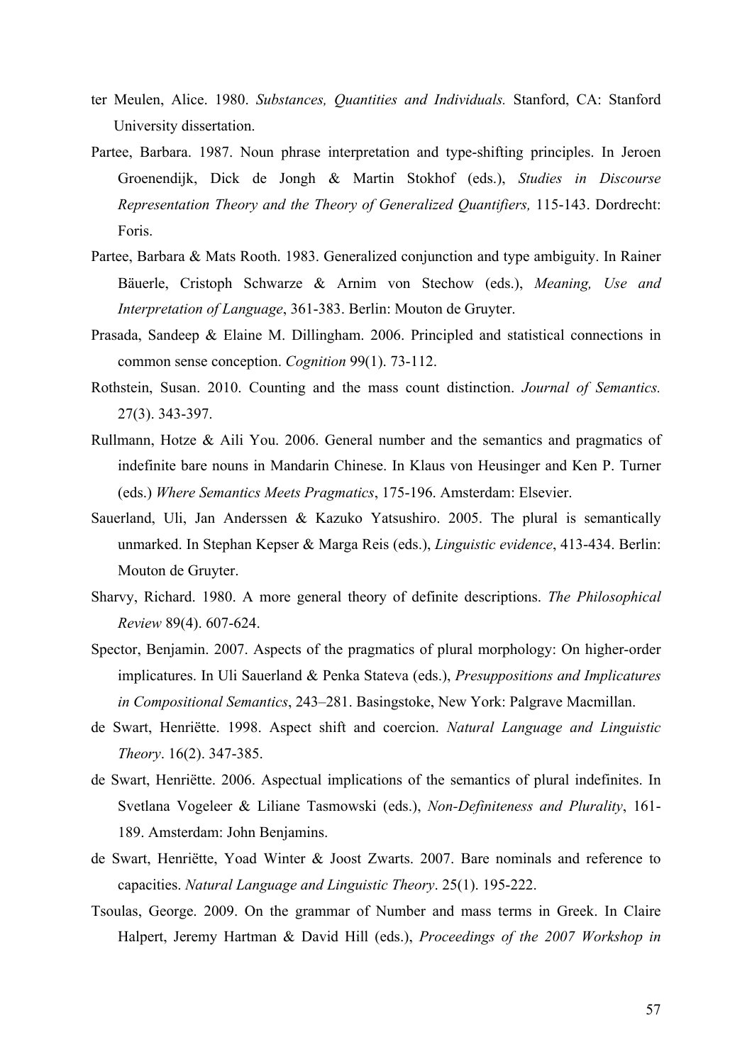ter Meulen, Alice. 1980. *Substances, Quantities and Individuals.* Stanford, CA: Stanford University dissertation.

Partee, Barbara. 1987. Noun phrase interpretation and type-shifting principles. In Jeroen Groenendijk, Dick de Jongh & Martin Stokhof (eds.), *Studies in Discourse Representation Theory and the Theory of Generalized Quantifiers,* 115-143. Dordrecht: Foris.

Partee, Barbara & Mats Rooth. 1983. Generalized conjunction and type ambiguity. In Rainer Bäuerle, Cristoph Schwarze & Arnim von Stechow (eds.), *Meaning, Use and Interpretation of Language*, 361-383. Berlin: Mouton de Gruyter.

Prasada, Sandeep & Elaine M. Dillingham. 2006. Principled and statistical connections in common sense conception. *Cognition* 99(1). 73-112.

Rothstein, Susan. 2010. Counting and the mass count distinction. *Journal of Semantics.* 27(3). 343-397.

Rullmann, Hotze & Aili You. 2006. General number and the semantics and pragmatics of indefinite bare nouns in Mandarin Chinese. In Klaus von Heusinger and Ken P. Turner (eds.) *Where Semantics Meets Pragmatics*, 175-196. Amsterdam: Elsevier.

Sauerland, Uli, Jan Anderssen & Kazuko Yatsushiro. 2005. The plural is semantically unmarked. In Stephan Kepser & Marga Reis (eds.), *Linguistic evidence*, 413-434. Berlin: Mouton de Gruyter.

Sharvy, Richard. 1980. A more general theory of definite descriptions. *The Philosophical Review* 89(4). 607-624.

Spector, Benjamin. 2007. Aspects of the pragmatics of plural morphology: On higher-order implicatures. In Uli Sauerland & Penka Stateva (eds.), *Presuppositions and Implicatures in Compositional Semantics*, 243–281. Basingstoke, New York: Palgrave Macmillan.

de Swart, Henriëtte. 1998. Aspect shift and coercion. *Natural Language and Linguistic Theory*. 16(2). 347-385.

de Swart, Henriëtte. 2006. Aspectual implications of the semantics of plural indefinites. In Svetlana Vogeleer & Liliane Tasmowski (eds.), *Non-Definiteness and Plurality*, 161-189. Amsterdam: John Benjamins.

de Swart, Henriëtte, Yoad Winter & Joost Zwarts. 2007. Bare nominals and reference to capacities. *Natural Language and Linguistic Theory*. 25(1). 195-222.

Tsoulas, George. 2009. On the grammar of Number and mass terms in Greek. In Claire Halpert, Jeremy Hartman & David Hill (eds.), *Proceedings of the 2007 Workshop in*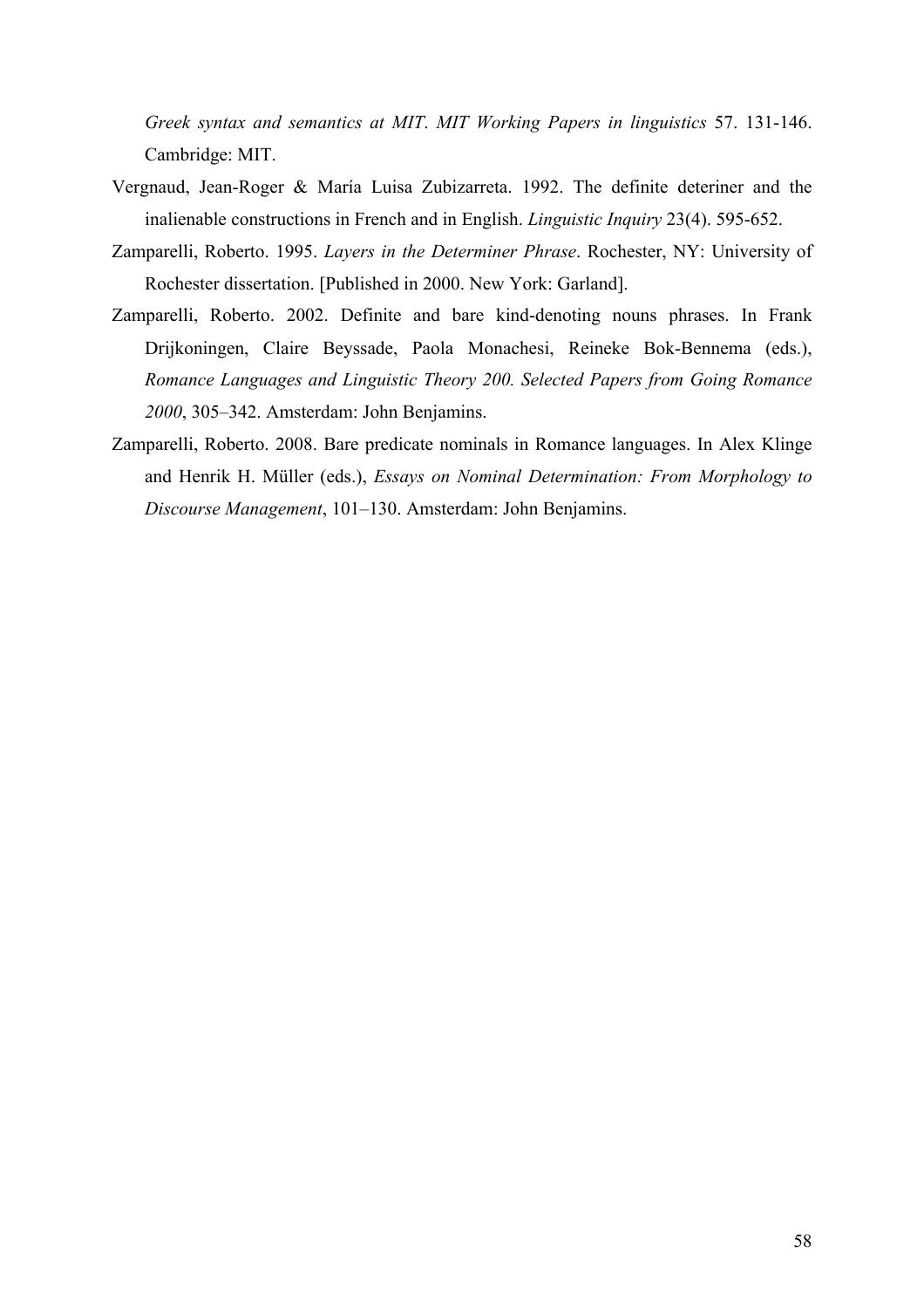*Greek syntax and semantics at MIT*. *MIT Working Papers in linguistics* 57. 131-146. Cambridge: MIT.

Vergnaud, Jean-Roger & María Luisa Zubizarreta. 1992. The definite deteriner and the inalienable constructions in French and in English. *Linguistic Inquiry* 23(4). 595-652.

Zamparelli, Roberto. 1995. *Layers in the Determiner Phrase*. Rochester, NY: University of Rochester dissertation. [Published in 2000. New York: Garland].

Zamparelli, Roberto. 2002. Definite and bare kind-denoting nouns phrases. In Frank Drijkoningen, Claire Beyssade, Paola Monachesi, Reineke Bok-Bennema (eds.), *Romance Languages and Linguistic Theory 200. Selected Papers from Going Romance 2000*, 305–342. Amsterdam: John Benjamins.

Zamparelli, Roberto. 2008. Bare predicate nominals in Romance languages. In Alex Klinge and Henrik H. Müller (eds.), *Essays on Nominal Determination: From Morphology to Discourse Management*, 101–130. Amsterdam: John Benjamins.